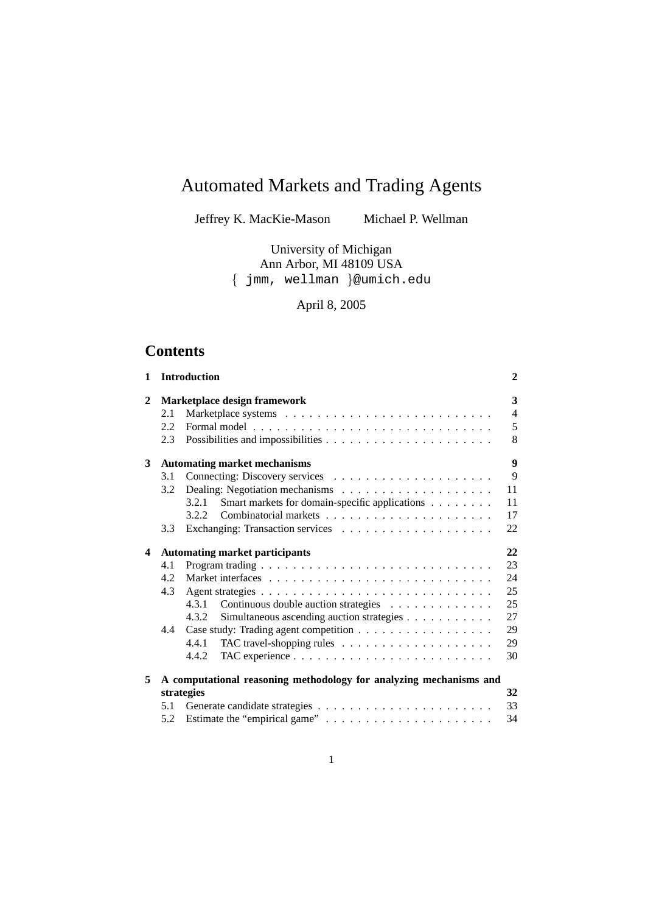# Automated Markets and Trading Agents

Jeffrey K. MacKie-Mason    Michael P. Wellman

University of Michigan
Ann Arbor, MI 48109 USA
{ jmm, wellman }@umich.edu

April 8, 2005

## Contents

**1 Introduction** **2**

**2 Marketplace design framework** **3**
- 2.1 Marketplace systems . . . . . . . . . . 4
- 2.2 Formal model . . . . . . . . . . 5
- 2.3 Possibilities and impossibilities . . . . . . . . . . 8

**3 Automating market mechanisms** **9**
- 3.1 Connecting: Discovery services . . . . . . . . . . 9
- 3.2 Dealing: Negotiation mechanisms . . . . . . . . . . 11
  - 3.2.1 Smart markets for domain-specific applications . . . . . . . . 11
  - 3.2.2 Combinatorial markets . . . . . . . . . . 17
- 3.3 Exchanging: Transaction services . . . . . . . . . . 22

**4 Automating market participants** **22**
- 4.1 Program trading . . . . . . . . . . 23
- 4.2 Market interfaces . . . . . . . . . . 24
- 4.3 Agent strategies . . . . . . . . . . 25
  - 4.3.1 Continuous double auction strategies . . . . . . . . . . 25
  - 4.3.2 Simultaneous ascending auction strategies . . . . . . . . . . 27
- 4.4 Case study: Trading agent competition . . . . . . . . . . 29
  - 4.4.1 TAC travel-shopping rules . . . . . . . . . . 29
  - 4.4.2 TAC experience . . . . . . . . . . 30

**5 A computational reasoning methodology for analyzing mechanisms and strategies** **32**
- 5.1 Generate candidate strategies . . . . . . . . . . 33
- 5.2 Estimate the "empirical game" . . . . . . . . . . 34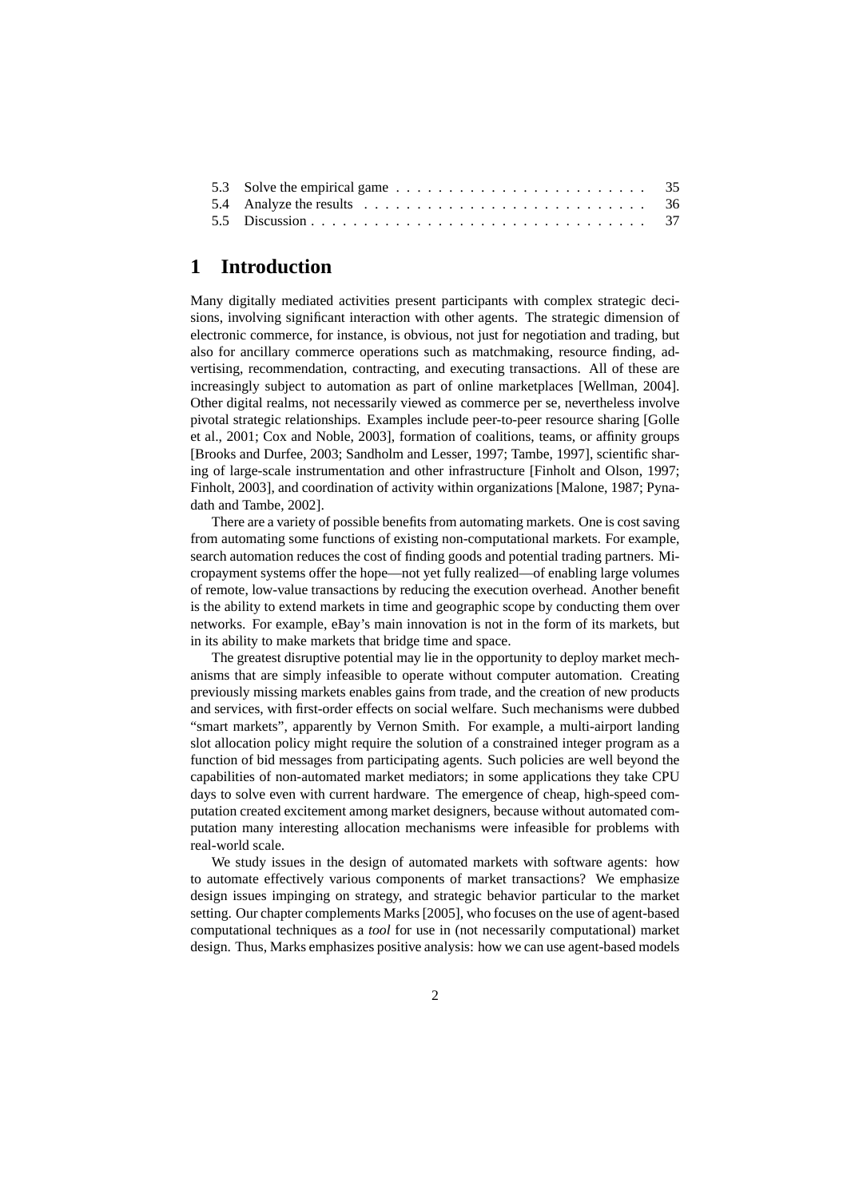| | | |
|---|---|---|
| 5.3 | Solve the empirical game | 35 |
| 5.4 | Analyze the results | 36 |
| 5.5 | Discussion | 37 |

# 1 Introduction

Many digitally mediated activities present participants with complex strategic decisions, involving significant interaction with other agents. The strategic dimension of electronic commerce, for instance, is obvious, not just for negotiation and trading, but also for ancillary commerce operations such as matchmaking, resource finding, advertising, recommendation, contracting, and executing transactions. All of these are increasingly subject to automation as part of online marketplaces [Wellman, 2004]. Other digital realms, not necessarily viewed as commerce per se, nevertheless involve pivotal strategic relationships. Examples include peer-to-peer resource sharing [Golle et al., 2001; Cox and Noble, 2003], formation of coalitions, teams, or affinity groups [Brooks and Durfee, 2003; Sandholm and Lesser, 1997; Tambe, 1997], scientific sharing of large-scale instrumentation and other infrastructure [Finholt and Olson, 1997; Finholt, 2003], and coordination of activity within organizations [Malone, 1987; Pynadath and Tambe, 2002].

There are a variety of possible benefits from automating markets. One is cost saving from automating some functions of existing non-computational markets. For example, search automation reduces the cost of finding goods and potential trading partners. Micropayment systems offer the hope—not yet fully realized—of enabling large volumes of remote, low-value transactions by reducing the execution overhead. Another benefit is the ability to extend markets in time and geographic scope by conducting them over networks. For example, eBay's main innovation is not in the form of its markets, but in its ability to make markets that bridge time and space.

The greatest disruptive potential may lie in the opportunity to deploy market mechanisms that are simply infeasible to operate without computer automation. Creating previously missing markets enables gains from trade, and the creation of new products and services, with first-order effects on social welfare. Such mechanisms were dubbed "smart markets", apparently by Vernon Smith. For example, a multi-airport landing slot allocation policy might require the solution of a constrained integer program as a function of bid messages from participating agents. Such policies are well beyond the capabilities of non-automated market mediators; in some applications they take CPU days to solve even with current hardware. The emergence of cheap, high-speed computation created excitement among market designers, because without automated computation many interesting allocation mechanisms were infeasible for problems with real-world scale.

We study issues in the design of automated markets with software agents: how to automate effectively various components of market transactions? We emphasize design issues impinging on strategy, and strategic behavior particular to the market setting. Our chapter complements Marks [2005], who focuses on the use of agent-based computational techniques as a *tool* for use in (not necessarily computational) market design. Thus, Marks emphasizes positive analysis: how we can use agent-based models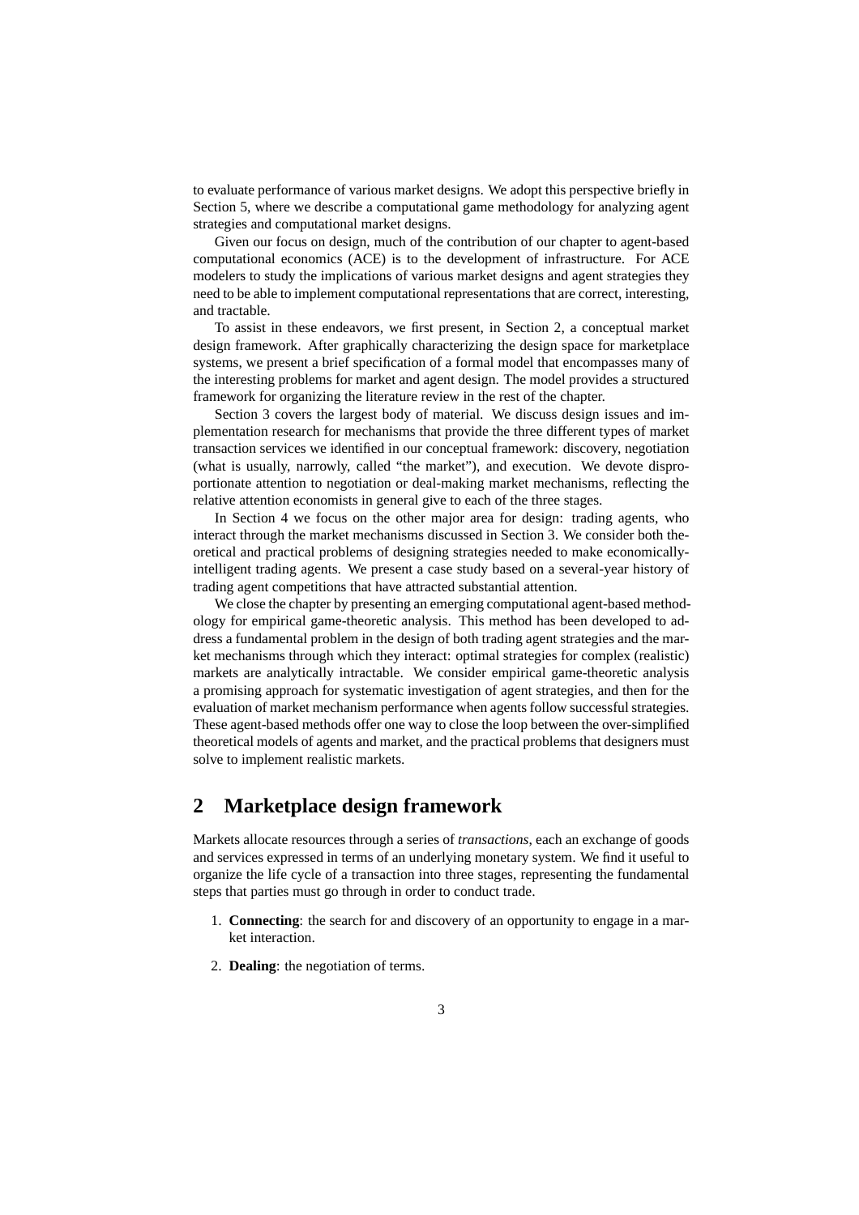to evaluate performance of various market designs. We adopt this perspective briefly in Section 5, where we describe a computational game methodology for analyzing agent strategies and computational market designs.

Given our focus on design, much of the contribution of our chapter to agent-based computational economics (ACE) is to the development of infrastructure. For ACE modelers to study the implications of various market designs and agent strategies they need to be able to implement computational representations that are correct, interesting, and tractable.

To assist in these endeavors, we first present, in Section 2, a conceptual market design framework. After graphically characterizing the design space for marketplace systems, we present a brief specification of a formal model that encompasses many of the interesting problems for market and agent design. The model provides a structured framework for organizing the literature review in the rest of the chapter.

Section 3 covers the largest body of material. We discuss design issues and implementation research for mechanisms that provide the three different types of market transaction services we identified in our conceptual framework: discovery, negotiation (what is usually, narrowly, called "the market"), and execution. We devote disproportionate attention to negotiation or deal-making market mechanisms, reflecting the relative attention economists in general give to each of the three stages.

In Section 4 we focus on the other major area for design: trading agents, who interact through the market mechanisms discussed in Section 3. We consider both theoretical and practical problems of designing strategies needed to make economically-intelligent trading agents. We present a case study based on a several-year history of trading agent competitions that have attracted substantial attention.

We close the chapter by presenting an emerging computational agent-based methodology for empirical game-theoretic analysis. This method has been developed to address a fundamental problem in the design of both trading agent strategies and the market mechanisms through which they interact: optimal strategies for complex (realistic) markets are analytically intractable. We consider empirical game-theoretic analysis a promising approach for systematic investigation of agent strategies, and then for the evaluation of market mechanism performance when agents follow successful strategies. These agent-based methods offer one way to close the loop between the over-simplified theoretical models of agents and market, and the practical problems that designers must solve to implement realistic markets.

## 2 Marketplace design framework

Markets allocate resources through a series of *transactions*, each an exchange of goods and services expressed in terms of an underlying monetary system. We find it useful to organize the life cycle of a transaction into three stages, representing the fundamental steps that parties must go through in order to conduct trade.

1. **Connecting**: the search for and discovery of an opportunity to engage in a market interaction.
2. **Dealing**: the negotiation of terms.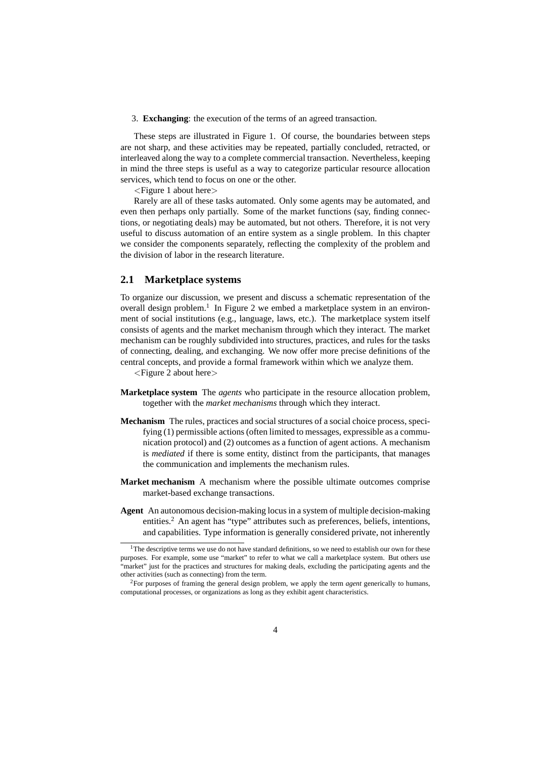3. **Exchanging**: the execution of the terms of an agreed transaction.

These steps are illustrated in Figure 1. Of course, the boundaries between steps are not sharp, and these activities may be repeated, partially concluded, retracted, or interleaved along the way to a complete commercial transaction. Nevertheless, keeping in mind the three steps is useful as a way to categorize particular resource allocation services, which tend to focus on one or the other.

<Figure 1 about here>

Rarely are all of these tasks automated. Only some agents may be automated, and even then perhaps only partially. Some of the market functions (say, finding connections, or negotiating deals) may be automated, but not others. Therefore, it is not very useful to discuss automation of an entire system as a single problem. In this chapter we consider the components separately, reflecting the complexity of the problem and the division of labor in the research literature.

## 2.1 Marketplace systems

To organize our discussion, we present and discuss a schematic representation of the overall design problem.[1] In Figure 2 we embed a marketplace system in an environment of social institutions (e.g., language, laws, etc.). The marketplace system itself consists of agents and the market mechanism through which they interact. The market mechanism can be roughly subdivided into structures, practices, and rules for the tasks of connecting, dealing, and exchanging. We now offer more precise definitions of the central concepts, and provide a formal framework within which we analyze them.

<Figure 2 about here>

**Marketplace system** The *agents* who participate in the resource allocation problem, together with the *market mechanisms* through which they interact.

**Mechanism** The rules, practices and social structures of a social choice process, specifying (1) permissible actions (often limited to messages, expressible as a communication protocol) and (2) outcomes as a function of agent actions. A mechanism is *mediated* if there is some entity, distinct from the participants, that manages the communication and implements the mechanism rules.

**Market mechanism** A mechanism where the possible ultimate outcomes comprise market-based exchange transactions.

**Agent** An autonomous decision-making locus in a system of multiple decision-making entities.[2] An agent has "type" attributes such as preferences, beliefs, intentions, and capabilities. Type information is generally considered private, not inherently

[1] The descriptive terms we use do not have standard definitions, so we need to establish our own for these purposes. For example, some use "market" to refer to what we call a marketplace system. But others use "market" just for the practices and structures for making deals, excluding the participating agents and the other activities (such as connecting) from the term.

[2] For purposes of framing the general design problem, we apply the term *agent* generically to humans, computational processes, or organizations as long as they exhibit agent characteristics.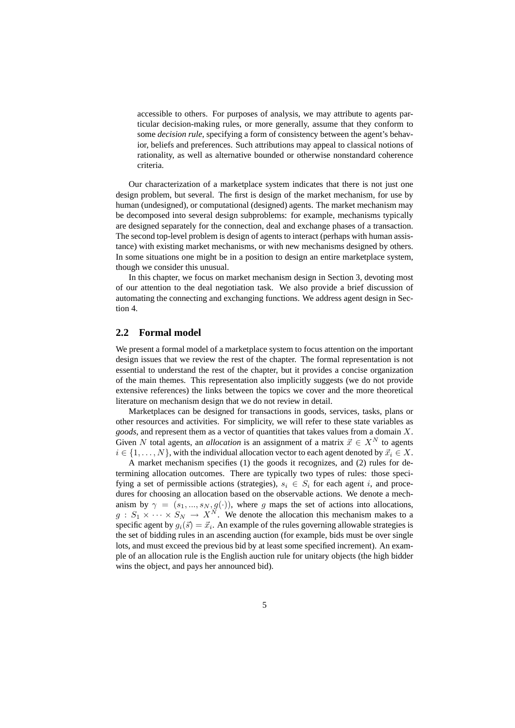accessible to others. For purposes of analysis, we may attribute to agents particular decision-making rules, or more generally, assume that they conform to some *decision rule*, specifying a form of consistency between the agent's behavior, beliefs and preferences. Such attributions may appeal to classical notions of rationality, as well as alternative bounded or otherwise nonstandard coherence criteria.

Our characterization of a marketplace system indicates that there is not just one design problem, but several. The first is design of the market mechanism, for use by human (undesigned), or computational (designed) agents. The market mechanism may be decomposed into several design subproblems: for example, mechanisms typically are designed separately for the connection, deal and exchange phases of a transaction. The second top-level problem is design of agents to interact (perhaps with human assistance) with existing market mechanisms, or with new mechanisms designed by others. In some situations one might be in a position to design an entire marketplace system, though we consider this unusual.

In this chapter, we focus on market mechanism design in Section 3, devoting most of our attention to the deal negotiation task. We also provide a brief discussion of automating the connecting and exchanging functions. We address agent design in Section 4.

## 2.2 Formal model

We present a formal model of a marketplace system to focus attention on the important design issues that we review the rest of the chapter. The formal representation is not essential to understand the rest of the chapter, but it provides a concise organization of the main themes. This representation also implicitly suggests (we do not provide extensive references) the links between the topics we cover and the more theoretical literature on mechanism design that we do not review in detail.

Marketplaces can be designed for transactions in goods, services, tasks, plans or other resources and activities. For simplicity, we will refer to these state variables as *goods*, and represent them as a vector of quantities that takes values from a domain $X$. Given $N$ total agents, an *allocation* is an assignment of a matrix $\vec{x} \in X^N$ to agents $i \in \{1, \ldots, N\}$, with the individual allocation vector to each agent denoted by $\vec{x}_i \in X$.

A market mechanism specifies (1) the goods it recognizes, and (2) rules for determining allocation outcomes. There are typically two types of rules: those specifying a set of permissible actions (strategies), $s_i \in S_i$ for each agent $i$, and procedures for choosing an allocation based on the observable actions. We denote a mechanism by $\gamma = (s_1, ..., s_N, g(\cdot))$, where $g$ maps the set of actions into allocations, $g : S_1 \times \cdots \times S_N \rightarrow X^N$. We denote the allocation this mechanism makes to a specific agent by $g_i(\vec{s}) = \vec{x}_i$. An example of the rules governing allowable strategies is the set of bidding rules in an ascending auction (for example, bids must be over single lots, and must exceed the previous bid by at least some specified increment). An example of an allocation rule is the English auction rule for unitary objects (the high bidder wins the object, and pays her announced bid).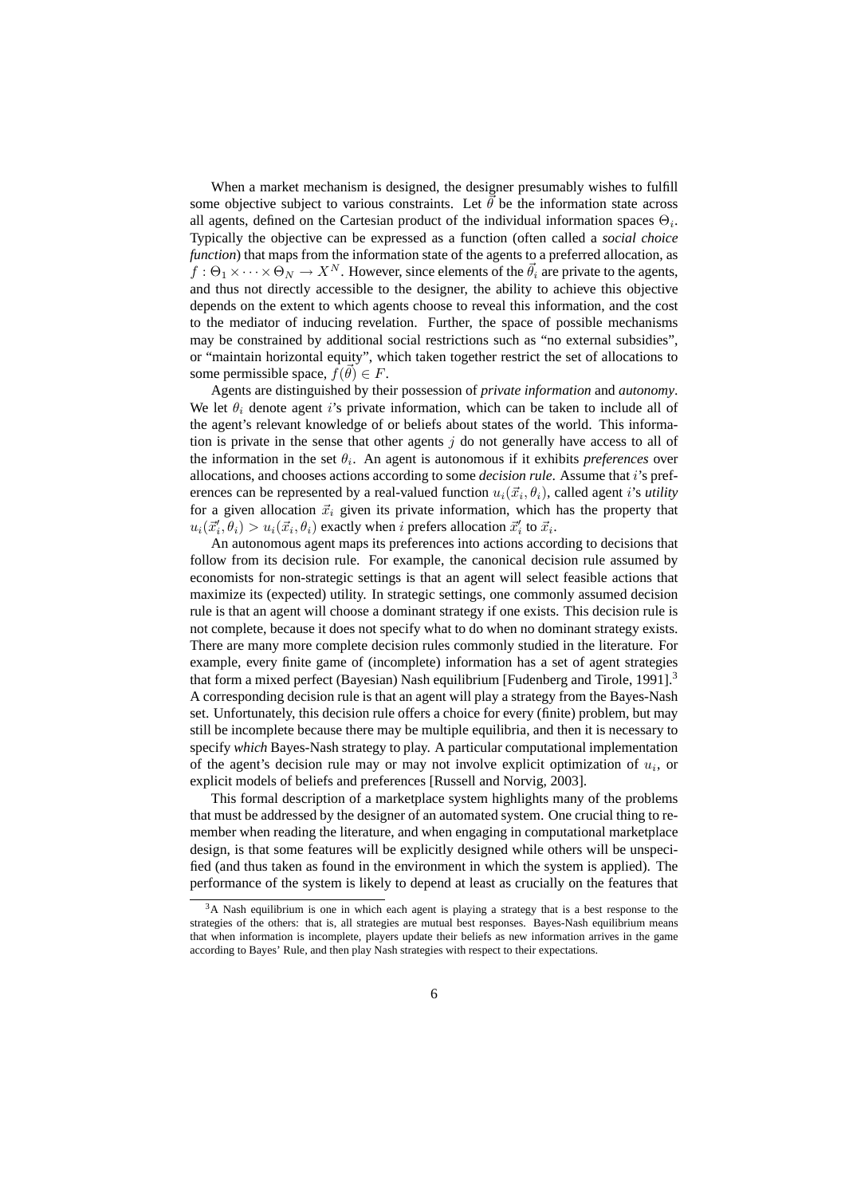When a market mechanism is designed, the designer presumably wishes to fulfill some objective subject to various constraints. Let $\vec{\theta}$ be the information state across all agents, defined on the Cartesian product of the individual information spaces $\Theta_i$. Typically the objective can be expressed as a function (often called a *social choice function*) that maps from the information state of the agents to a preferred allocation, as $f : \Theta_1 \times \cdots \times \Theta_N \to X^N$. However, since elements of the $\vec{\theta}_i$ are private to the agents, and thus not directly accessible to the designer, the ability to achieve this objective depends on the extent to which agents choose to reveal this information, and the cost to the mediator of inducing revelation. Further, the space of possible mechanisms may be constrained by additional social restrictions such as "no external subsidies", or "maintain horizontal equity", which taken together restrict the set of allocations to some permissible space, $f(\vec{\theta}) \in F$.

Agents are distinguished by their possession of *private information* and *autonomy*. We let $\theta_i$ denote agent $i$'s private information, which can be taken to include all of the agent's relevant knowledge of or beliefs about states of the world. This information is private in the sense that other agents $j$ do not generally have access to all of the information in the set $\theta_i$. An agent is autonomous if it exhibits *preferences* over allocations, and chooses actions according to some *decision rule*. Assume that $i$'s preferences can be represented by a real-valued function $u_i(\vec{x}_i, \theta_i)$, called agent $i$'s *utility* for a given allocation $\vec{x}_i$ given its private information, which has the property that $u_i(\vec{x}'_i, \theta_i) > u_i(\vec{x}_i, \theta_i)$ exactly when $i$ prefers allocation $\vec{x}'_i$ to $\vec{x}_i$.

An autonomous agent maps its preferences into actions according to decisions that follow from its decision rule. For example, the canonical decision rule assumed by economists for non-strategic settings is that an agent will select feasible actions that maximize its (expected) utility. In strategic settings, one commonly assumed decision rule is that an agent will choose a dominant strategy if one exists. This decision rule is not complete, because it does not specify what to do when no dominant strategy exists. There are many more complete decision rules commonly studied in the literature. For example, every finite game of (incomplete) information has a set of agent strategies that form a mixed perfect (Bayesian) Nash equilibrium [Fudenberg and Tirole, 1991].[3] A corresponding decision rule is that an agent will play a strategy from the Bayes-Nash set. Unfortunately, this decision rule offers a choice for every (finite) problem, but may still be incomplete because there may be multiple equilibria, and then it is necessary to specify *which* Bayes-Nash strategy to play. A particular computational implementation of the agent's decision rule may or may not involve explicit optimization of $u_i$, or explicit models of beliefs and preferences [Russell and Norvig, 2003].

This formal description of a marketplace system highlights many of the problems that must be addressed by the designer of an automated system. One crucial thing to remember when reading the literature, and when engaging in computational marketplace design, is that some features will be explicitly designed while others will be unspecified (and thus taken as found in the environment in which the system is applied). The performance of the system is likely to depend at least as crucially on the features that

[3] A Nash equilibrium is one in which each agent is playing a strategy that is a best response to the strategies of the others: that is, all strategies are mutual best responses. Bayes-Nash equilibrium means that when information is incomplete, players update their beliefs as new information arrives in the game according to Bayes' Rule, and then play Nash strategies with respect to their expectations.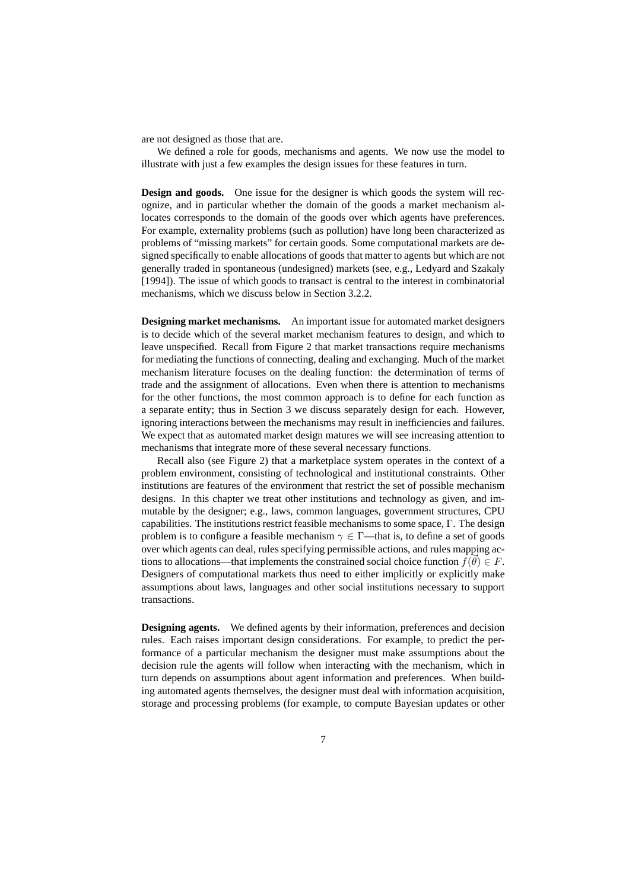are not designed as those that are.

We defined a role for goods, mechanisms and agents. We now use the model to illustrate with just a few examples the design issues for these features in turn.

**Design and goods.** One issue for the designer is which goods the system will recognize, and in particular whether the domain of the goods a market mechanism allocates corresponds to the domain of the goods over which agents have preferences. For example, externality problems (such as pollution) have long been characterized as problems of "missing markets" for certain goods. Some computational markets are designed specifically to enable allocations of goods that matter to agents but which are not generally traded in spontaneous (undesigned) markets (see, e.g., Ledyard and Szakaly [1994]). The issue of which goods to transact is central to the interest in combinatorial mechanisms, which we discuss below in Section 3.2.2.

**Designing market mechanisms.** An important issue for automated market designers is to decide which of the several market mechanism features to design, and which to leave unspecified. Recall from Figure 2 that market transactions require mechanisms for mediating the functions of connecting, dealing and exchanging. Much of the market mechanism literature focuses on the dealing function: the determination of terms of trade and the assignment of allocations. Even when there is attention to mechanisms for the other functions, the most common approach is to define for each function as a separate entity; thus in Section 3 we discuss separately design for each. However, ignoring interactions between the mechanisms may result in inefficiencies and failures. We expect that as automated market design matures we will see increasing attention to mechanisms that integrate more of these several necessary functions.

Recall also (see Figure 2) that a marketplace system operates in the context of a problem environment, consisting of technological and institutional constraints. Other institutions are features of the environment that restrict the set of possible mechanism designs. In this chapter we treat other institutions and technology as given, and immutable by the designer; e.g., laws, common languages, government structures, CPU capabilities. The institutions restrict feasible mechanisms to some space, $\Gamma$. The design problem is to configure a feasible mechanism $\gamma \in \Gamma$—that is, to define a set of goods over which agents can deal, rules specifying permissible actions, and rules mapping actions to allocations—that implements the constrained social choice function $f(\vec{\theta}) \in F$. Designers of computational markets thus need to either implicitly or explicitly make assumptions about laws, languages and other social institutions necessary to support transactions.

**Designing agents.** We defined agents by their information, preferences and decision rules. Each raises important design considerations. For example, to predict the performance of a particular mechanism the designer must make assumptions about the decision rule the agents will follow when interacting with the mechanism, which in turn depends on assumptions about agent information and preferences. When building automated agents themselves, the designer must deal with information acquisition, storage and processing problems (for example, to compute Bayesian updates or other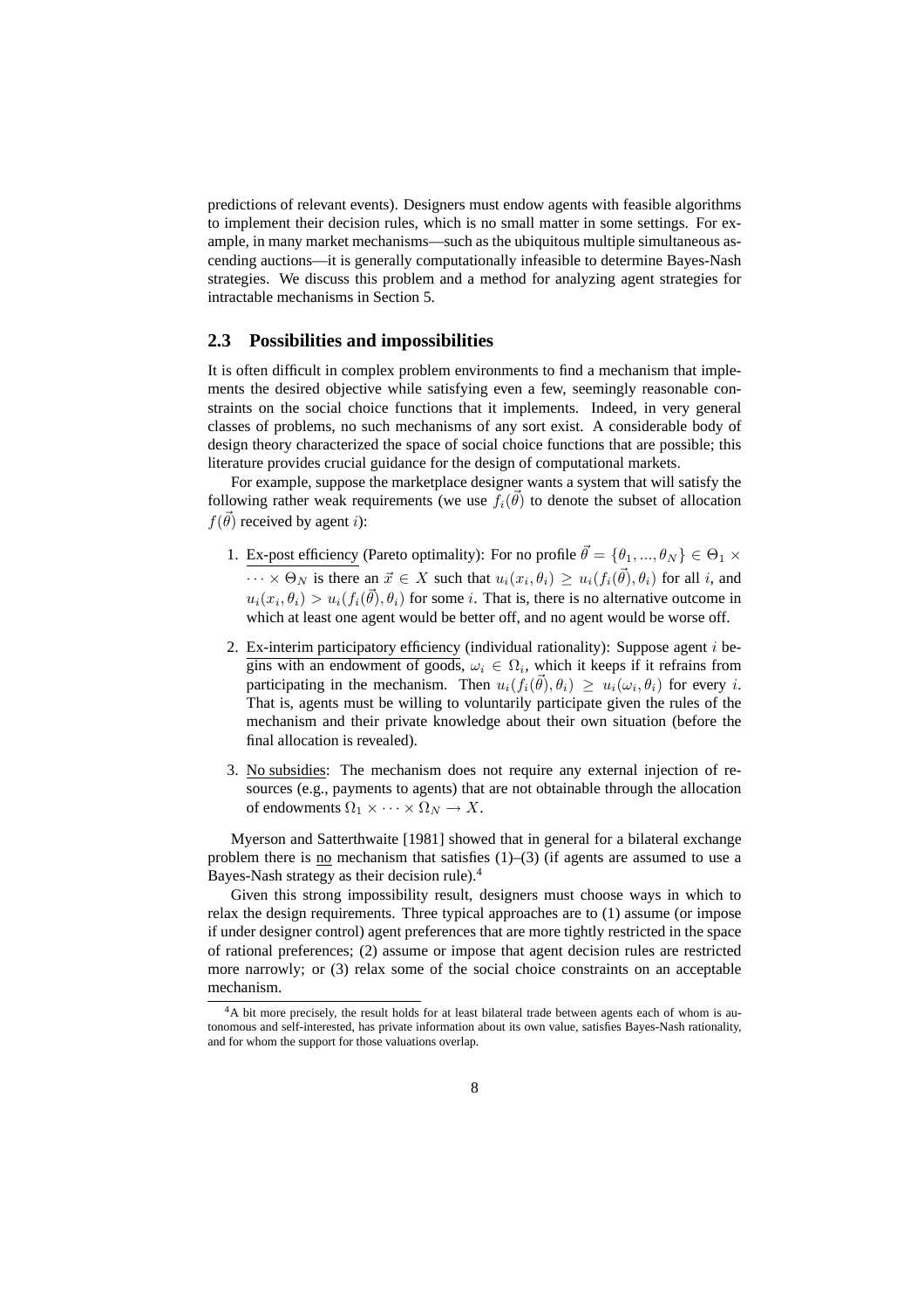predictions of relevant events). Designers must endow agents with feasible algorithms to implement their decision rules, which is no small matter in some settings. For example, in many market mechanisms—such as the ubiquitous multiple simultaneous ascending auctions—it is generally computationally infeasible to determine Bayes-Nash strategies. We discuss this problem and a method for analyzing agent strategies for intractable mechanisms in Section 5.

### 2.3 Possibilities and impossibilities

It is often difficult in complex problem environments to find a mechanism that implements the desired objective while satisfying even a few, seemingly reasonable constraints on the social choice functions that it implements. Indeed, in very general classes of problems, no such mechanisms of any sort exist. A considerable body of design theory characterized the space of social choice functions that are possible; this literature provides crucial guidance for the design of computational markets.

For example, suppose the marketplace designer wants a system that will satisfy the following rather weak requirements (we use $f_i(\vec{\theta})$ to denote the subset of allocation $f(\vec{\theta})$ received by agent $i$):

1. Ex-post efficiency (Pareto optimality): For no profile $\vec{\theta} = \{\theta_1, ..., \theta_N\} \in \Theta_1 \times \cdots \times \Theta_N$ is there an $\vec{x} \in X$ such that $u_i(x_i, \theta_i) \geq u_i(f_i(\vec{\theta}), \theta_i)$ for all $i$, and $u_i(x_i, \theta_i) > u_i(f_i(\vec{\theta}), \theta_i)$ for some $i$. That is, there is no alternative outcome in which at least one agent would be better off, and no agent would be worse off.

2. Ex-interim participatory efficiency (individual rationality): Suppose agent $i$ begins with an endowment of goods, $\omega_i \in \Omega_i$, which it keeps if it refrains from participating in the mechanism. Then $u_i(f_i(\vec{\theta}), \theta_i) \geq u_i(\omega_i, \theta_i)$ for every $i$. That is, agents must be willing to voluntarily participate given the rules of the mechanism and their private knowledge about their own situation (before the final allocation is revealed).

3. No subsidies: The mechanism does not require any external injection of resources (e.g., payments to agents) that are not obtainable through the allocation of endowments $\Omega_1 \times \cdots \times \Omega_N \rightarrow X$.

Myerson and Satterthwaite [1981] showed that in general for a bilateral exchange problem there is no mechanism that satisfies (1)–(3) (if agents are assumed to use a Bayes-Nash strategy as their decision rule).[4]

Given this strong impossibility result, designers must choose ways in which to relax the design requirements. Three typical approaches are to (1) assume (or impose if under designer control) agent preferences that are more tightly restricted in the space of rational preferences; (2) assume or impose that agent decision rules are restricted more narrowly; or (3) relax some of the social choice constraints on an acceptable mechanism.

[4] A bit more precisely, the result holds for at least bilateral trade between agents each of whom is autonomous and self-interested, has private information about its own value, satisfies Bayes-Nash rationality, and for whom the support for those valuations overlap.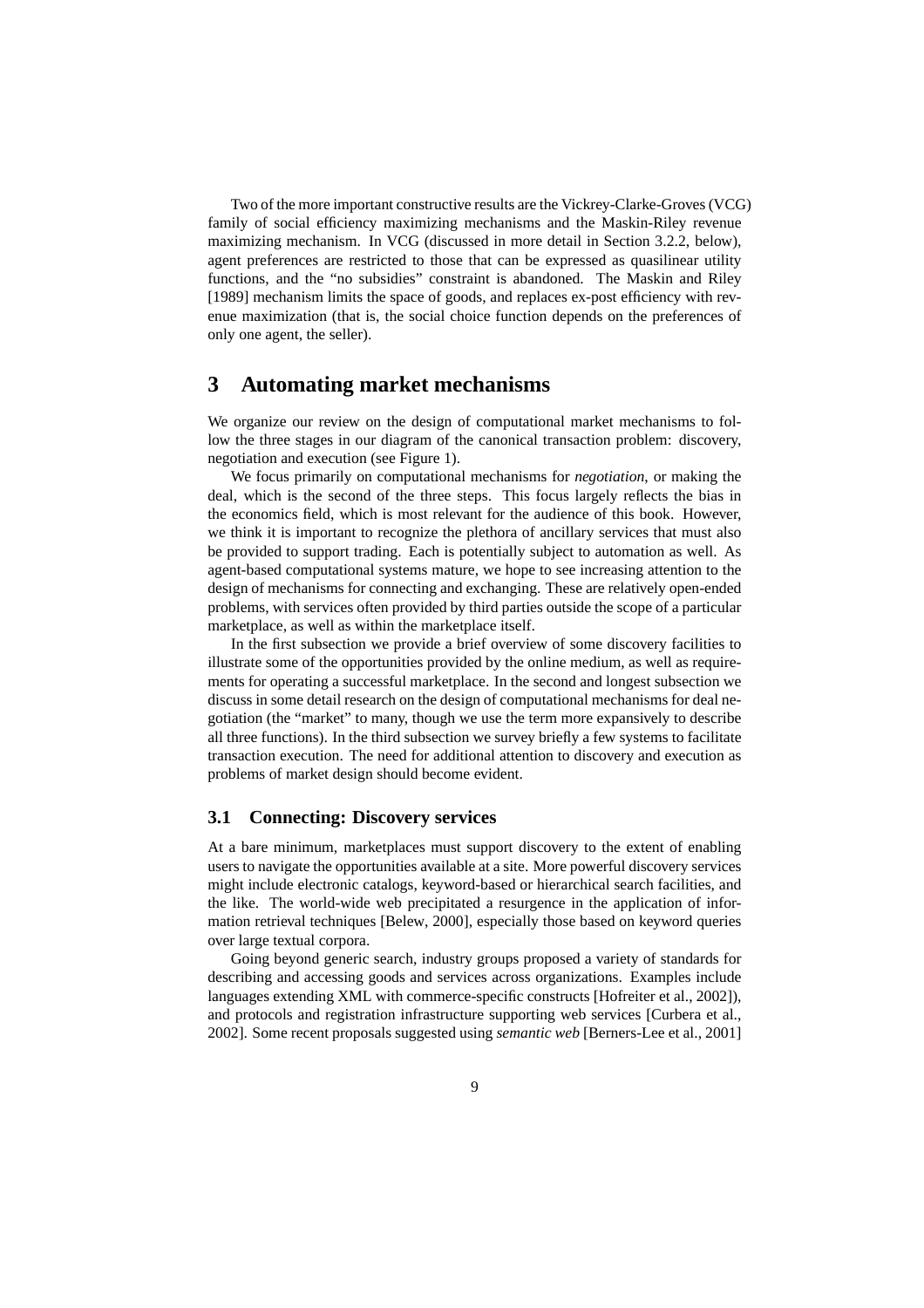Two of the more important constructive results are the Vickrey-Clarke-Groves (VCG) family of social efficiency maximizing mechanisms and the Maskin-Riley revenue maximizing mechanism. In VCG (discussed in more detail in Section 3.2.2, below), agent preferences are restricted to those that can be expressed as quasilinear utility functions, and the "no subsidies" constraint is abandoned. The Maskin and Riley [1989] mechanism limits the space of goods, and replaces ex-post efficiency with revenue maximization (that is, the social choice function depends on the preferences of only one agent, the seller).

# 3 Automating market mechanisms

We organize our review on the design of computational market mechanisms to follow the three stages in our diagram of the canonical transaction problem: discovery, negotiation and execution (see Figure 1).

We focus primarily on computational mechanisms for *negotiation*, or making the deal, which is the second of the three steps. This focus largely reflects the bias in the economics field, which is most relevant for the audience of this book. However, we think it is important to recognize the plethora of ancillary services that must also be provided to support trading. Each is potentially subject to automation as well. As agent-based computational systems mature, we hope to see increasing attention to the design of mechanisms for connecting and exchanging. These are relatively open-ended problems, with services often provided by third parties outside the scope of a particular marketplace, as well as within the marketplace itself.

In the first subsection we provide a brief overview of some discovery facilities to illustrate some of the opportunities provided by the online medium, as well as requirements for operating a successful marketplace. In the second and longest subsection we discuss in some detail research on the design of computational mechanisms for deal negotiation (the "market" to many, though we use the term more expansively to describe all three functions). In the third subsection we survey briefly a few systems to facilitate transaction execution. The need for additional attention to discovery and execution as problems of market design should become evident.

## 3.1 Connecting: Discovery services

At a bare minimum, marketplaces must support discovery to the extent of enabling users to navigate the opportunities available at a site. More powerful discovery services might include electronic catalogs, keyword-based or hierarchical search facilities, and the like. The world-wide web precipitated a resurgence in the application of information retrieval techniques [Belew, 2000], especially those based on keyword queries over large textual corpora.

Going beyond generic search, industry groups proposed a variety of standards for describing and accessing goods and services across organizations. Examples include languages extending XML with commerce-specific constructs [Hofreiter et al., 2002]), and protocols and registration infrastructure supporting web services [Curbera et al., 2002]. Some recent proposals suggested using *semantic web* [Berners-Lee et al., 2001]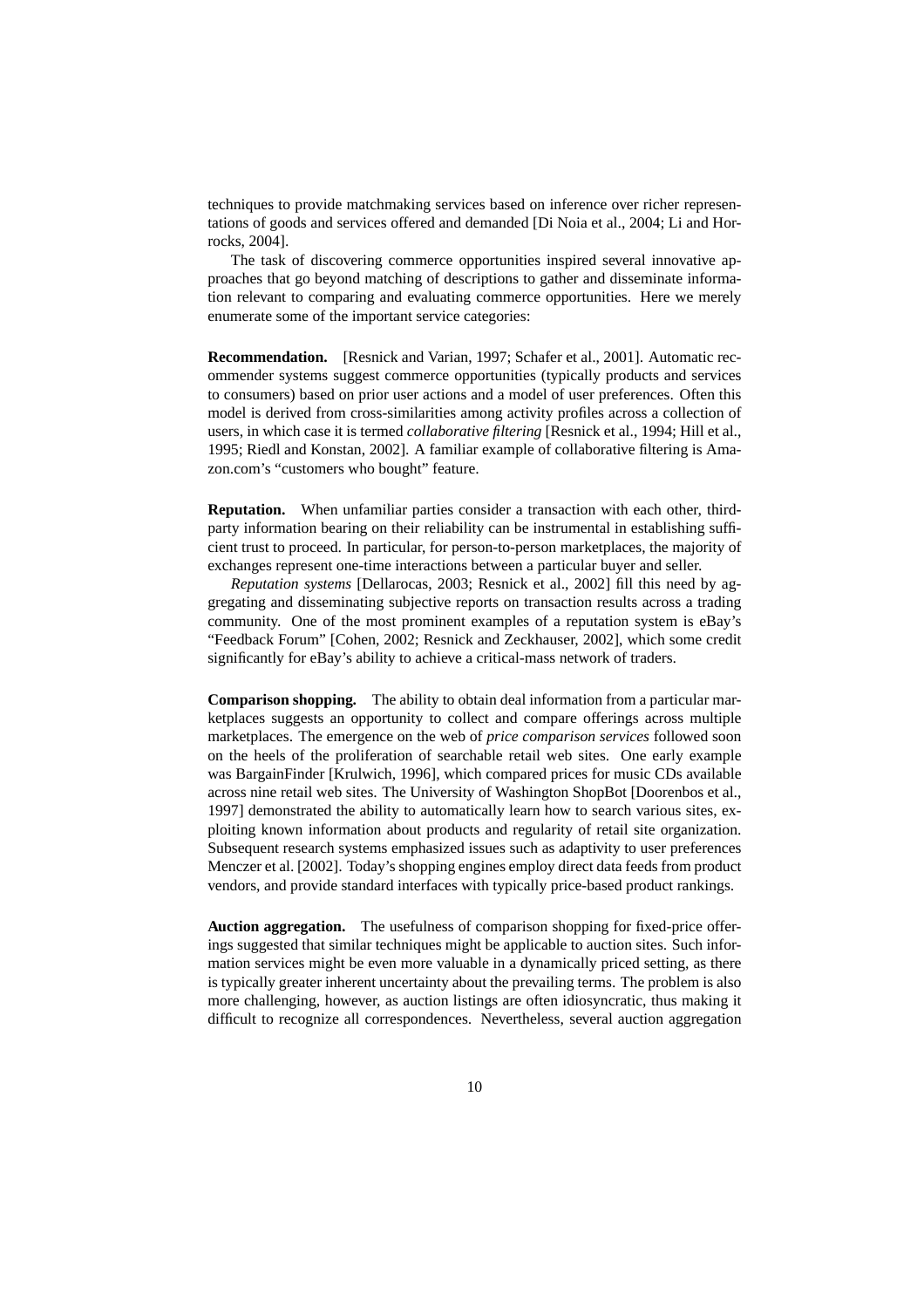techniques to provide matchmaking services based on inference over richer representations of goods and services offered and demanded [Di Noia et al., 2004; Li and Horrocks, 2004].

The task of discovering commerce opportunities inspired several innovative approaches that go beyond matching of descriptions to gather and disseminate information relevant to comparing and evaluating commerce opportunities. Here we merely enumerate some of the important service categories:

**Recommendation.** [Resnick and Varian, 1997; Schafer et al., 2001]. Automatic recommender systems suggest commerce opportunities (typically products and services to consumers) based on prior user actions and a model of user preferences. Often this model is derived from cross-similarities among activity profiles across a collection of users, in which case it is termed *collaborative filtering* [Resnick et al., 1994; Hill et al., 1995; Riedl and Konstan, 2002]. A familiar example of collaborative filtering is Amazon.com's "customers who bought" feature.

**Reputation.** When unfamiliar parties consider a transaction with each other, third-party information bearing on their reliability can be instrumental in establishing sufficient trust to proceed. In particular, for person-to-person marketplaces, the majority of exchanges represent one-time interactions between a particular buyer and seller.

*Reputation systems* [Dellarocas, 2003; Resnick et al., 2002] fill this need by aggregating and disseminating subjective reports on transaction results across a trading community. One of the most prominent examples of a reputation system is eBay's "Feedback Forum" [Cohen, 2002; Resnick and Zeckhauser, 2002], which some credit significantly for eBay's ability to achieve a critical-mass network of traders.

**Comparison shopping.** The ability to obtain deal information from a particular marketplaces suggests an opportunity to collect and compare offerings across multiple marketplaces. The emergence on the web of *price comparison services* followed soon on the heels of the proliferation of searchable retail web sites. One early example was BargainFinder [Krulwich, 1996], which compared prices for music CDs available across nine retail web sites. The University of Washington ShopBot [Doorenbos et al., 1997] demonstrated the ability to automatically learn how to search various sites, exploiting known information about products and regularity of retail site organization. Subsequent research systems emphasized issues such as adaptivity to user preferences Menczer et al. [2002]. Today's shopping engines employ direct data feeds from product vendors, and provide standard interfaces with typically price-based product rankings.

**Auction aggregation.** The usefulness of comparison shopping for fixed-price offerings suggested that similar techniques might be applicable to auction sites. Such information services might be even more valuable in a dynamically priced setting, as there is typically greater inherent uncertainty about the prevailing terms. The problem is also more challenging, however, as auction listings are often idiosyncratic, thus making it difficult to recognize all correspondences. Nevertheless, several auction aggregation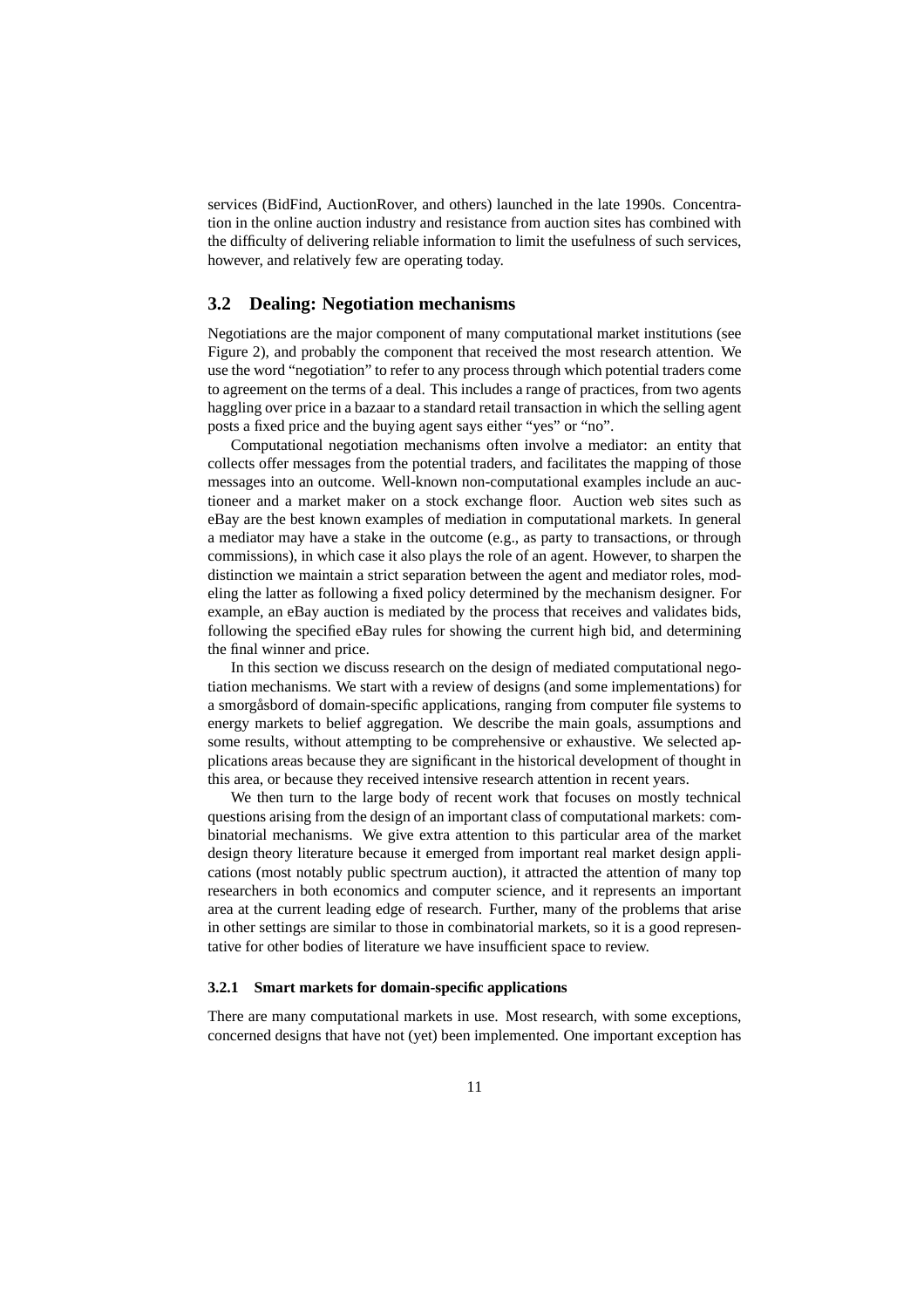services (BidFind, AuctionRover, and others) launched in the late 1990s. Concentration in the online auction industry and resistance from auction sites has combined with the difficulty of delivering reliable information to limit the usefulness of such services, however, and relatively few are operating today.

## 3.2 Dealing: Negotiation mechanisms

Negotiations are the major component of many computational market institutions (see Figure 2), and probably the component that received the most research attention. We use the word "negotiation" to refer to any process through which potential traders come to agreement on the terms of a deal. This includes a range of practices, from two agents haggling over price in a bazaar to a standard retail transaction in which the selling agent posts a fixed price and the buying agent says either "yes" or "no".

Computational negotiation mechanisms often involve a mediator: an entity that collects offer messages from the potential traders, and facilitates the mapping of those messages into an outcome. Well-known non-computational examples include an auctioneer and a market maker on a stock exchange floor. Auction web sites such as eBay are the best known examples of mediation in computational markets. In general a mediator may have a stake in the outcome (e.g., as party to transactions, or through commissions), in which case it also plays the role of an agent. However, to sharpen the distinction we maintain a strict separation between the agent and mediator roles, modeling the latter as following a fixed policy determined by the mechanism designer. For example, an eBay auction is mediated by the process that receives and validates bids, following the specified eBay rules for showing the current high bid, and determining the final winner and price.

In this section we discuss research on the design of mediated computational negotiation mechanisms. We start with a review of designs (and some implementations) for a smorgåsbord of domain-specific applications, ranging from computer file systems to energy markets to belief aggregation. We describe the main goals, assumptions and some results, without attempting to be comprehensive or exhaustive. We selected applications areas because they are significant in the historical development of thought in this area, or because they received intensive research attention in recent years.

We then turn to the large body of recent work that focuses on mostly technical questions arising from the design of an important class of computational markets: combinatorial mechanisms. We give extra attention to this particular area of the market design theory literature because it emerged from important real market design applications (most notably public spectrum auction), it attracted the attention of many top researchers in both economics and computer science, and it represents an important area at the current leading edge of research. Further, many of the problems that arise in other settings are similar to those in combinatorial markets, so it is a good representative for other bodies of literature we have insufficient space to review.

### 3.2.1 Smart markets for domain-specific applications

There are many computational markets in use. Most research, with some exceptions, concerned designs that have not (yet) been implemented. One important exception has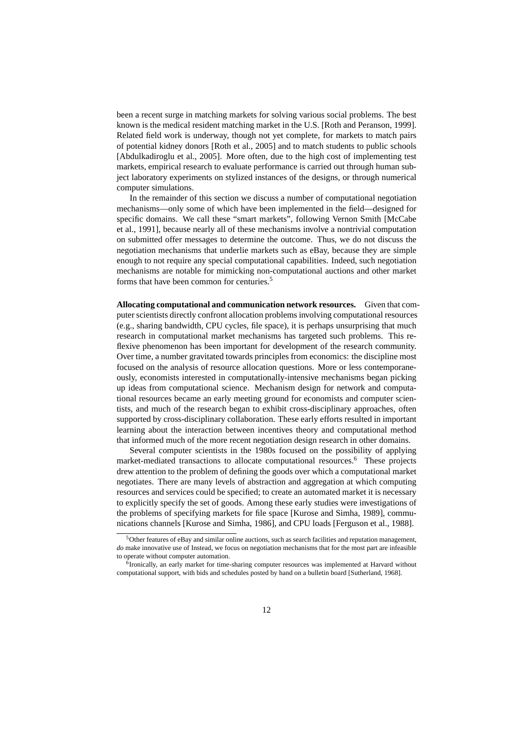been a recent surge in matching markets for solving various social problems. The best known is the medical resident matching market in the U.S. [Roth and Peranson, 1999]. Related field work is underway, though not yet complete, for markets to match pairs of potential kidney donors [Roth et al., 2005] and to match students to public schools [Abdulkadiroglu et al., 2005]. More often, due to the high cost of implementing test markets, empirical research to evaluate performance is carried out through human subject laboratory experiments on stylized instances of the designs, or through numerical computer simulations.

In the remainder of this section we discuss a number of computational negotiation mechanisms—only some of which have been implemented in the field—designed for specific domains. We call these "smart markets", following Vernon Smith [McCabe et al., 1991], because nearly all of these mechanisms involve a nontrivial computation on submitted offer messages to determine the outcome. Thus, we do not discuss the negotiation mechanisms that underlie markets such as eBay, because they are simple enough to not require any special computational capabilities. Indeed, such negotiation mechanisms are notable for mimicking non-computational auctions and other market forms that have been common for centuries.[5]

**Allocating computational and communication network resources.** Given that computer scientists directly confront allocation problems involving computational resources (e.g., sharing bandwidth, CPU cycles, file space), it is perhaps unsurprising that much research in computational market mechanisms has targeted such problems. This reflexive phenomenon has been important for development of the research community. Over time, a number gravitated towards principles from economics: the discipline most focused on the analysis of resource allocation questions. More or less contemporaneously, economists interested in computationally-intensive mechanisms began picking up ideas from computational science. Mechanism design for network and computational resources became an early meeting ground for economists and computer scientists, and much of the research began to exhibit cross-disciplinary approaches, often supported by cross-disciplinary collaboration. These early efforts resulted in important learning about the interaction between incentives theory and computational method that informed much of the more recent negotiation design research in other domains.

Several computer scientists in the 1980s focused on the possibility of applying market-mediated transactions to allocate computational resources.[6] These projects drew attention to the problem of defining the goods over which a computational market negotiates. There are many levels of abstraction and aggregation at which computing resources and services could be specified; to create an automated market it is necessary to explicitly specify the set of goods. Among these early studies were investigations of the problems of specifying markets for file space [Kurose and Simha, 1989], communications channels [Kurose and Simha, 1986], and CPU loads [Ferguson et al., 1988].

[5] Other features of eBay and similar online auctions, such as search facilities and reputation management, *do* make innovative use of Instead, we focus on negotiation mechanisms that for the most part are infeasible to operate without computer automation.

[6] Ironically, an early market for time-sharing computer resources was implemented at Harvard without computational support, with bids and schedules posted by hand on a bulletin board [Sutherland, 1968].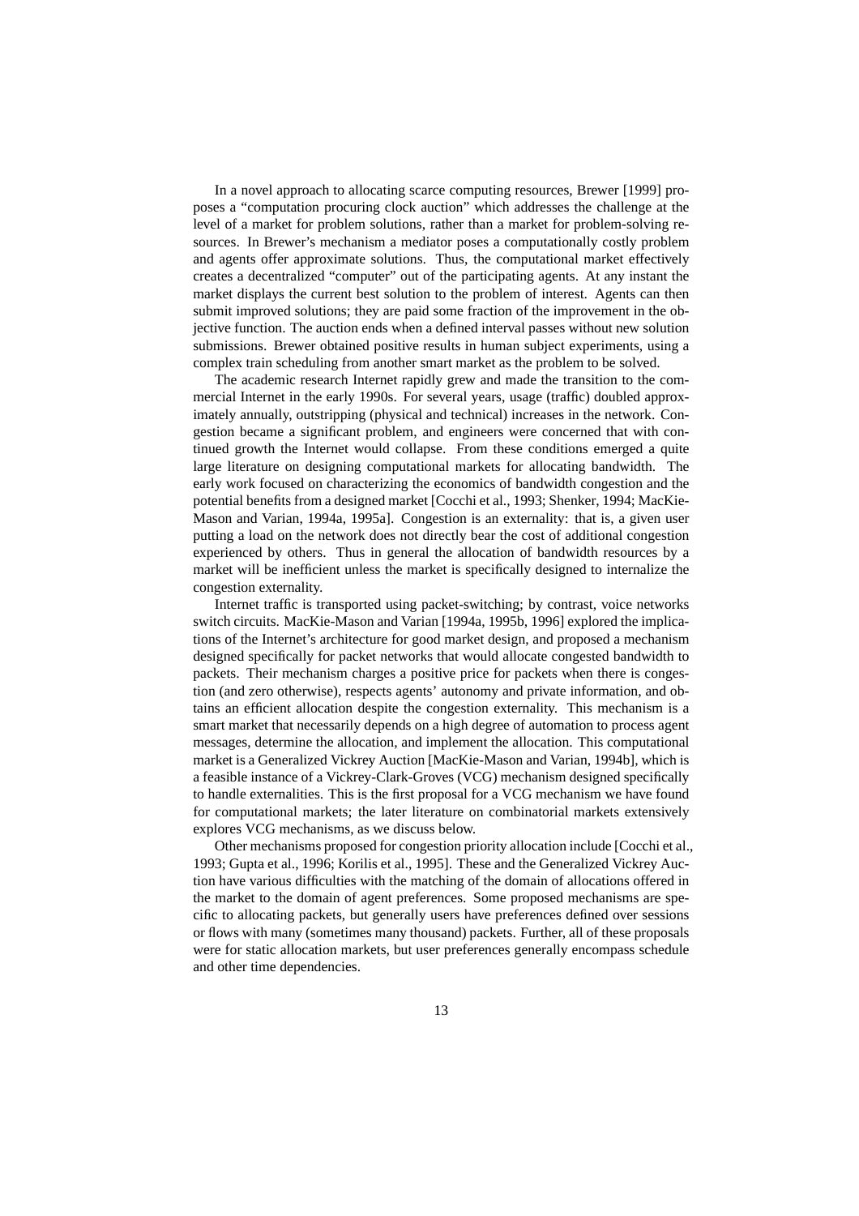In a novel approach to allocating scarce computing resources, Brewer [1999] proposes a "computation procuring clock auction" which addresses the challenge at the level of a market for problem solutions, rather than a market for problem-solving resources. In Brewer's mechanism a mediator poses a computationally costly problem and agents offer approximate solutions. Thus, the computational market effectively creates a decentralized "computer" out of the participating agents. At any instant the market displays the current best solution to the problem of interest. Agents can then submit improved solutions; they are paid some fraction of the improvement in the objective function. The auction ends when a defined interval passes without new solution submissions. Brewer obtained positive results in human subject experiments, using a complex train scheduling from another smart market as the problem to be solved.

The academic research Internet rapidly grew and made the transition to the commercial Internet in the early 1990s. For several years, usage (traffic) doubled approximately annually, outstripping (physical and technical) increases in the network. Congestion became a significant problem, and engineers were concerned that with continued growth the Internet would collapse. From these conditions emerged a quite large literature on designing computational markets for allocating bandwidth. The early work focused on characterizing the economics of bandwidth congestion and the potential benefits from a designed market [Cocchi et al., 1993; Shenker, 1994; MacKie-Mason and Varian, 1994a, 1995a]. Congestion is an externality: that is, a given user putting a load on the network does not directly bear the cost of additional congestion experienced by others. Thus in general the allocation of bandwidth resources by a market will be inefficient unless the market is specifically designed to internalize the congestion externality.

Internet traffic is transported using packet-switching; by contrast, voice networks switch circuits. MacKie-Mason and Varian [1994a, 1995b, 1996] explored the implications of the Internet's architecture for good market design, and proposed a mechanism designed specifically for packet networks that would allocate congested bandwidth to packets. Their mechanism charges a positive price for packets when there is congestion (and zero otherwise), respects agents' autonomy and private information, and obtains an efficient allocation despite the congestion externality. This mechanism is a smart market that necessarily depends on a high degree of automation to process agent messages, determine the allocation, and implement the allocation. This computational market is a Generalized Vickrey Auction [MacKie-Mason and Varian, 1994b], which is a feasible instance of a Vickrey-Clark-Groves (VCG) mechanism designed specifically to handle externalities. This is the first proposal for a VCG mechanism we have found for computational markets; the later literature on combinatorial markets extensively explores VCG mechanisms, as we discuss below.

Other mechanisms proposed for congestion priority allocation include [Cocchi et al., 1993; Gupta et al., 1996; Korilis et al., 1995]. These and the Generalized Vickrey Auction have various difficulties with the matching of the domain of allocations offered in the market to the domain of agent preferences. Some proposed mechanisms are specific to allocating packets, but generally users have preferences defined over sessions or flows with many (sometimes many thousand) packets. Further, all of these proposals were for static allocation markets, but user preferences generally encompass schedule and other time dependencies.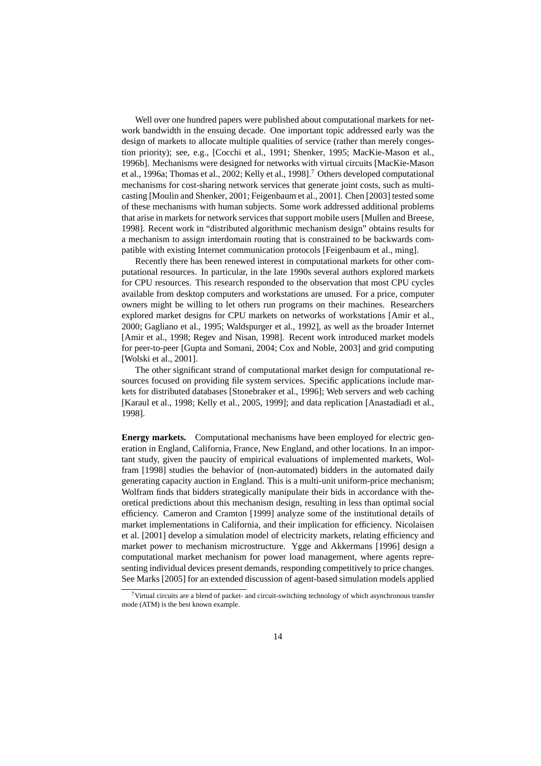Well over one hundred papers were published about computational markets for network bandwidth in the ensuing decade. One important topic addressed early was the design of markets to allocate multiple qualities of service (rather than merely congestion priority); see, e.g., [Cocchi et al., 1991; Shenker, 1995; MacKie-Mason et al., 1996b]. Mechanisms were designed for networks with virtual circuits [MacKie-Mason et al., 1996a; Thomas et al., 2002; Kelly et al., 1998].[7] Others developed computational mechanisms for cost-sharing network services that generate joint costs, such as multicasting [Moulin and Shenker, 2001; Feigenbaum et al., 2001]. Chen [2003] tested some of these mechanisms with human subjects. Some work addressed additional problems that arise in markets for network services that support mobile users [Mullen and Breese, 1998]. Recent work in "distributed algorithmic mechanism design" obtains results for a mechanism to assign interdomain routing that is constrained to be backwards compatible with existing Internet communication protocols [Feigenbaum et al., ming].

Recently there has been renewed interest in computational markets for other computational resources. In particular, in the late 1990s several authors explored markets for CPU resources. This research responded to the observation that most CPU cycles available from desktop computers and workstations are unused. For a price, computer owners might be willing to let others run programs on their machines. Researchers explored market designs for CPU markets on networks of workstations [Amir et al., 2000; Gagliano et al., 1995; Waldspurger et al., 1992], as well as the broader Internet [Amir et al., 1998; Regev and Nisan, 1998]. Recent work introduced market models for peer-to-peer [Gupta and Somani, 2004; Cox and Noble, 2003] and grid computing [Wolski et al., 2001].

The other significant strand of computational market design for computational resources focused on providing file system services. Specific applications include markets for distributed databases [Stonebraker et al., 1996]; Web servers and web caching [Karaul et al., 1998; Kelly et al., 2005, 1999]; and data replication [Anastadiadi et al., 1998].

**Energy markets.** Computational mechanisms have been employed for electric generation in England, California, France, New England, and other locations. In an important study, given the paucity of empirical evaluations of implemented markets, Wolfram [1998] studies the behavior of (non-automated) bidders in the automated daily generating capacity auction in England. This is a multi-unit uniform-price mechanism; Wolfram finds that bidders strategically manipulate their bids in accordance with theoretical predictions about this mechanism design, resulting in less than optimal social efficiency. Cameron and Cramton [1999] analyze some of the institutional details of market implementations in California, and their implication for efficiency. Nicolaisen et al. [2001] develop a simulation model of electricity markets, relating efficiency and market power to mechanism microstructure. Ygge and Akkermans [1996] design a computational market mechanism for power load management, where agents representing individual devices present demands, responding competitively to price changes. See Marks [2005] for an extended discussion of agent-based simulation models applied

[7] Virtual circuits are a blend of packet- and circuit-switching technology of which asynchronous transfer mode (ATM) is the best known example.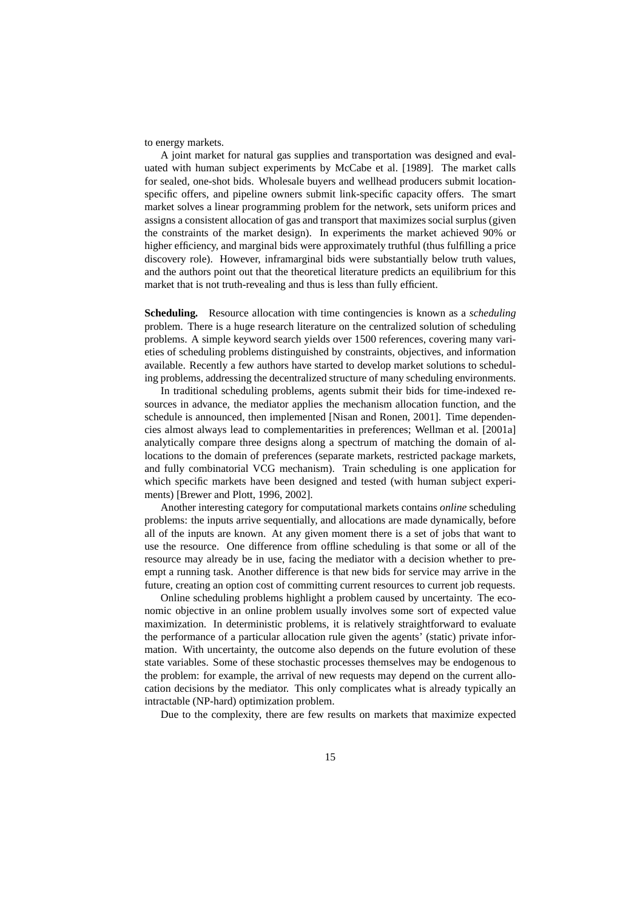to energy markets.

A joint market for natural gas supplies and transportation was designed and evaluated with human subject experiments by McCabe et al. [1989]. The market calls for sealed, one-shot bids. Wholesale buyers and wellhead producers submit location-specific offers, and pipeline owners submit link-specific capacity offers. The smart market solves a linear programming problem for the network, sets uniform prices and assigns a consistent allocation of gas and transport that maximizes social surplus (given the constraints of the market design). In experiments the market achieved 90% or higher efficiency, and marginal bids were approximately truthful (thus fulfilling a price discovery role). However, inframarginal bids were substantially below truth values, and the authors point out that the theoretical literature predicts an equilibrium for this market that is not truth-revealing and thus is less than fully efficient.

**Scheduling.** Resource allocation with time contingencies is known as a *scheduling* problem. There is a huge research literature on the centralized solution of scheduling problems. A simple keyword search yields over 1500 references, covering many varieties of scheduling problems distinguished by constraints, objectives, and information available. Recently a few authors have started to develop market solutions to scheduling problems, addressing the decentralized structure of many scheduling environments.

In traditional scheduling problems, agents submit their bids for time-indexed resources in advance, the mediator applies the mechanism allocation function, and the schedule is announced, then implemented [Nisan and Ronen, 2001]. Time dependencies almost always lead to complementarities in preferences; Wellman et al. [2001a] analytically compare three designs along a spectrum of matching the domain of allocations to the domain of preferences (separate markets, restricted package markets, and fully combinatorial VCG mechanism). Train scheduling is one application for which specific markets have been designed and tested (with human subject experiments) [Brewer and Plott, 1996, 2002].

Another interesting category for computational markets contains *online* scheduling problems: the inputs arrive sequentially, and allocations are made dynamically, before all of the inputs are known. At any given moment there is a set of jobs that want to use the resource. One difference from offline scheduling is that some or all of the resource may already be in use, facing the mediator with a decision whether to preempt a running task. Another difference is that new bids for service may arrive in the future, creating an option cost of committing current resources to current job requests.

Online scheduling problems highlight a problem caused by uncertainty. The economic objective in an online problem usually involves some sort of expected value maximization. In deterministic problems, it is relatively straightforward to evaluate the performance of a particular allocation rule given the agents' (static) private information. With uncertainty, the outcome also depends on the future evolution of these state variables. Some of these stochastic processes themselves may be endogenous to the problem: for example, the arrival of new requests may depend on the current allocation decisions by the mediator. This only complicates what is already typically an intractable (NP-hard) optimization problem.

Due to the complexity, there are few results on markets that maximize expected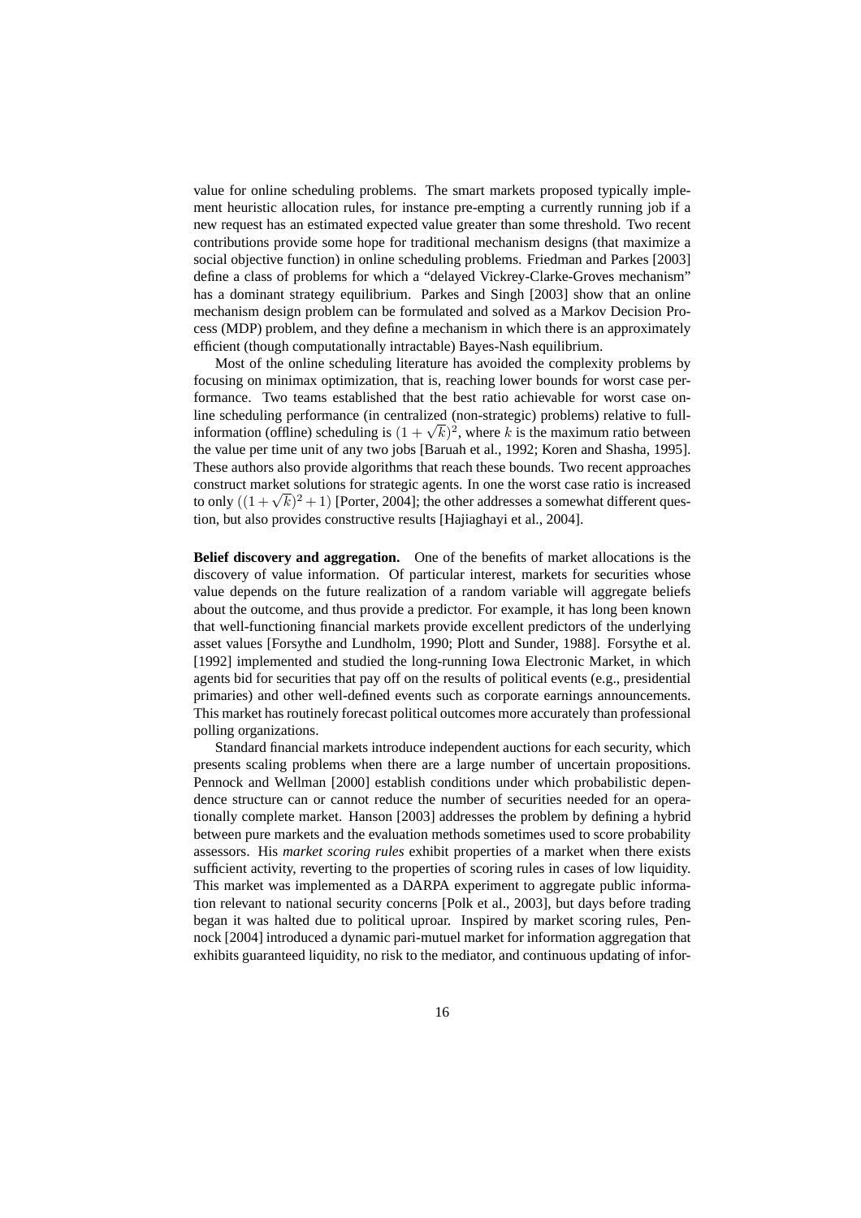value for online scheduling problems. The smart markets proposed typically implement heuristic allocation rules, for instance pre-empting a currently running job if a new request has an estimated expected value greater than some threshold. Two recent contributions provide some hope for traditional mechanism designs (that maximize a social objective function) in online scheduling problems. Friedman and Parkes [2003] define a class of problems for which a "delayed Vickrey-Clarke-Groves mechanism" has a dominant strategy equilibrium. Parkes and Singh [2003] show that an online mechanism design problem can be formulated and solved as a Markov Decision Process (MDP) problem, and they define a mechanism in which there is an approximately efficient (though computationally intractable) Bayes-Nash equilibrium.

Most of the online scheduling literature has avoided the complexity problems by focusing on minimax optimization, that is, reaching lower bounds for worst case performance. Two teams established that the best ratio achievable for worst case online scheduling performance (in centralized (non-strategic) problems) relative to full-information (offline) scheduling is $(1 + \sqrt{k})^2$, where $k$ is the maximum ratio between the value per time unit of any two jobs [Baruah et al., 1992; Koren and Shasha, 1995]. These authors also provide algorithms that reach these bounds. Two recent approaches construct market solutions for strategic agents. In one the worst case ratio is increased to only $((1 + \sqrt{k})^2 + 1)$ [Porter, 2004]; the other addresses a somewhat different question, but also provides constructive results [Hajiaghayi et al., 2004].

**Belief discovery and aggregation.** One of the benefits of market allocations is the discovery of value information. Of particular interest, markets for securities whose value depends on the future realization of a random variable will aggregate beliefs about the outcome, and thus provide a predictor. For example, it has long been known that well-functioning financial markets provide excellent predictors of the underlying asset values [Forsythe and Lundholm, 1990; Plott and Sunder, 1988]. Forsythe et al. [1992] implemented and studied the long-running Iowa Electronic Market, in which agents bid for securities that pay off on the results of political events (e.g., presidential primaries) and other well-defined events such as corporate earnings announcements. This market has routinely forecast political outcomes more accurately than professional polling organizations.

Standard financial markets introduce independent auctions for each security, which presents scaling problems when there are a large number of uncertain propositions. Pennock and Wellman [2000] establish conditions under which probabilistic dependence structure can or cannot reduce the number of securities needed for an operationally complete market. Hanson [2003] addresses the problem by defining a hybrid between pure markets and the evaluation methods sometimes used to score probability assessors. His *market scoring rules* exhibit properties of a market when there exists sufficient activity, reverting to the properties of scoring rules in cases of low liquidity. This market was implemented as a DARPA experiment to aggregate public information relevant to national security concerns [Polk et al., 2003], but days before trading began it was halted due to political uproar. Inspired by market scoring rules, Pennock [2004] introduced a dynamic pari-mutuel market for information aggregation that exhibits guaranteed liquidity, no risk to the mediator, and continuous updating of infor-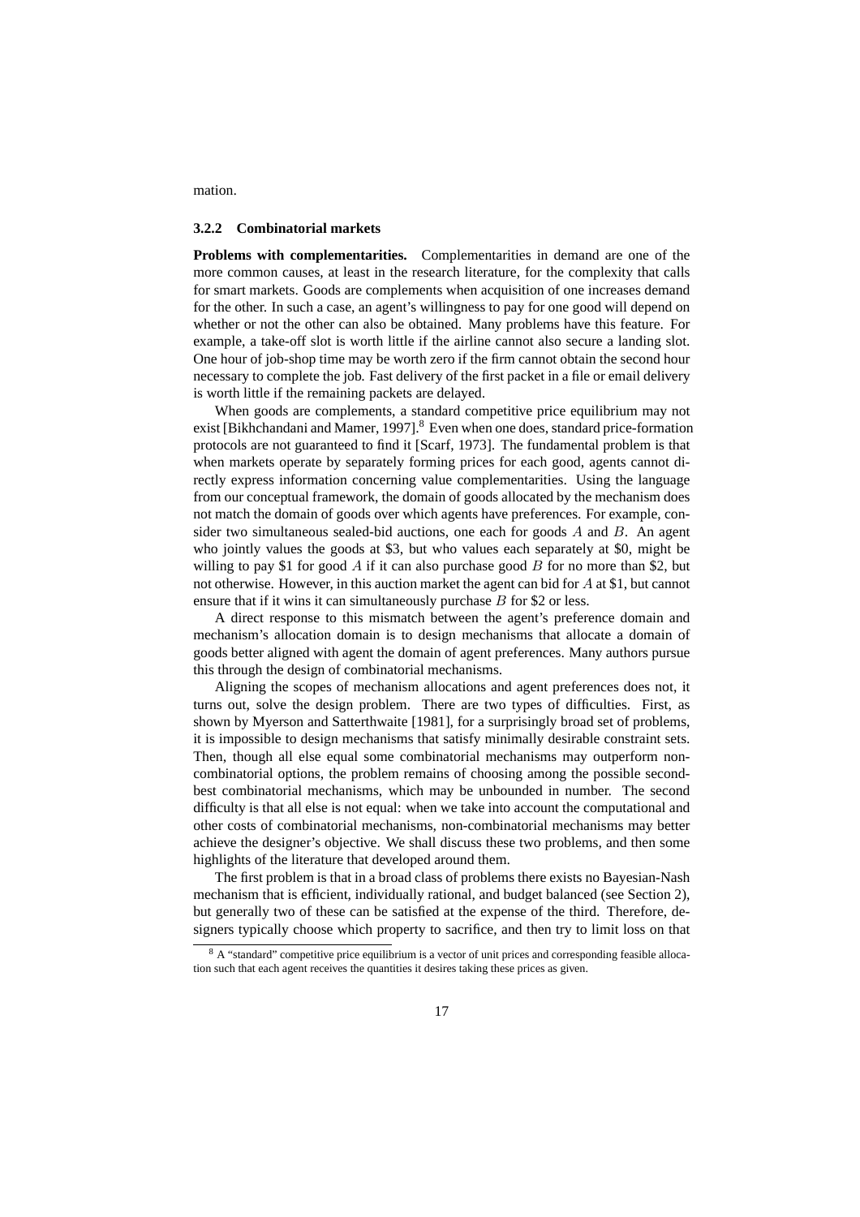mation.

### 3.2.2 Combinatorial markets

**Problems with complementarities.** Complementarities in demand are one of the more common causes, at least in the research literature, for the complexity that calls for smart markets. Goods are complements when acquisition of one increases demand for the other. In such a case, an agent's willingness to pay for one good will depend on whether or not the other can also be obtained. Many problems have this feature. For example, a take-off slot is worth little if the airline cannot also secure a landing slot. One hour of job-shop time may be worth zero if the firm cannot obtain the second hour necessary to complete the job. Fast delivery of the first packet in a file or email delivery is worth little if the remaining packets are delayed.

When goods are complements, a standard competitive price equilibrium may not exist [Bikhchandani and Mamer, 1997].[8] Even when one does, standard price-formation protocols are not guaranteed to find it [Scarf, 1973]. The fundamental problem is that when markets operate by separately forming prices for each good, agents cannot directly express information concerning value complementarities. Using the language from our conceptual framework, the domain of goods allocated by the mechanism does not match the domain of goods over which agents have preferences. For example, consider two simultaneous sealed-bid auctions, one each for goods $A$ and $B$. An agent who jointly values the goods at \$3, but who values each separately at \$0, might be willing to pay \$1 for good $A$ if it can also purchase good $B$ for no more than \$2, but not otherwise. However, in this auction market the agent can bid for $A$ at \$1, but cannot ensure that if it wins it can simultaneously purchase $B$ for \$2 or less.

A direct response to this mismatch between the agent's preference domain and mechanism's allocation domain is to design mechanisms that allocate a domain of goods better aligned with agent the domain of agent preferences. Many authors pursue this through the design of combinatorial mechanisms.

Aligning the scopes of mechanism allocations and agent preferences does not, it turns out, solve the design problem. There are two types of difficulties. First, as shown by Myerson and Satterthwaite [1981], for a surprisingly broad set of problems, it is impossible to design mechanisms that satisfy minimally desirable constraint sets. Then, though all else equal some combinatorial mechanisms may outperform non-combinatorial options, the problem remains of choosing among the possible second-best combinatorial mechanisms, which may be unbounded in number. The second difficulty is that all else is not equal: when we take into account the computational and other costs of combinatorial mechanisms, non-combinatorial mechanisms may better achieve the designer's objective. We shall discuss these two problems, and then some highlights of the literature that developed around them.

The first problem is that in a broad class of problems there exists no Bayesian-Nash mechanism that is efficient, individually rational, and budget balanced (see Section 2), but generally two of these can be satisfied at the expense of the third. Therefore, designers typically choose which property to sacrifice, and then try to limit loss on that

[8] A "standard" competitive price equilibrium is a vector of unit prices and corresponding feasible allocation such that each agent receives the quantities it desires taking these prices as given.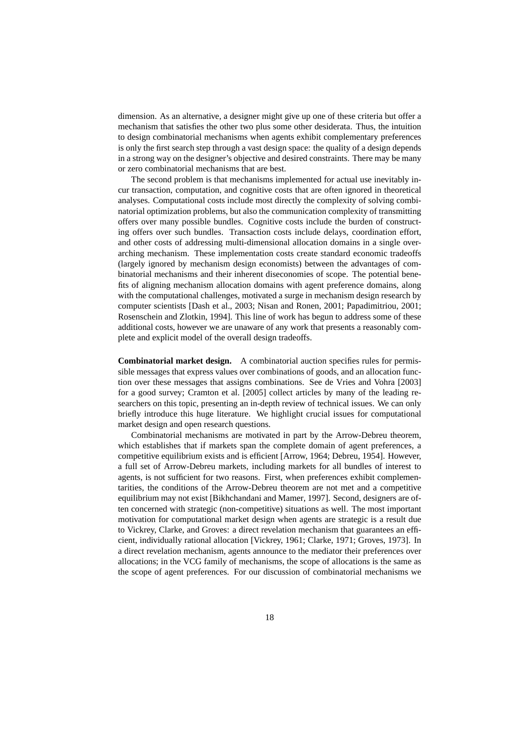dimension. As an alternative, a designer might give up one of these criteria but offer a mechanism that satisfies the other two plus some other desiderata. Thus, the intuition to design combinatorial mechanisms when agents exhibit complementary preferences is only the first search step through a vast design space: the quality of a design depends in a strong way on the designer's objective and desired constraints. There may be many or zero combinatorial mechanisms that are best.

The second problem is that mechanisms implemented for actual use inevitably incur transaction, computation, and cognitive costs that are often ignored in theoretical analyses. Computational costs include most directly the complexity of solving combinatorial optimization problems, but also the communication complexity of transmitting offers over many possible bundles. Cognitive costs include the burden of constructing offers over such bundles. Transaction costs include delays, coordination effort, and other costs of addressing multi-dimensional allocation domains in a single overarching mechanism. These implementation costs create standard economic tradeoffs (largely ignored by mechanism design economists) between the advantages of combinatorial mechanisms and their inherent diseconomies of scope. The potential benefits of aligning mechanism allocation domains with agent preference domains, along with the computational challenges, motivated a surge in mechanism design research by computer scientists [Dash et al., 2003; Nisan and Ronen, 2001; Papadimitriou, 2001; Rosenschein and Zlotkin, 1994]. This line of work has begun to address some of these additional costs, however we are unaware of any work that presents a reasonably complete and explicit model of the overall design tradeoffs.

**Combinatorial market design.** A combinatorial auction specifies rules for permissible messages that express values over combinations of goods, and an allocation function over these messages that assigns combinations. See de Vries and Vohra [2003] for a good survey; Cramton et al. [2005] collect articles by many of the leading researchers on this topic, presenting an in-depth review of technical issues. We can only briefly introduce this huge literature. We highlight crucial issues for computational market design and open research questions.

Combinatorial mechanisms are motivated in part by the Arrow-Debreu theorem, which establishes that if markets span the complete domain of agent preferences, a competitive equilibrium exists and is efficient [Arrow, 1964; Debreu, 1954]. However, a full set of Arrow-Debreu markets, including markets for all bundles of interest to agents, is not sufficient for two reasons. First, when preferences exhibit complementarities, the conditions of the Arrow-Debreu theorem are not met and a competitive equilibrium may not exist [Bikhchandani and Mamer, 1997]. Second, designers are often concerned with strategic (non-competitive) situations as well. The most important motivation for computational market design when agents are strategic is a result due to Vickrey, Clarke, and Groves: a direct revelation mechanism that guarantees an efficient, individually rational allocation [Vickrey, 1961; Clarke, 1971; Groves, 1973]. In a direct revelation mechanism, agents announce to the mediator their preferences over allocations; in the VCG family of mechanisms, the scope of allocations is the same as the scope of agent preferences. For our discussion of combinatorial mechanisms we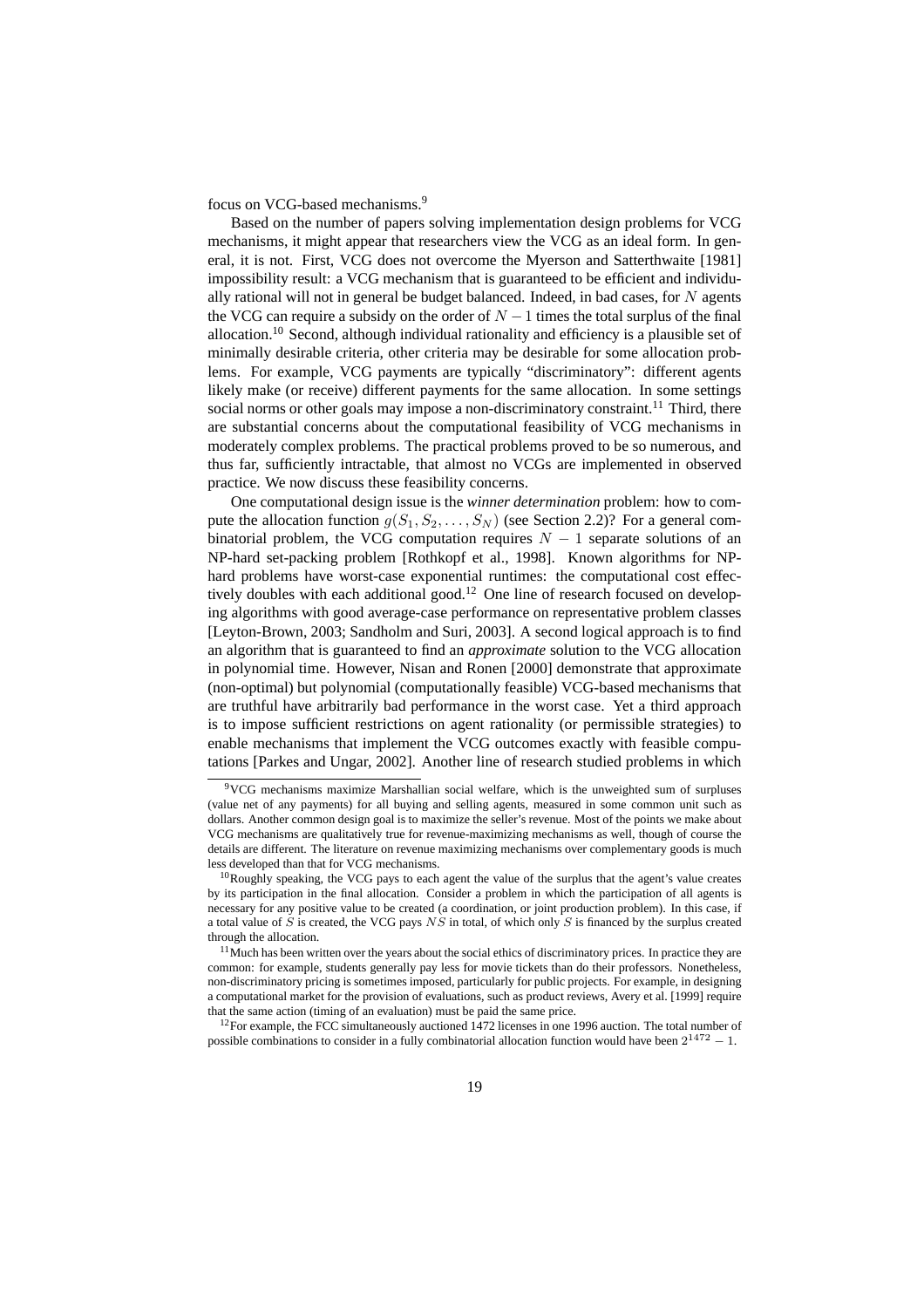focus on VCG-based mechanisms.[9]

Based on the number of papers solving implementation design problems for VCG mechanisms, it might appear that researchers view the VCG as an ideal form. In general, it is not. First, VCG does not overcome the Myerson and Satterthwaite [1981] impossibility result: a VCG mechanism that is guaranteed to be efficient and individually rational will not in general be budget balanced. Indeed, in bad cases, for $N$ agents the VCG can require a subsidy on the order of $N-1$ times the total surplus of the final allocation.[10] Second, although individual rationality and efficiency is a plausible set of minimally desirable criteria, other criteria may be desirable for some allocation problems. For example, VCG payments are typically "discriminatory": different agents likely make (or receive) different payments for the same allocation. In some settings social norms or other goals may impose a non-discriminatory constraint.[11] Third, there are substantial concerns about the computational feasibility of VCG mechanisms in moderately complex problems. The practical problems proved to be so numerous, and thus far, sufficiently intractable, that almost no VCGs are implemented in observed practice. We now discuss these feasibility concerns.

One computational design issue is the *winner determination* problem: how to compute the allocation function $g(S_1, S_2, \ldots, S_N)$ (see Section 2.2)? For a general combinatorial problem, the VCG computation requires $N-1$ separate solutions of an NP-hard set-packing problem [Rothkopf et al., 1998]. Known algorithms for NP-hard problems have worst-case exponential runtimes: the computational cost effectively doubles with each additional good.[12] One line of research focused on developing algorithms with good average-case performance on representative problem classes [Leyton-Brown, 2003; Sandholm and Suri, 2003]. A second logical approach is to find an algorithm that is guaranteed to find an *approximate* solution to the VCG allocation in polynomial time. However, Nisan and Ronen [2000] demonstrate that approximate (non-optimal) but polynomial (computationally feasible) VCG-based mechanisms that are truthful have arbitrarily bad performance in the worst case. Yet a third approach is to impose sufficient restrictions on agent rationality (or permissible strategies) to enable mechanisms that implement the VCG outcomes exactly with feasible computations [Parkes and Ungar, 2002]. Another line of research studied problems in which

---

[9] VCG mechanisms maximize Marshallian social welfare, which is the unweighted sum of surpluses (value net of any payments) for all buying and selling agents, measured in some common unit such as dollars. Another common design goal is to maximize the seller's revenue. Most of the points we make about VCG mechanisms are qualitatively true for revenue-maximizing mechanisms as well, though of course the details are different. The literature on revenue maximizing mechanisms over complementary goods is much less developed than that for VCG mechanisms.

[10] Roughly speaking, the VCG pays to each agent the value of the surplus that the agent's value creates by its participation in the final allocation. Consider a problem in which the participation of all agents is necessary for any positive value to be created (a coordination, or joint production problem). In this case, if a total value of $S$ is created, the VCG pays $NS$ in total, of which only $S$ is financed by the surplus created through the allocation.

[11] Much has been written over the years about the social ethics of discriminatory prices. In practice they are common: for example, students generally pay less for movie tickets than do their professors. Nonetheless, non-discriminatory pricing is sometimes imposed, particularly for public projects. For example, in designing a computational market for the provision of evaluations, such as product reviews, Avery et al. [1999] require that the same action (timing of an evaluation) must be paid the same price.

[12] For example, the FCC simultaneously auctioned 1472 licenses in one 1996 auction. The total number of possible combinations to consider in a fully combinatorial allocation function would have been $2^{1472} - 1$.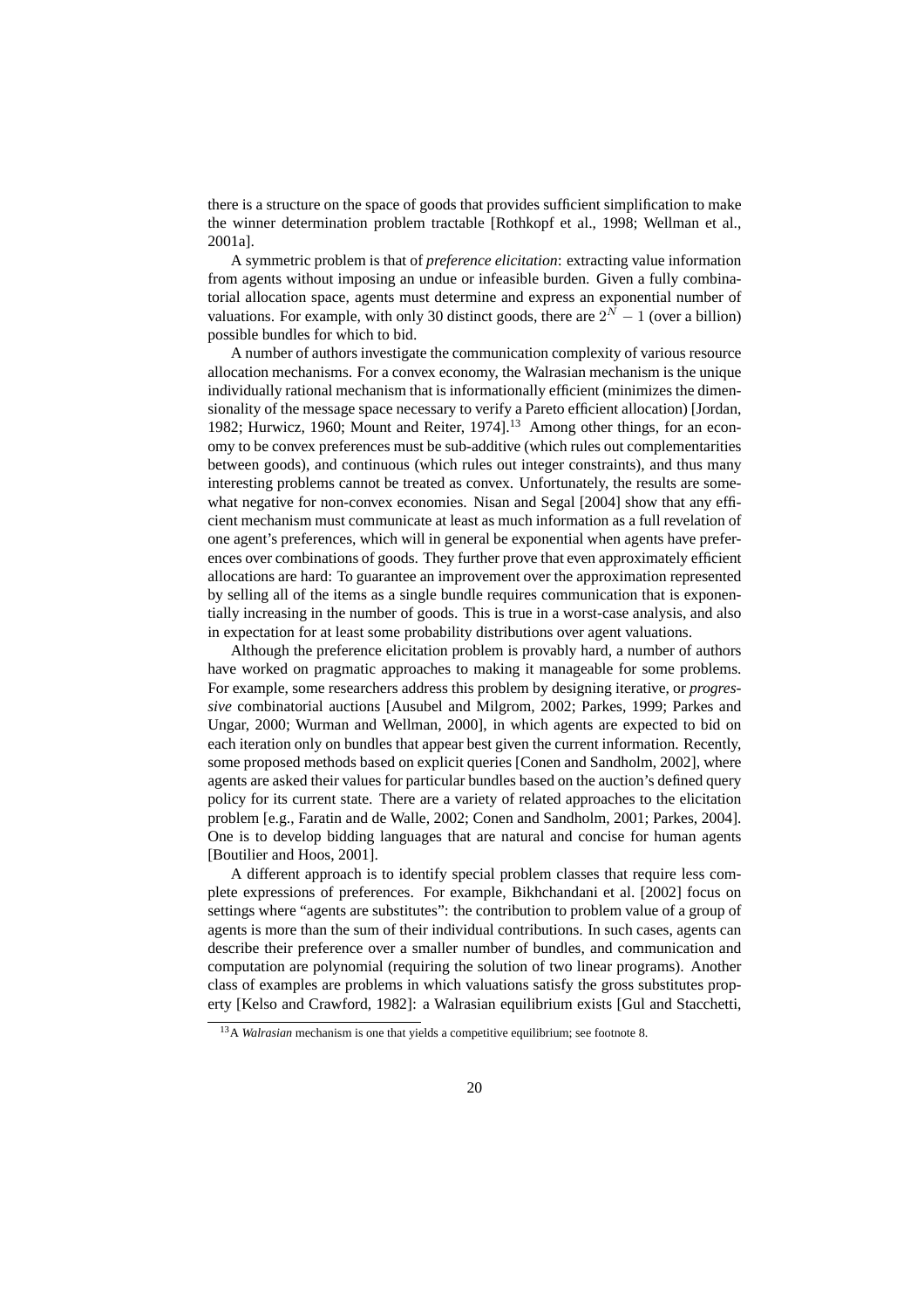there is a structure on the space of goods that provides sufficient simplification to make the winner determination problem tractable [Rothkopf et al., 1998; Wellman et al., 2001a].

A symmetric problem is that of *preference elicitation*: extracting value information from agents without imposing an undue or infeasible burden. Given a fully combinatorial allocation space, agents must determine and express an exponential number of valuations. For example, with only 30 distinct goods, there are $2^N - 1$ (over a billion) possible bundles for which to bid.

A number of authors investigate the communication complexity of various resource allocation mechanisms. For a convex economy, the Walrasian mechanism is the unique individually rational mechanism that is informationally efficient (minimizes the dimensionality of the message space necessary to verify a Pareto efficient allocation) [Jordan, 1982; Hurwicz, 1960; Mount and Reiter, 1974].[13] Among other things, for an economy to be convex preferences must be sub-additive (which rules out complementarities between goods), and continuous (which rules out integer constraints), and thus many interesting problems cannot be treated as convex. Unfortunately, the results are somewhat negative for non-convex economies. Nisan and Segal [2004] show that any efficient mechanism must communicate at least as much information as a full revelation of one agent's preferences, which will in general be exponential when agents have preferences over combinations of goods. They further prove that even approximately efficient allocations are hard: To guarantee an improvement over the approximation represented by selling all of the items as a single bundle requires communication that is exponentially increasing in the number of goods. This is true in a worst-case analysis, and also in expectation for at least some probability distributions over agent valuations.

Although the preference elicitation problem is provably hard, a number of authors have worked on pragmatic approaches to making it manageable for some problems. For example, some researchers address this problem by designing iterative, or *progressive* combinatorial auctions [Ausubel and Milgrom, 2002; Parkes, 1999; Parkes and Ungar, 2000; Wurman and Wellman, 2000], in which agents are expected to bid on each iteration only on bundles that appear best given the current information. Recently, some proposed methods based on explicit queries [Conen and Sandholm, 2002], where agents are asked their values for particular bundles based on the auction's defined query policy for its current state. There are a variety of related approaches to the elicitation problem [e.g., Faratin and de Walle, 2002; Conen and Sandholm, 2001; Parkes, 2004]. One is to develop bidding languages that are natural and concise for human agents [Boutilier and Hoos, 2001].

A different approach is to identify special problem classes that require less complete expressions of preferences. For example, Bikhchandani et al. [2002] focus on settings where "agents are substitutes": the contribution to problem value of a group of agents is more than the sum of their individual contributions. In such cases, agents can describe their preference over a smaller number of bundles, and communication and computation are polynomial (requiring the solution of two linear programs). Another class of examples are problems in which valuations satisfy the gross substitutes property [Kelso and Crawford, 1982]: a Walrasian equilibrium exists [Gul and Stacchetti,

[13] A *Walrasian* mechanism is one that yields a competitive equilibrium; see footnote 8.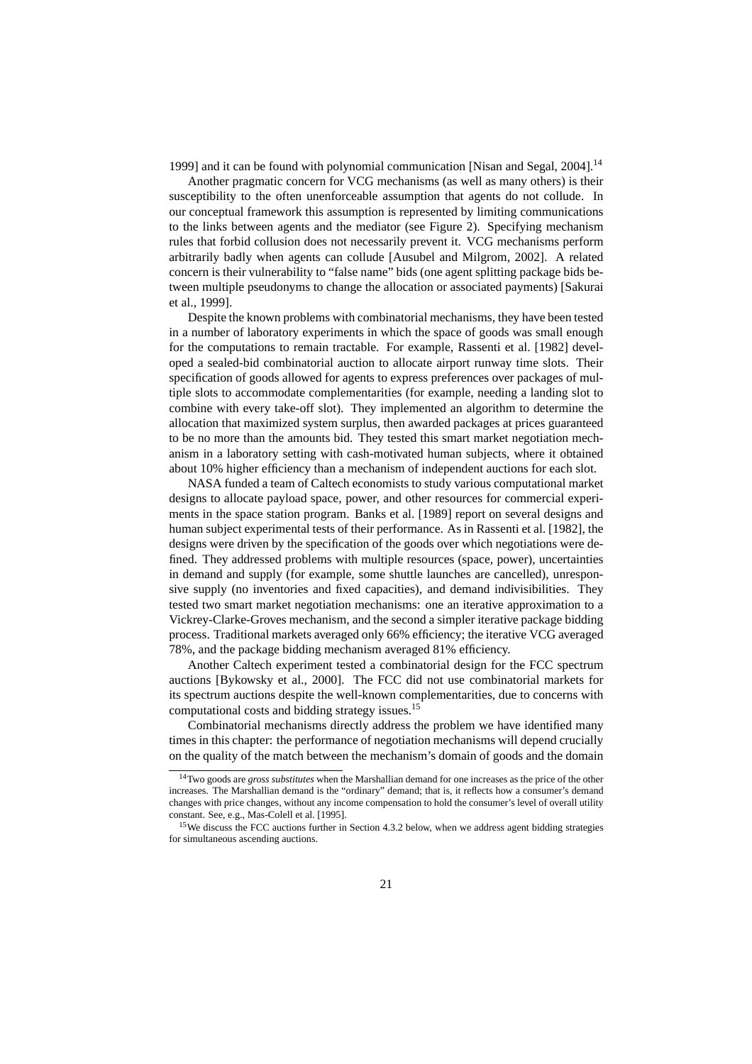1999] and it can be found with polynomial communication [Nisan and Segal, 2004].[14]

Another pragmatic concern for VCG mechanisms (as well as many others) is their susceptibility to the often unenforceable assumption that agents do not collude. In our conceptual framework this assumption is represented by limiting communications to the links between agents and the mediator (see Figure 2). Specifying mechanism rules that forbid collusion does not necessarily prevent it. VCG mechanisms perform arbitrarily badly when agents can collude [Ausubel and Milgrom, 2002]. A related concern is their vulnerability to "false name" bids (one agent splitting package bids between multiple pseudonyms to change the allocation or associated payments) [Sakurai et al., 1999].

Despite the known problems with combinatorial mechanisms, they have been tested in a number of laboratory experiments in which the space of goods was small enough for the computations to remain tractable. For example, Rassenti et al. [1982] developed a sealed-bid combinatorial auction to allocate airport runway time slots. Their specification of goods allowed for agents to express preferences over packages of multiple slots to accommodate complementarities (for example, needing a landing slot to combine with every take-off slot). They implemented an algorithm to determine the allocation that maximized system surplus, then awarded packages at prices guaranteed to be no more than the amounts bid. They tested this smart market negotiation mechanism in a laboratory setting with cash-motivated human subjects, where it obtained about 10% higher efficiency than a mechanism of independent auctions for each slot.

NASA funded a team of Caltech economists to study various computational market designs to allocate payload space, power, and other resources for commercial experiments in the space station program. Banks et al. [1989] report on several designs and human subject experimental tests of their performance. As in Rassenti et al. [1982], the designs were driven by the specification of the goods over which negotiations were defined. They addressed problems with multiple resources (space, power), uncertainties in demand and supply (for example, some shuttle launches are cancelled), unresponsive supply (no inventories and fixed capacities), and demand indivisibilities. They tested two smart market negotiation mechanisms: one an iterative approximation to a Vickrey-Clarke-Groves mechanism, and the second a simpler iterative package bidding process. Traditional markets averaged only 66% efficiency; the iterative VCG averaged 78%, and the package bidding mechanism averaged 81% efficiency.

Another Caltech experiment tested a combinatorial design for the FCC spectrum auctions [Bykowsky et al., 2000]. The FCC did not use combinatorial markets for its spectrum auctions despite the well-known complementarities, due to concerns with computational costs and bidding strategy issues.[15]

Combinatorial mechanisms directly address the problem we have identified many times in this chapter: the performance of negotiation mechanisms will depend crucially on the quality of the match between the mechanism's domain of goods and the domain

---

[14] Two goods are *gross substitutes* when the Marshallian demand for one increases as the price of the other increases. The Marshallian demand is the "ordinary" demand; that is, it reflects how a consumer's demand changes with price changes, without any income compensation to hold the consumer's level of overall utility constant. See, e.g., Mas-Colell et al. [1995].

[15] We discuss the FCC auctions further in Section 4.3.2 below, when we address agent bidding strategies for simultaneous ascending auctions.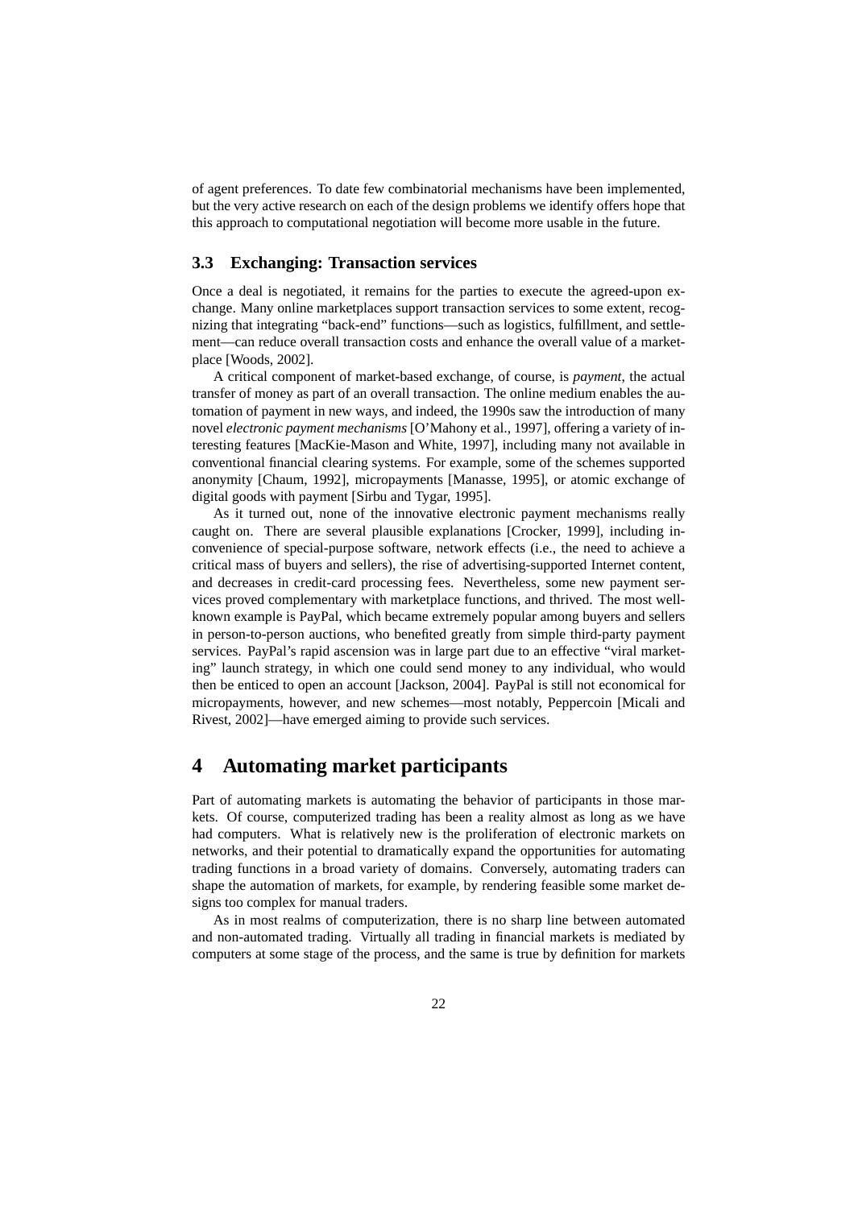of agent preferences. To date few combinatorial mechanisms have been implemented, but the very active research on each of the design problems we identify offers hope that this approach to computational negotiation will become more usable in the future.

### 3.3 Exchanging: Transaction services

Once a deal is negotiated, it remains for the parties to execute the agreed-upon exchange. Many online marketplaces support transaction services to some extent, recognizing that integrating "back-end" functions—such as logistics, fulfillment, and settlement—can reduce overall transaction costs and enhance the overall value of a marketplace [Woods, 2002].

A critical component of market-based exchange, of course, is *payment*, the actual transfer of money as part of an overall transaction. The online medium enables the automation of payment in new ways, and indeed, the 1990s saw the introduction of many novel *electronic payment mechanisms* [O'Mahony et al., 1997], offering a variety of interesting features [MacKie-Mason and White, 1997], including many not available in conventional financial clearing systems. For example, some of the schemes supported anonymity [Chaum, 1992], micropayments [Manasse, 1995], or atomic exchange of digital goods with payment [Sirbu and Tygar, 1995].

As it turned out, none of the innovative electronic payment mechanisms really caught on. There are several plausible explanations [Crocker, 1999], including inconvenience of special-purpose software, network effects (i.e., the need to achieve a critical mass of buyers and sellers), the rise of advertising-supported Internet content, and decreases in credit-card processing fees. Nevertheless, some new payment services proved complementary with marketplace functions, and thrived. The most well-known example is PayPal, which became extremely popular among buyers and sellers in person-to-person auctions, who benefited greatly from simple third-party payment services. PayPal's rapid ascension was in large part due to an effective "viral marketing" launch strategy, in which one could send money to any individual, who would then be enticed to open an account [Jackson, 2004]. PayPal is still not economical for micropayments, however, and new schemes—most notably, Peppercoin [Micali and Rivest, 2002]—have emerged aiming to provide such services.

## 4 Automating market participants

Part of automating markets is automating the behavior of participants in those markets. Of course, computerized trading has been a reality almost as long as we have had computers. What is relatively new is the proliferation of electronic markets on networks, and their potential to dramatically expand the opportunities for automating trading functions in a broad variety of domains. Conversely, automating traders can shape the automation of markets, for example, by rendering feasible some market designs too complex for manual traders.

As in most realms of computerization, there is no sharp line between automated and non-automated trading. Virtually all trading in financial markets is mediated by computers at some stage of the process, and the same is true by definition for markets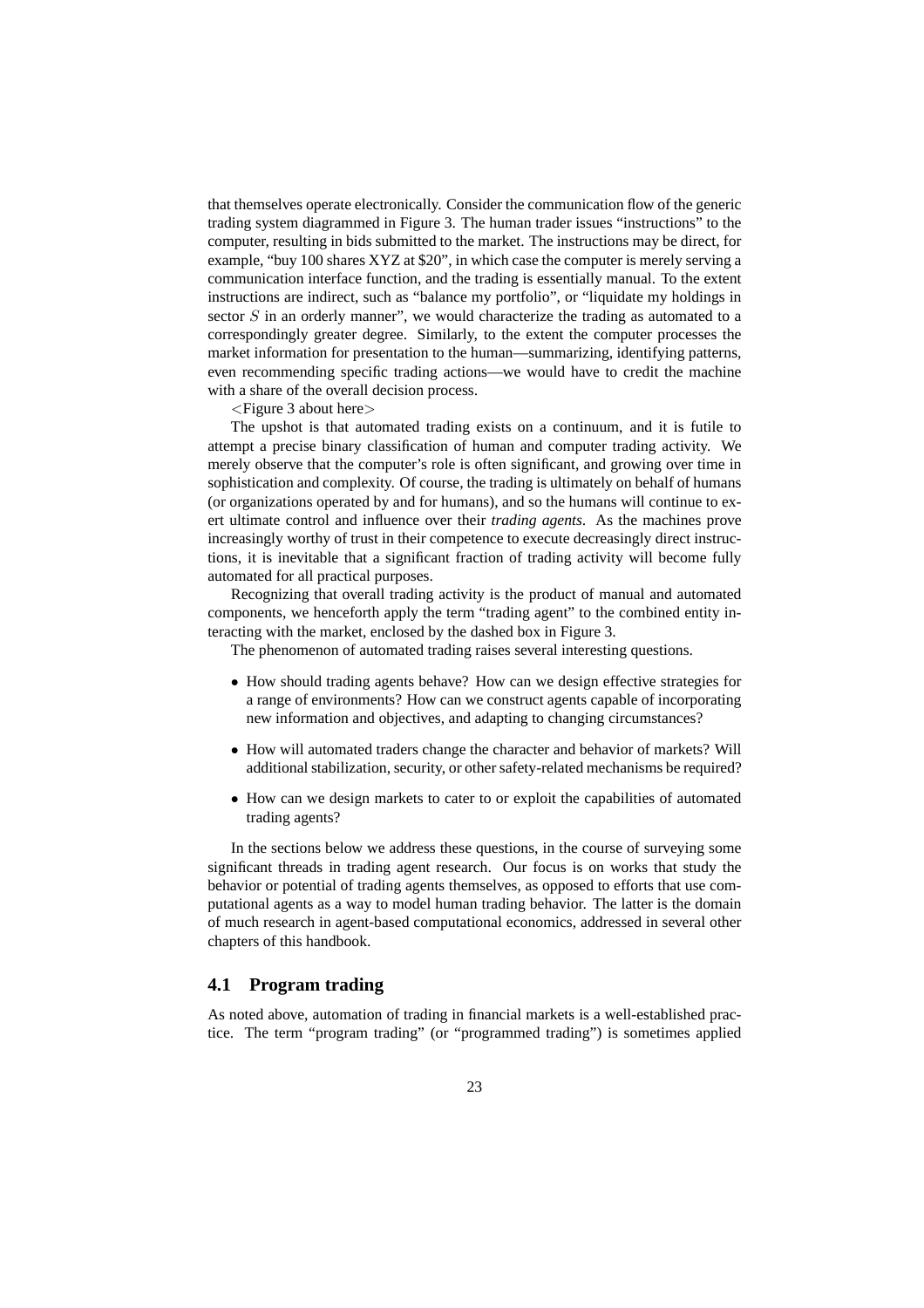that themselves operate electronically. Consider the communication flow of the generic trading system diagrammed in Figure 3. The human trader issues "instructions" to the computer, resulting in bids submitted to the market. The instructions may be direct, for example, "buy 100 shares XYZ at $20", in which case the computer is merely serving a communication interface function, and the trading is essentially manual. To the extent instructions are indirect, such as "balance my portfolio", or "liquidate my holdings in sector $S$ in an orderly manner", we would characterize the trading as automated to a correspondingly greater degree. Similarly, to the extent the computer processes the market information for presentation to the human—summarizing, identifying patterns, even recommending specific trading actions—we would have to credit the machine with a share of the overall decision process.

<Figure 3 about here>

The upshot is that automated trading exists on a continuum, and it is futile to attempt a precise binary classification of human and computer trading activity. We merely observe that the computer's role is often significant, and growing over time in sophistication and complexity. Of course, the trading is ultimately on behalf of humans (or organizations operated by and for humans), and so the humans will continue to exert ultimate control and influence over their *trading agents*. As the machines prove increasingly worthy of trust in their competence to execute decreasingly direct instructions, it is inevitable that a significant fraction of trading activity will become fully automated for all practical purposes.

Recognizing that overall trading activity is the product of manual and automated components, we henceforth apply the term "trading agent" to the combined entity interacting with the market, enclosed by the dashed box in Figure 3.

The phenomenon of automated trading raises several interesting questions.

- How should trading agents behave? How can we design effective strategies for a range of environments? How can we construct agents capable of incorporating new information and objectives, and adapting to changing circumstances?
- How will automated traders change the character and behavior of markets? Will additional stabilization, security, or other safety-related mechanisms be required?
- How can we design markets to cater to or exploit the capabilities of automated trading agents?

In the sections below we address these questions, in the course of surveying some significant threads in trading agent research. Our focus is on works that study the behavior or potential of trading agents themselves, as opposed to efforts that use computational agents as a way to model human trading behavior. The latter is the domain of much research in agent-based computational economics, addressed in several other chapters of this handbook.

## 4.1 Program trading

As noted above, automation of trading in financial markets is a well-established practice. The term "program trading" (or "programmed trading") is sometimes applied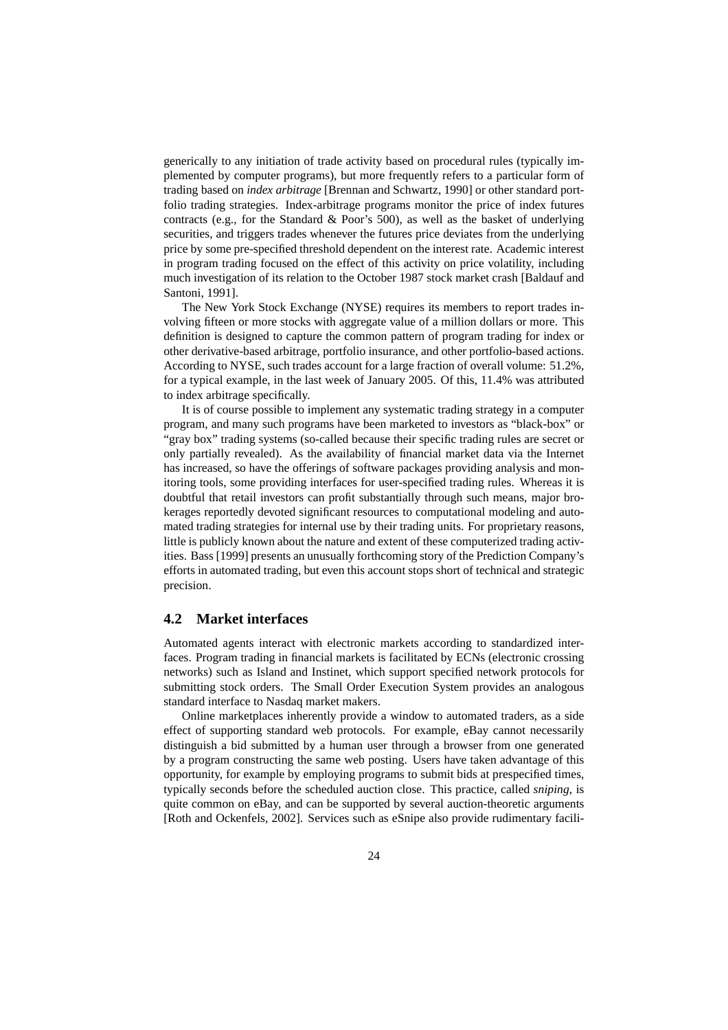generically to any initiation of trade activity based on procedural rules (typically implemented by computer programs), but more frequently refers to a particular form of trading based on *index arbitrage* [Brennan and Schwartz, 1990] or other standard portfolio trading strategies. Index-arbitrage programs monitor the price of index futures contracts (e.g., for the Standard & Poor's 500), as well as the basket of underlying securities, and triggers trades whenever the futures price deviates from the underlying price by some pre-specified threshold dependent on the interest rate. Academic interest in program trading focused on the effect of this activity on price volatility, including much investigation of its relation to the October 1987 stock market crash [Baldauf and Santoni, 1991].

The New York Stock Exchange (NYSE) requires its members to report trades involving fifteen or more stocks with aggregate value of a million dollars or more. This definition is designed to capture the common pattern of program trading for index or other derivative-based arbitrage, portfolio insurance, and other portfolio-based actions. According to NYSE, such trades account for a large fraction of overall volume: 51.2%, for a typical example, in the last week of January 2005. Of this, 11.4% was attributed to index arbitrage specifically.

It is of course possible to implement any systematic trading strategy in a computer program, and many such programs have been marketed to investors as "black-box" or "gray box" trading systems (so-called because their specific trading rules are secret or only partially revealed). As the availability of financial market data via the Internet has increased, so have the offerings of software packages providing analysis and monitoring tools, some providing interfaces for user-specified trading rules. Whereas it is doubtful that retail investors can profit substantially through such means, major brokerages reportedly devoted significant resources to computational modeling and automated trading strategies for internal use by their trading units. For proprietary reasons, little is publicly known about the nature and extent of these computerized trading activities. Bass [1999] presents an unusually forthcoming story of the Prediction Company's efforts in automated trading, but even this account stops short of technical and strategic precision.

## 4.2 Market interfaces

Automated agents interact with electronic markets according to standardized interfaces. Program trading in financial markets is facilitated by ECNs (electronic crossing networks) such as Island and Instinet, which support specified network protocols for submitting stock orders. The Small Order Execution System provides an analogous standard interface to Nasdaq market makers.

Online marketplaces inherently provide a window to automated traders, as a side effect of supporting standard web protocols. For example, eBay cannot necessarily distinguish a bid submitted by a human user through a browser from one generated by a program constructing the same web posting. Users have taken advantage of this opportunity, for example by employing programs to submit bids at prespecified times, typically seconds before the scheduled auction close. This practice, called *sniping*, is quite common on eBay, and can be supported by several auction-theoretic arguments [Roth and Ockenfels, 2002]. Services such as eSnipe also provide rudimentary facili-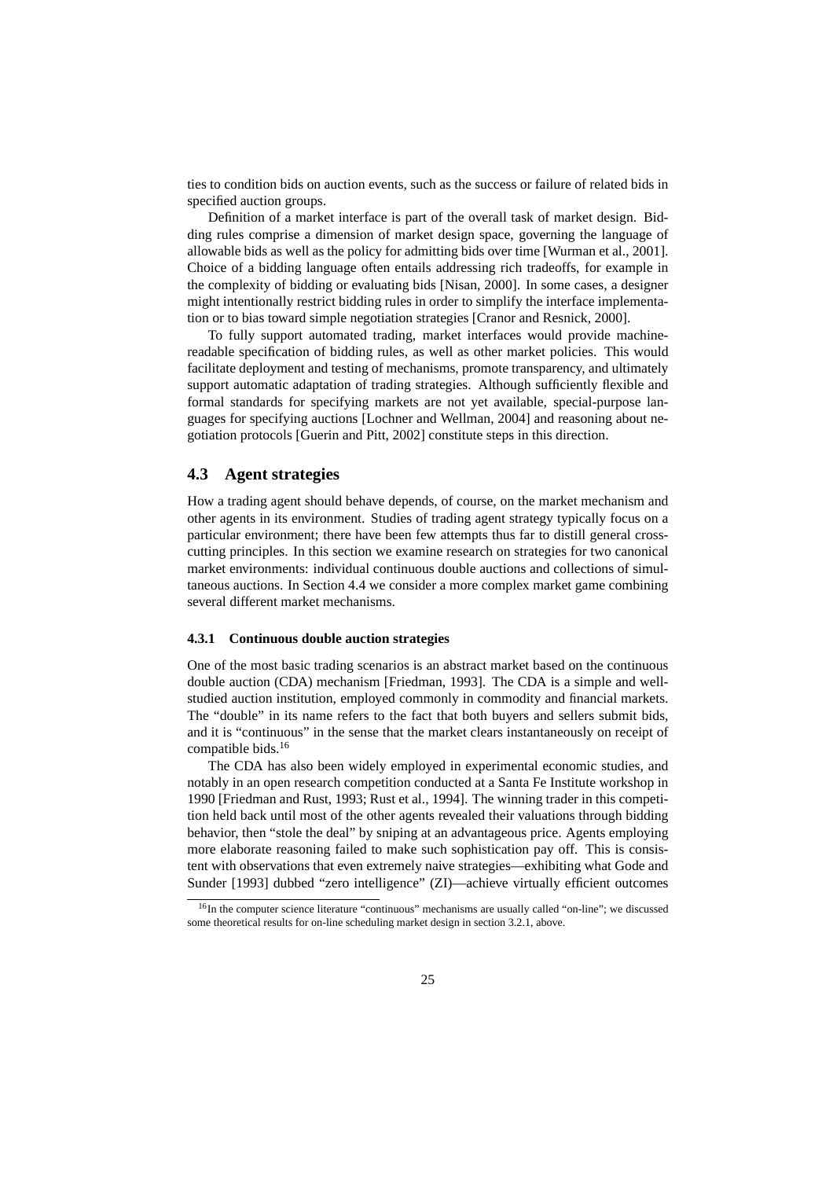ties to condition bids on auction events, such as the success or failure of related bids in specified auction groups.

Definition of a market interface is part of the overall task of market design. Bidding rules comprise a dimension of market design space, governing the language of allowable bids as well as the policy for admitting bids over time [Wurman et al., 2001]. Choice of a bidding language often entails addressing rich tradeoffs, for example in the complexity of bidding or evaluating bids [Nisan, 2000]. In some cases, a designer might intentionally restrict bidding rules in order to simplify the interface implementation or to bias toward simple negotiation strategies [Cranor and Resnick, 2000].

To fully support automated trading, market interfaces would provide machine-readable specification of bidding rules, as well as other market policies. This would facilitate deployment and testing of mechanisms, promote transparency, and ultimately support automatic adaptation of trading strategies. Although sufficiently flexible and formal standards for specifying markets are not yet available, special-purpose languages for specifying auctions [Lochner and Wellman, 2004] and reasoning about negotiation protocols [Guerin and Pitt, 2002] constitute steps in this direction.

## 4.3 Agent strategies

How a trading agent should behave depends, of course, on the market mechanism and other agents in its environment. Studies of trading agent strategy typically focus on a particular environment; there have been few attempts thus far to distill general cross-cutting principles. In this section we examine research on strategies for two canonical market environments: individual continuous double auctions and collections of simultaneous auctions. In Section 4.4 we consider a more complex market game combining several different market mechanisms.

### 4.3.1 Continuous double auction strategies

One of the most basic trading scenarios is an abstract market based on the continuous double auction (CDA) mechanism [Friedman, 1993]. The CDA is a simple and well-studied auction institution, employed commonly in commodity and financial markets. The "double" in its name refers to the fact that both buyers and sellers submit bids, and it is "continuous" in the sense that the market clears instantaneously on receipt of compatible bids.[16]

The CDA has also been widely employed in experimental economic studies, and notably in an open research competition conducted at a Santa Fe Institute workshop in 1990 [Friedman and Rust, 1993; Rust et al., 1994]. The winning trader in this competition held back until most of the other agents revealed their valuations through bidding behavior, then "stole the deal" by sniping at an advantageous price. Agents employing more elaborate reasoning failed to make such sophistication pay off. This is consistent with observations that even extremely naive strategies—exhibiting what Gode and Sunder [1993] dubbed "zero intelligence" (ZI)—achieve virtually efficient outcomes

[16] In the computer science literature "continuous" mechanisms are usually called "on-line"; we discussed some theoretical results for on-line scheduling market design in section 3.2.1, above.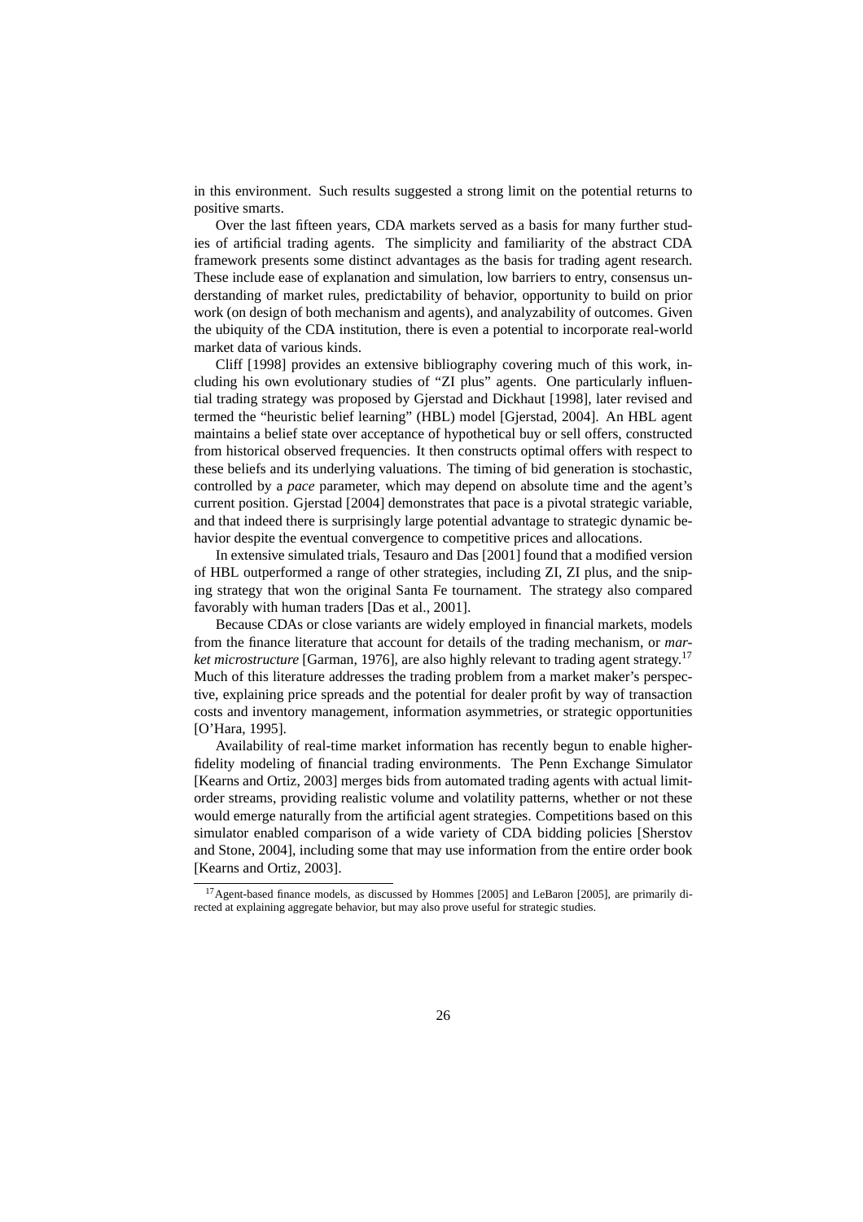in this environment. Such results suggested a strong limit on the potential returns to positive smarts.

Over the last fifteen years, CDA markets served as a basis for many further studies of artificial trading agents. The simplicity and familiarity of the abstract CDA framework presents some distinct advantages as the basis for trading agent research. These include ease of explanation and simulation, low barriers to entry, consensus understanding of market rules, predictability of behavior, opportunity to build on prior work (on design of both mechanism and agents), and analyzability of outcomes. Given the ubiquity of the CDA institution, there is even a potential to incorporate real-world market data of various kinds.

Cliff [1998] provides an extensive bibliography covering much of this work, including his own evolutionary studies of "ZI plus" agents. One particularly influential trading strategy was proposed by Gjerstad and Dickhaut [1998], later revised and termed the "heuristic belief learning" (HBL) model [Gjerstad, 2004]. An HBL agent maintains a belief state over acceptance of hypothetical buy or sell offers, constructed from historical observed frequencies. It then constructs optimal offers with respect to these beliefs and its underlying valuations. The timing of bid generation is stochastic, controlled by a *pace* parameter, which may depend on absolute time and the agent's current position. Gjerstad [2004] demonstrates that pace is a pivotal strategic variable, and that indeed there is surprisingly large potential advantage to strategic dynamic behavior despite the eventual convergence to competitive prices and allocations.

In extensive simulated trials, Tesauro and Das [2001] found that a modified version of HBL outperformed a range of other strategies, including ZI, ZI plus, and the sniping strategy that won the original Santa Fe tournament. The strategy also compared favorably with human traders [Das et al., 2001].

Because CDAs or close variants are widely employed in financial markets, models from the finance literature that account for details of the trading mechanism, or *market microstructure* [Garman, 1976], are also highly relevant to trading agent strategy.[17] Much of this literature addresses the trading problem from a market maker's perspective, explaining price spreads and the potential for dealer profit by way of transaction costs and inventory management, information asymmetries, or strategic opportunities [O'Hara, 1995].

Availability of real-time market information has recently begun to enable higher-fidelity modeling of financial trading environments. The Penn Exchange Simulator [Kearns and Ortiz, 2003] merges bids from automated trading agents with actual limit-order streams, providing realistic volume and volatility patterns, whether or not these would emerge naturally from the artificial agent strategies. Competitions based on this simulator enabled comparison of a wide variety of CDA bidding policies [Sherstov and Stone, 2004], including some that may use information from the entire order book [Kearns and Ortiz, 2003].

[17] Agent-based finance models, as discussed by Hommes [2005] and LeBaron [2005], are primarily directed at explaining aggregate behavior, but may also prove useful for strategic studies.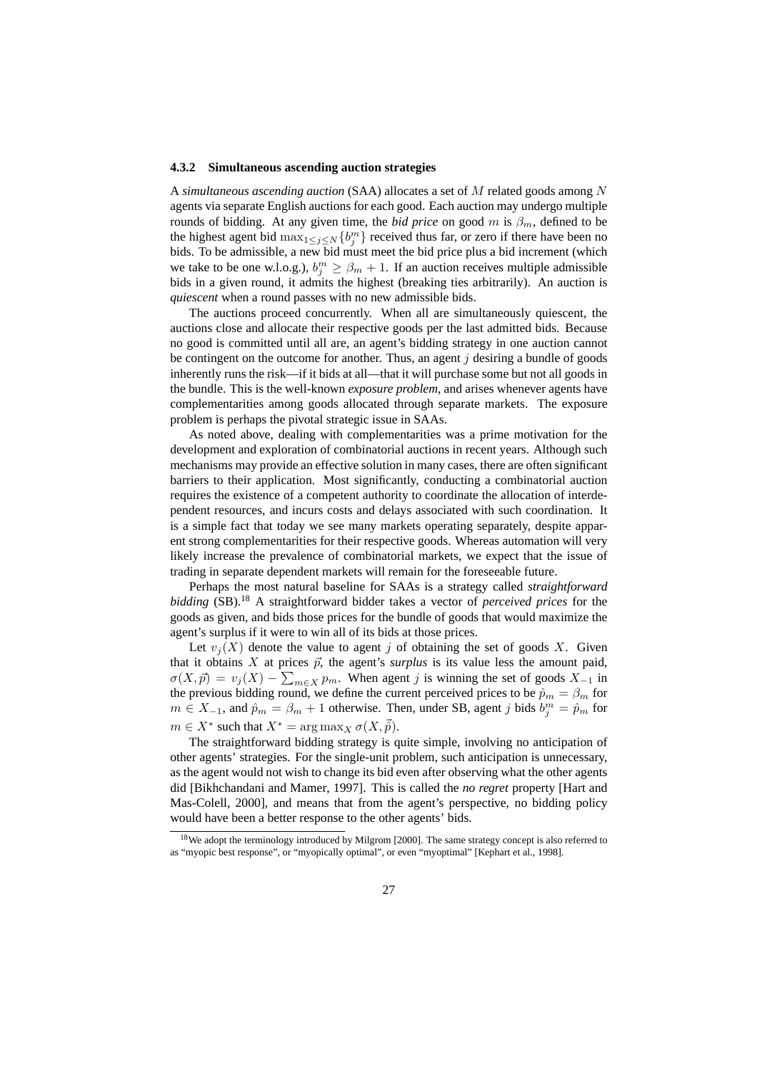### 4.3.2 Simultaneous ascending auction strategies

A *simultaneous ascending auction* (SAA) allocates a set of $M$ related goods among $N$ agents via separate English auctions for each good. Each auction may undergo multiple rounds of bidding. At any given time, the *bid price* on good $m$ is $\beta_m$, defined to be the highest agent bid $\max_{1 \leq j \leq N}\{b_j^m\}$ received thus far, or zero if there have been no bids. To be admissible, a new bid must meet the bid price plus a bid increment (which we take to be one w.l.o.g.), $b_j^m \geq \beta_m + 1$. If an auction receives multiple admissible bids in a given round, it admits the highest (breaking ties arbitrarily). An auction is *quiescent* when a round passes with no new admissible bids.

The auctions proceed concurrently. When all are simultaneously quiescent, the auctions close and allocate their respective goods per the last admitted bids. Because no good is committed until all are, an agent's bidding strategy in one auction cannot be contingent on the outcome for another. Thus, an agent $j$ desiring a bundle of goods inherently runs the risk—if it bids at all—that it will purchase some but not all goods in the bundle. This is the well-known *exposure problem*, and arises whenever agents have complementarities among goods allocated through separate markets. The exposure problem is perhaps the pivotal strategic issue in SAAs.

As noted above, dealing with complementarities was a prime motivation for the development and exploration of combinatorial auctions in recent years. Although such mechanisms may provide an effective solution in many cases, there are often significant barriers to their application. Most significantly, conducting a combinatorial auction requires the existence of a competent authority to coordinate the allocation of interdependent resources, and incurs costs and delays associated with such coordination. It is a simple fact that today we see many markets operating separately, despite apparent strong complementarities for their respective goods. Whereas automation will very likely increase the prevalence of combinatorial markets, we expect that the issue of trading in separate dependent markets will remain for the foreseeable future.

Perhaps the most natural baseline for SAAs is a strategy called *straightforward bidding* (SB).[18] A straightforward bidder takes a vector of *perceived prices* for the goods as given, and bids those prices for the bundle of goods that would maximize the agent's surplus if it were to win all of its bids at those prices.

Let $v_j(X)$ denote the value to agent $j$ of obtaining the set of goods $X$. Given that it obtains $X$ at prices $\vec{p}$, the agent's *surplus* is its value less the amount paid, $\sigma(X, \vec{p}) = v_j(X) - \sum_{m \in X} p_m$. When agent $j$ is winning the set of goods $X_{-1}$ in the previous bidding round, we define the current perceived prices to be $\hat{p}_m = \beta_m$ for $m \in X_{-1}$, and $\hat{p}_m = \beta_m + 1$ otherwise. Then, under SB, agent $j$ bids $b_j^m = \hat{p}_m$ for $m \in X^*$ such that $X^* = \arg\max_X \sigma(X, \vec{\hat{p}})$.

The straightforward bidding strategy is quite simple, involving no anticipation of other agents' strategies. For the single-unit problem, such anticipation is unnecessary, as the agent would not wish to change its bid even after observing what the other agents did [Bikhchandani and Mamer, 1997]. This is called the *no regret* property [Hart and Mas-Colell, 2000], and means that from the agent's perspective, no bidding policy would have been a better response to the other agents' bids.

[18] We adopt the terminology introduced by Milgrom [2000]. The same strategy concept is also referred to as "myopic best response", or "myopically optimal", or even "myoptimal" [Kephart et al., 1998].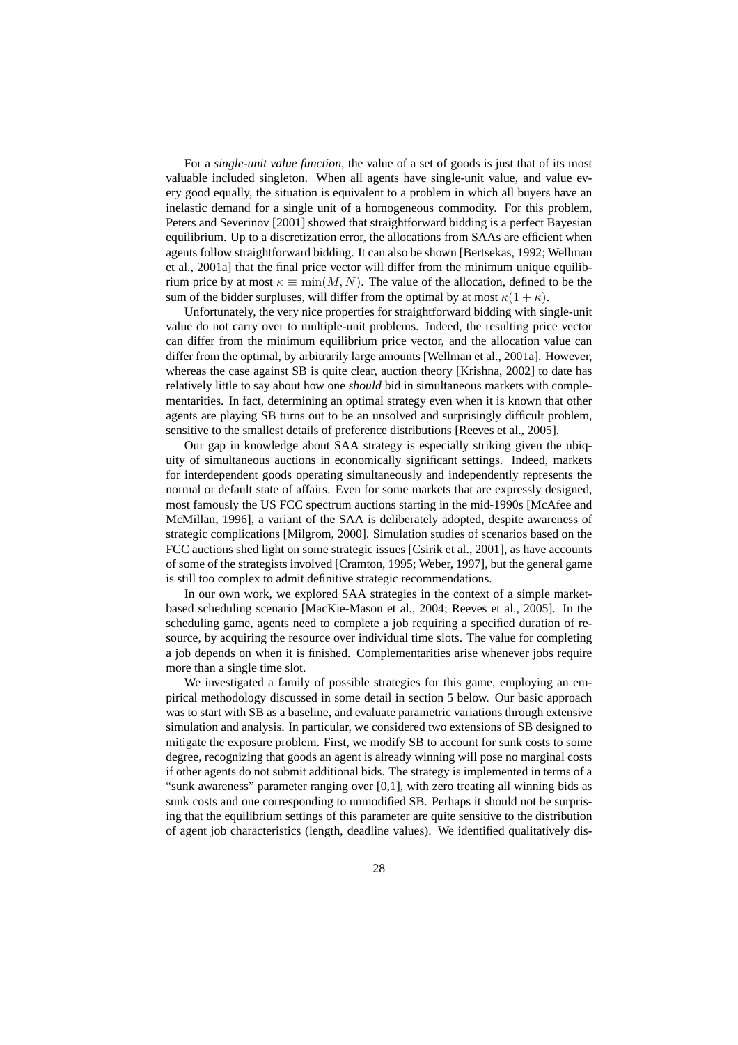For a *single-unit value function*, the value of a set of goods is just that of its most valuable included singleton. When all agents have single-unit value, and value every good equally, the situation is equivalent to a problem in which all buyers have an inelastic demand for a single unit of a homogeneous commodity. For this problem, Peters and Severinov [2001] showed that straightforward bidding is a perfect Bayesian equilibrium. Up to a discretization error, the allocations from SAAs are efficient when agents follow straightforward bidding. It can also be shown [Bertsekas, 1992; Wellman et al., 2001a] that the final price vector will differ from the minimum unique equilibrium price by at most $\kappa \equiv \min(M, N)$. The value of the allocation, defined to be the sum of the bidder surpluses, will differ from the optimal by at most $\kappa(1 + \kappa)$.

Unfortunately, the very nice properties for straightforward bidding with single-unit value do not carry over to multiple-unit problems. Indeed, the resulting price vector can differ from the minimum equilibrium price vector, and the allocation value can differ from the optimal, by arbitrarily large amounts [Wellman et al., 2001a]. However, whereas the case against SB is quite clear, auction theory [Krishna, 2002] to date has relatively little to say about how one *should* bid in simultaneous markets with complementarities. In fact, determining an optimal strategy even when it is known that other agents are playing SB turns out to be an unsolved and surprisingly difficult problem, sensitive to the smallest details of preference distributions [Reeves et al., 2005].

Our gap in knowledge about SAA strategy is especially striking given the ubiquity of simultaneous auctions in economically significant settings. Indeed, markets for interdependent goods operating simultaneously and independently represents the normal or default state of affairs. Even for some markets that are expressly designed, most famously the US FCC spectrum auctions starting in the mid-1990s [McAfee and McMillan, 1996], a variant of the SAA is deliberately adopted, despite awareness of strategic complications [Milgrom, 2000]. Simulation studies of scenarios based on the FCC auctions shed light on some strategic issues [Csirik et al., 2001], as have accounts of some of the strategists involved [Cramton, 1995; Weber, 1997], but the general game is still too complex to admit definitive strategic recommendations.

In our own work, we explored SAA strategies in the context of a simple market-based scheduling scenario [MacKie-Mason et al., 2004; Reeves et al., 2005]. In the scheduling game, agents need to complete a job requiring a specified duration of resource, by acquiring the resource over individual time slots. The value for completing a job depends on when it is finished. Complementarities arise whenever jobs require more than a single time slot.

We investigated a family of possible strategies for this game, employing an empirical methodology discussed in some detail in section 5 below. Our basic approach was to start with SB as a baseline, and evaluate parametric variations through extensive simulation and analysis. In particular, we considered two extensions of SB designed to mitigate the exposure problem. First, we modify SB to account for sunk costs to some degree, recognizing that goods an agent is already winning will pose no marginal costs if other agents do not submit additional bids. The strategy is implemented in terms of a "sunk awareness" parameter ranging over [0,1], with zero treating all winning bids as sunk costs and one corresponding to unmodified SB. Perhaps it should not be surprising that the equilibrium settings of this parameter are quite sensitive to the distribution of agent job characteristics (length, deadline values). We identified qualitatively dis-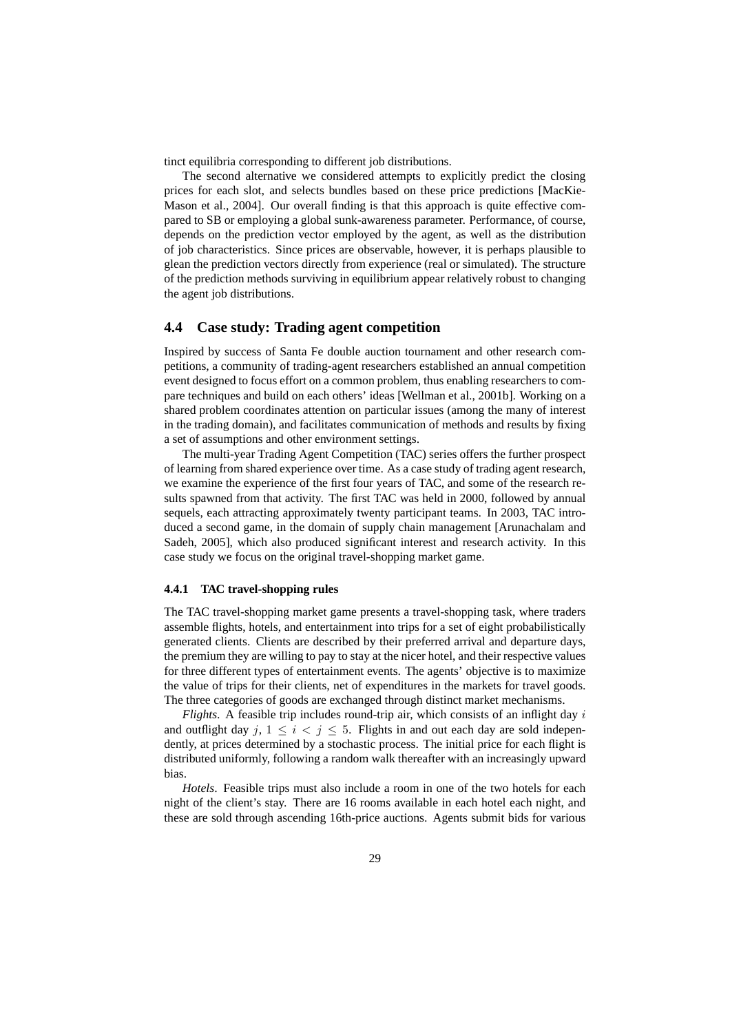tinct equilibria corresponding to different job distributions.

The second alternative we considered attempts to explicitly predict the closing prices for each slot, and selects bundles based on these price predictions [MacKie-Mason et al., 2004]. Our overall finding is that this approach is quite effective compared to SB or employing a global sunk-awareness parameter. Performance, of course, depends on the prediction vector employed by the agent, as well as the distribution of job characteristics. Since prices are observable, however, it is perhaps plausible to glean the prediction vectors directly from experience (real or simulated). The structure of the prediction methods surviving in equilibrium appear relatively robust to changing the agent job distributions.

## 4.4 Case study: Trading agent competition

Inspired by success of Santa Fe double auction tournament and other research competitions, a community of trading-agent researchers established an annual competition event designed to focus effort on a common problem, thus enabling researchers to compare techniques and build on each others' ideas [Wellman et al., 2001b]. Working on a shared problem coordinates attention on particular issues (among the many of interest in the trading domain), and facilitates communication of methods and results by fixing a set of assumptions and other environment settings.

The multi-year Trading Agent Competition (TAC) series offers the further prospect of learning from shared experience over time. As a case study of trading agent research, we examine the experience of the first four years of TAC, and some of the research results spawned from that activity. The first TAC was held in 2000, followed by annual sequels, each attracting approximately twenty participant teams. In 2003, TAC introduced a second game, in the domain of supply chain management [Arunachalam and Sadeh, 2005], which also produced significant interest and research activity. In this case study we focus on the original travel-shopping market game.

### 4.4.1 TAC travel-shopping rules

The TAC travel-shopping market game presents a travel-shopping task, where traders assemble flights, hotels, and entertainment into trips for a set of eight probabilistically generated clients. Clients are described by their preferred arrival and departure days, the premium they are willing to pay to stay at the nicer hotel, and their respective values for three different types of entertainment events. The agents' objective is to maximize the value of trips for their clients, net of expenditures in the markets for travel goods. The three categories of goods are exchanged through distinct market mechanisms.

*Flights.* A feasible trip includes round-trip air, which consists of an inflight day $i$ and outflight day $j$, $1 \leq i < j \leq 5$. Flights in and out each day are sold independently, at prices determined by a stochastic process. The initial price for each flight is distributed uniformly, following a random walk thereafter with an increasingly upward bias.

*Hotels*. Feasible trips must also include a room in one of the two hotels for each night of the client's stay. There are 16 rooms available in each hotel each night, and these are sold through ascending 16th-price auctions. Agents submit bids for various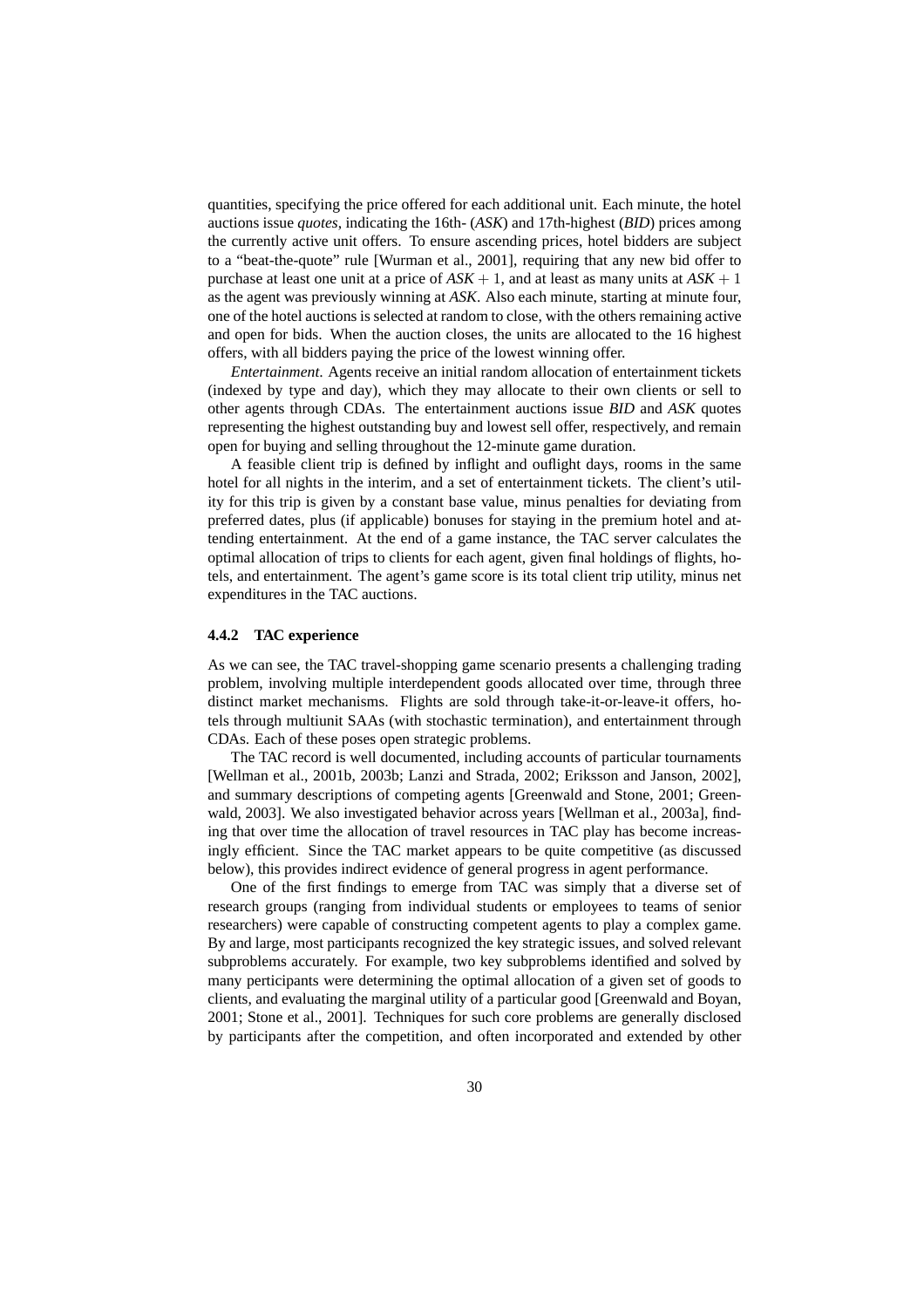quantities, specifying the price offered for each additional unit. Each minute, the hotel auctions issue *quotes*, indicating the 16th- (*ASK*) and 17th-highest (*BID*) prices among the currently active unit offers. To ensure ascending prices, hotel bidders are subject to a "beat-the-quote" rule [Wurman et al., 2001], requiring that any new bid offer to purchase at least one unit at a price of $ASK + 1$, and at least as many units at $ASK + 1$ as the agent was previously winning at *ASK*. Also each minute, starting at minute four, one of the hotel auctions is selected at random to close, with the others remaining active and open for bids. When the auction closes, the units are allocated to the 16 highest offers, with all bidders paying the price of the lowest winning offer.

*Entertainment.* Agents receive an initial random allocation of entertainment tickets (indexed by type and day), which they may allocate to their own clients or sell to other agents through CDAs. The entertainment auctions issue *BID* and *ASK* quotes representing the highest outstanding buy and lowest sell offer, respectively, and remain open for buying and selling throughout the 12-minute game duration.

A feasible client trip is defined by inflight and ouflight days, rooms in the same hotel for all nights in the interim, and a set of entertainment tickets. The client's utility for this trip is given by a constant base value, minus penalties for deviating from preferred dates, plus (if applicable) bonuses for staying in the premium hotel and attending entertainment. At the end of a game instance, the TAC server calculates the optimal allocation of trips to clients for each agent, given final holdings of flights, hotels, and entertainment. The agent's game score is its total client trip utility, minus net expenditures in the TAC auctions.

### 4.4.2 TAC experience

As we can see, the TAC travel-shopping game scenario presents a challenging trading problem, involving multiple interdependent goods allocated over time, through three distinct market mechanisms. Flights are sold through take-it-or-leave-it offers, hotels through multiunit SAAs (with stochastic termination), and entertainment through CDAs. Each of these poses open strategic problems.

The TAC record is well documented, including accounts of particular tournaments [Wellman et al., 2001b, 2003b; Lanzi and Strada, 2002; Eriksson and Janson, 2002], and summary descriptions of competing agents [Greenwald and Stone, 2001; Greenwald, 2003]. We also investigated behavior across years [Wellman et al., 2003a], finding that over time the allocation of travel resources in TAC play has become increasingly efficient. Since the TAC market appears to be quite competitive (as discussed below), this provides indirect evidence of general progress in agent performance.

One of the first findings to emerge from TAC was simply that a diverse set of research groups (ranging from individual students or employees to teams of senior researchers) were capable of constructing competent agents to play a complex game. By and large, most participants recognized the key strategic issues, and solved relevant subproblems accurately. For example, two key subproblems identified and solved by many perticipants were determining the optimal allocation of a given set of goods to clients, and evaluating the marginal utility of a particular good [Greenwald and Boyan, 2001; Stone et al., 2001]. Techniques for such core problems are generally disclosed by participants after the competition, and often incorporated and extended by other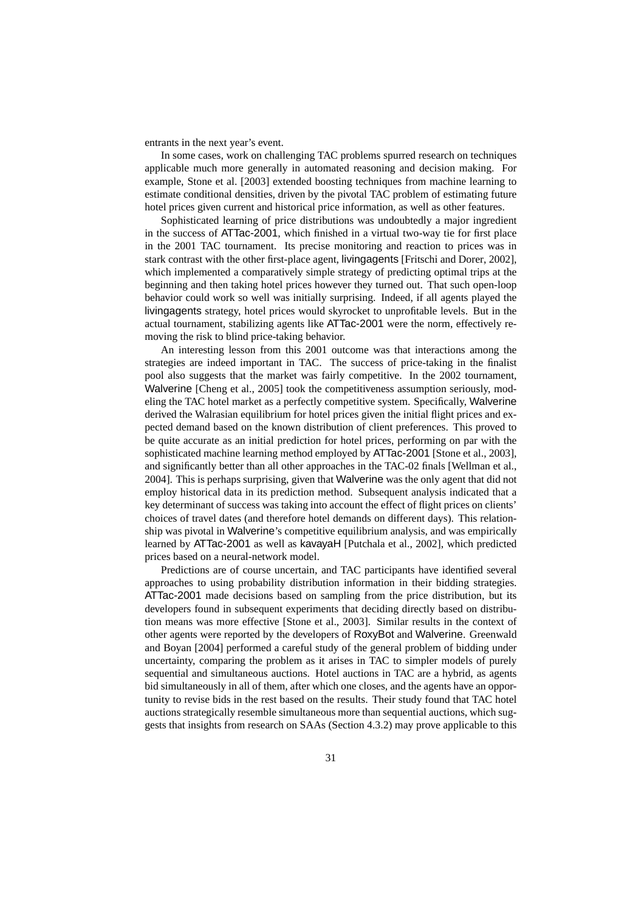entrants in the next year's event.

In some cases, work on challenging TAC problems spurred research on techniques applicable much more generally in automated reasoning and decision making. For example, Stone et al. [2003] extended boosting techniques from machine learning to estimate conditional densities, driven by the pivotal TAC problem of estimating future hotel prices given current and historical price information, as well as other features.

Sophisticated learning of price distributions was undoubtedly a major ingredient in the success of ATTac-2001, which finished in a virtual two-way tie for first place in the 2001 TAC tournament. Its precise monitoring and reaction to prices was in stark contrast with the other first-place agent, livingagents [Fritschi and Dorer, 2002], which implemented a comparatively simple strategy of predicting optimal trips at the beginning and then taking hotel prices however they turned out. That such open-loop behavior could work so well was initially surprising. Indeed, if all agents played the livingagents strategy, hotel prices would skyrocket to unprofitable levels. But in the actual tournament, stabilizing agents like ATTac-2001 were the norm, effectively removing the risk to blind price-taking behavior.

An interesting lesson from this 2001 outcome was that interactions among the strategies are indeed important in TAC. The success of price-taking in the finalist pool also suggests that the market was fairly competitive. In the 2002 tournament, Walverine [Cheng et al., 2005] took the competitiveness assumption seriously, modeling the TAC hotel market as a perfectly competitive system. Specifically, Walverine derived the Walrasian equilibrium for hotel prices given the initial flight prices and expected demand based on the known distribution of client preferences. This proved to be quite accurate as an initial prediction for hotel prices, performing on par with the sophisticated machine learning method employed by ATTac-2001 [Stone et al., 2003], and significantly better than all other approaches in the TAC-02 finals [Wellman et al., 2004]. This is perhaps surprising, given that Walverine was the only agent that did not employ historical data in its prediction method. Subsequent analysis indicated that a key determinant of success was taking into account the effect of flight prices on clients' choices of travel dates (and therefore hotel demands on different days). This relationship was pivotal in Walverine's competitive equilibrium analysis, and was empirically learned by ATTac-2001 as well as kavayaH [Putchala et al., 2002], which predicted prices based on a neural-network model.

Predictions are of course uncertain, and TAC participants have identified several approaches to using probability distribution information in their bidding strategies. ATTac-2001 made decisions based on sampling from the price distribution, but its developers found in subsequent experiments that deciding directly based on distribution means was more effective [Stone et al., 2003]. Similar results in the context of other agents were reported by the developers of RoxyBot and Walverine. Greenwald and Boyan [2004] performed a careful study of the general problem of bidding under uncertainty, comparing the problem as it arises in TAC to simpler models of purely sequential and simultaneous auctions. Hotel auctions in TAC are a hybrid, as agents bid simultaneously in all of them, after which one closes, and the agents have an opportunity to revise bids in the rest based on the results. Their study found that TAC hotel auctions strategically resemble simultaneous more than sequential auctions, which suggests that insights from research on SAAs (Section 4.3.2) may prove applicable to this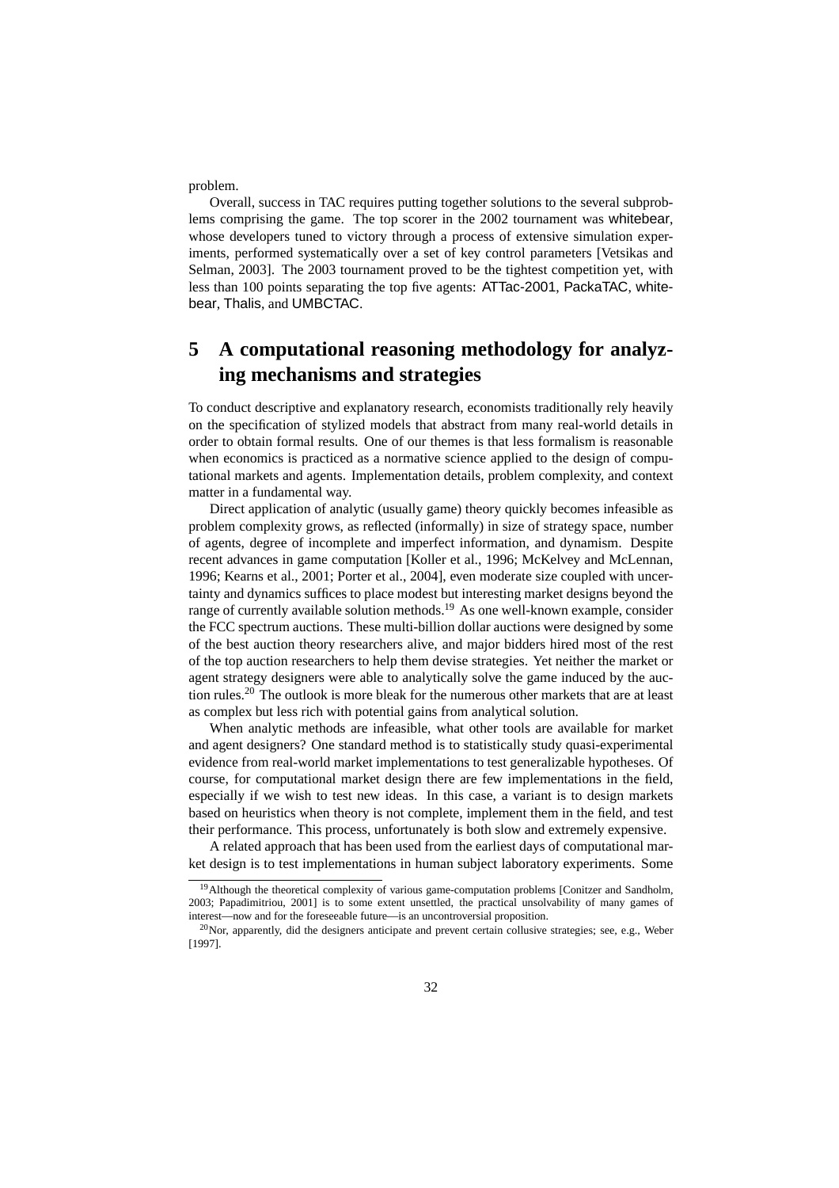problem.

Overall, success in TAC requires putting together solutions to the several subproblems comprising the game. The top scorer in the 2002 tournament was whitebear, whose developers tuned to victory through a process of extensive simulation experiments, performed systematically over a set of key control parameters [Vetsikas and Selman, 2003]. The 2003 tournament proved to be the tightest competition yet, with less than 100 points separating the top five agents: ATTac-2001, PackaTAC, whitebear, Thalis, and UMBCTAC.

# 5 A computational reasoning methodology for analyzing mechanisms and strategies

To conduct descriptive and explanatory research, economists traditionally rely heavily on the specification of stylized models that abstract from many real-world details in order to obtain formal results. One of our themes is that less formalism is reasonable when economics is practiced as a normative science applied to the design of computational markets and agents. Implementation details, problem complexity, and context matter in a fundamental way.

Direct application of analytic (usually game) theory quickly becomes infeasible as problem complexity grows, as reflected (informally) in size of strategy space, number of agents, degree of incomplete and imperfect information, and dynamism. Despite recent advances in game computation [Koller et al., 1996; McKelvey and McLennan, 1996; Kearns et al., 2001; Porter et al., 2004], even moderate size coupled with uncertainty and dynamics suffices to place modest but interesting market designs beyond the range of currently available solution methods.[19] As one well-known example, consider the FCC spectrum auctions. These multi-billion dollar auctions were designed by some of the best auction theory researchers alive, and major bidders hired most of the rest of the top auction researchers to help them devise strategies. Yet neither the market or agent strategy designers were able to analytically solve the game induced by the auction rules.[20] The outlook is more bleak for the numerous other markets that are at least as complex but less rich with potential gains from analytical solution.

When analytic methods are infeasible, what other tools are available for market and agent designers? One standard method is to statistically study quasi-experimental evidence from real-world market implementations to test generalizable hypotheses. Of course, for computational market design there are few implementations in the field, especially if we wish to test new ideas. In this case, a variant is to design markets based on heuristics when theory is not complete, implement them in the field, and test their performance. This process, unfortunately is both slow and extremely expensive.

A related approach that has been used from the earliest days of computational market design is to test implementations in human subject laboratory experiments. Some

---

[19] Although the theoretical complexity of various game-computation problems [Conitzer and Sandholm, 2003; Papadimitriou, 2001] is to some extent unsettled, the practical unsolvability of many games of interest—now and for the foreseeable future—is an uncontroversial proposition.

[20] Nor, apparently, did the designers anticipate and prevent certain collusive strategies; see, e.g., Weber [1997].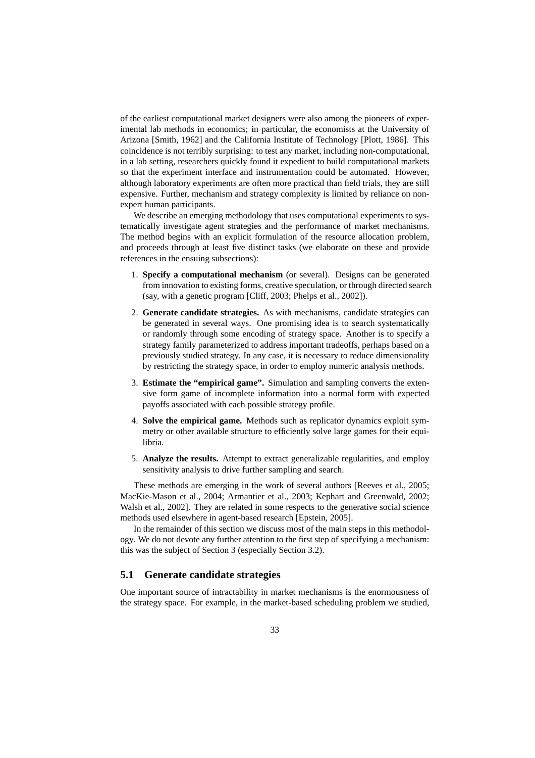of the earliest computational market designers were also among the pioneers of experimental lab methods in economics; in particular, the economists at the University of Arizona [Smith, 1962] and the California Institute of Technology [Plott, 1986]. This coincidence is not terribly surprising: to test any market, including non-computational, in a lab setting, researchers quickly found it expedient to build computational markets so that the experiment interface and instrumentation could be automated. However, although laboratory experiments are often more practical than field trials, they are still expensive. Further, mechanism and strategy complexity is limited by reliance on non-expert human participants.

We describe an emerging methodology that uses computational experiments to systematically investigate agent strategies and the performance of market mechanisms. The method begins with an explicit formulation of the resource allocation problem, and proceeds through at least five distinct tasks (we elaborate on these and provide references in the ensuing subsections):

1. **Specify a computational mechanism** (or several). Designs can be generated from innovation to existing forms, creative speculation, or through directed search (say, with a genetic program [Cliff, 2003; Phelps et al., 2002]).
2. **Generate candidate strategies.** As with mechanisms, candidate strategies can be generated in several ways. One promising idea is to search systematically or randomly through some encoding of strategy space. Another is to specify a strategy family parameterized to address important tradeoffs, perhaps based on a previously studied strategy. In any case, it is necessary to reduce dimensionality by restricting the strategy space, in order to employ numeric analysis methods.
3. **Estimate the "empirical game".** Simulation and sampling converts the extensive form game of incomplete information into a normal form with expected payoffs associated with each possible strategy profile.
4. **Solve the empirical game.** Methods such as replicator dynamics exploit symmetry or other available structure to efficiently solve large games for their equilibria.
5. **Analyze the results.** Attempt to extract generalizable regularities, and employ sensitivity analysis to drive further sampling and search.

These methods are emerging in the work of several authors [Reeves et al., 2005; MacKie-Mason et al., 2004; Armantier et al., 2003; Kephart and Greenwald, 2002; Walsh et al., 2002]. They are related in some respects to the generative social science methods used elsewhere in agent-based research [Epstein, 2005].

In the remainder of this section we discuss most of the main steps in this methodology. We do not devote any further attention to the first step of specifying a mechanism: this was the subject of Section 3 (especially Section 3.2).

## 5.1 Generate candidate strategies

One important source of intractability in market mechanisms is the enormousness of the strategy space. For example, in the market-based scheduling problem we studied,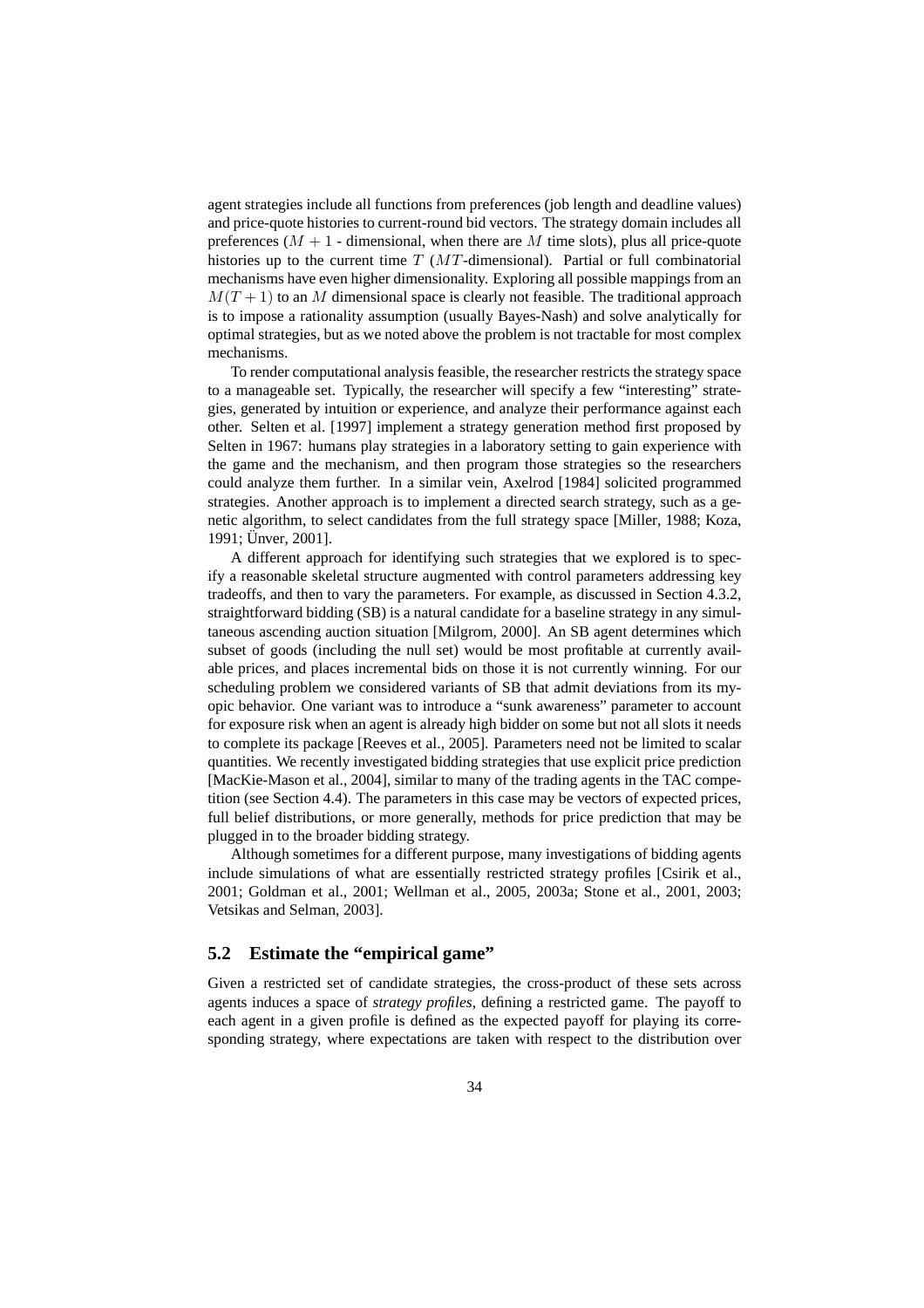agent strategies include all functions from preferences (job length and deadline values) and price-quote histories to current-round bid vectors. The strategy domain includes all preferences ($M + 1$ - dimensional, when there are $M$ time slots), plus all price-quote histories up to the current time $T$ ($MT$-dimensional). Partial or full combinatorial mechanisms have even higher dimensionality. Exploring all possible mappings from an $M(T + 1)$ to an $M$ dimensional space is clearly not feasible. The traditional approach is to impose a rationality assumption (usually Bayes-Nash) and solve analytically for optimal strategies, but as we noted above the problem is not tractable for most complex mechanisms.

To render computational analysis feasible, the researcher restricts the strategy space to a manageable set. Typically, the researcher will specify a few "interesting" strategies, generated by intuition or experience, and analyze their performance against each other. Selten et al. [1997] implement a strategy generation method first proposed by Selten in 1967: humans play strategies in a laboratory setting to gain experience with the game and the mechanism, and then program those strategies so the researchers could analyze them further. In a similar vein, Axelrod [1984] solicited programmed strategies. Another approach is to implement a directed search strategy, such as a genetic algorithm, to select candidates from the full strategy space [Miller, 1988; Koza, 1991; Ünver, 2001].

A different approach for identifying such strategies that we explored is to specify a reasonable skeletal structure augmented with control parameters addressing key tradeoffs, and then to vary the parameters. For example, as discussed in Section 4.3.2, straightforward bidding (SB) is a natural candidate for a baseline strategy in any simultaneous ascending auction situation [Milgrom, 2000]. An SB agent determines which subset of goods (including the null set) would be most profitable at currently available prices, and places incremental bids on those it is not currently winning. For our scheduling problem we considered variants of SB that admit deviations from its myopic behavior. One variant was to introduce a "sunk awareness" parameter to account for exposure risk when an agent is already high bidder on some but not all slots it needs to complete its package [Reeves et al., 2005]. Parameters need not be limited to scalar quantities. We recently investigated bidding strategies that use explicit price prediction [MacKie-Mason et al., 2004], similar to many of the trading agents in the TAC competition (see Section 4.4). The parameters in this case may be vectors of expected prices, full belief distributions, or more generally, methods for price prediction that may be plugged in to the broader bidding strategy.

Although sometimes for a different purpose, many investigations of bidding agents include simulations of what are essentially restricted strategy profiles [Csirik et al., 2001; Goldman et al., 2001; Wellman et al., 2005, 2003a; Stone et al., 2001, 2003; Vetsikas and Selman, 2003].

## 5.2 Estimate the "empirical game"

Given a restricted set of candidate strategies, the cross-product of these sets across agents induces a space of *strategy profiles*, defining a restricted game. The payoff to each agent in a given profile is defined as the expected payoff for playing its corresponding strategy, where expectations are taken with respect to the distribution over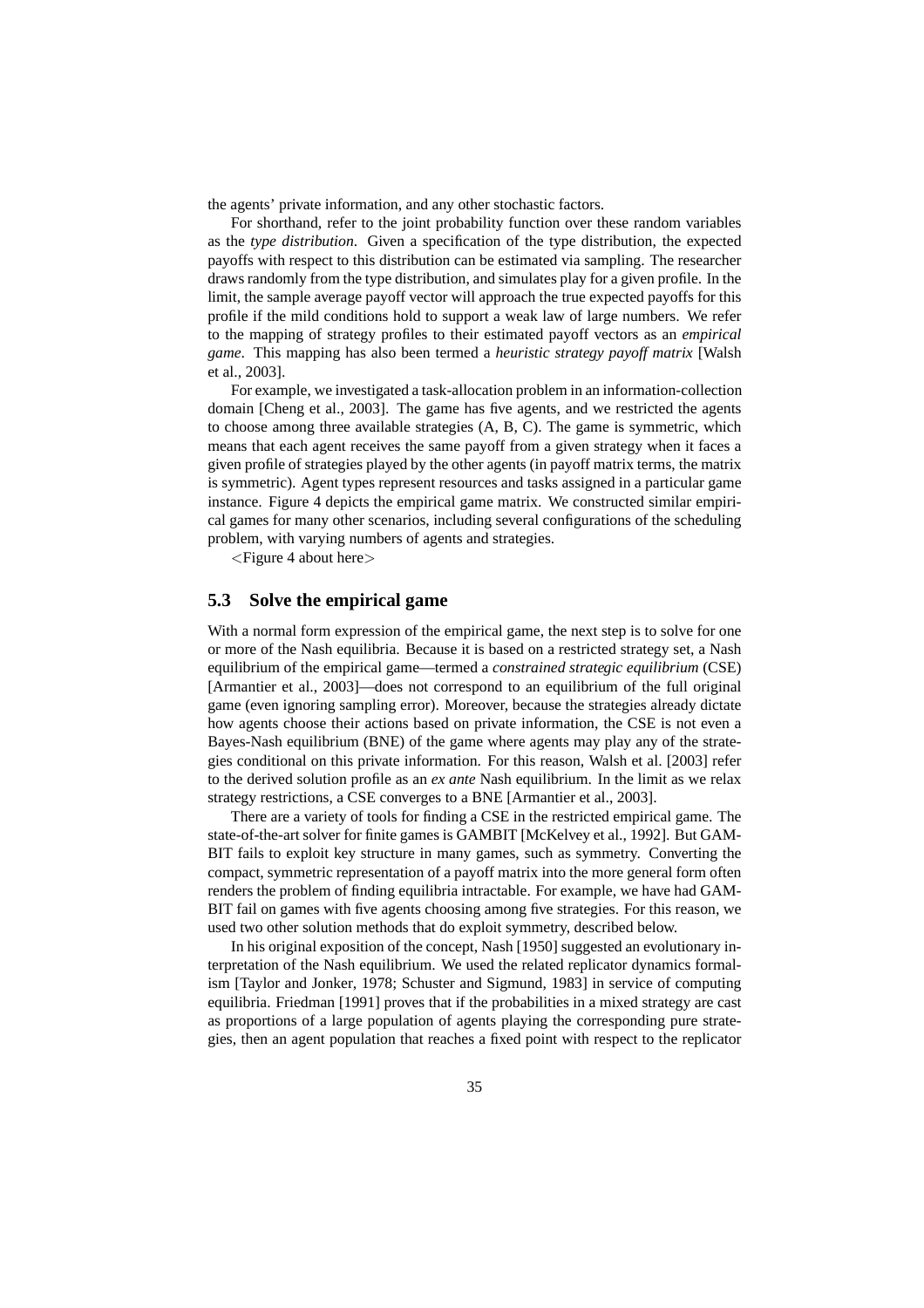the agents' private information, and any other stochastic factors.

For shorthand, refer to the joint probability function over these random variables as the *type distribution*. Given a specification of the type distribution, the expected payoffs with respect to this distribution can be estimated via sampling. The researcher draws randomly from the type distribution, and simulates play for a given profile. In the limit, the sample average payoff vector will approach the true expected payoffs for this profile if the mild conditions hold to support a weak law of large numbers. We refer to the mapping of strategy profiles to their estimated payoff vectors as an *empirical game*. This mapping has also been termed a *heuristic strategy payoff matrix* [Walsh et al., 2003].

For example, we investigated a task-allocation problem in an information-collection domain [Cheng et al., 2003]. The game has five agents, and we restricted the agents to choose among three available strategies (A, B, C). The game is symmetric, which means that each agent receives the same payoff from a given strategy when it faces a given profile of strategies played by the other agents (in payoff matrix terms, the matrix is symmetric). Agent types represent resources and tasks assigned in a particular game instance. Figure 4 depicts the empirical game matrix. We constructed similar empirical games for many other scenarios, including several configurations of the scheduling problem, with varying numbers of agents and strategies.

<Figure 4 about here>

## 5.3 Solve the empirical game

With a normal form expression of the empirical game, the next step is to solve for one or more of the Nash equilibria. Because it is based on a restricted strategy set, a Nash equilibrium of the empirical game—termed a *constrained strategic equilibrium* (CSE) [Armantier et al., 2003]—does not correspond to an equilibrium of the full original game (even ignoring sampling error). Moreover, because the strategies already dictate how agents choose their actions based on private information, the CSE is not even a Bayes-Nash equilibrium (BNE) of the game where agents may play any of the strategies conditional on this private information. For this reason, Walsh et al. [2003] refer to the derived solution profile as an *ex ante* Nash equilibrium. In the limit as we relax strategy restrictions, a CSE converges to a BNE [Armantier et al., 2003].

There are a variety of tools for finding a CSE in the restricted empirical game. The state-of-the-art solver for finite games is GAMBIT [McKelvey et al., 1992]. But GAMBIT fails to exploit key structure in many games, such as symmetry. Converting the compact, symmetric representation of a payoff matrix into the more general form often renders the problem of finding equilibria intractable. For example, we have had GAMBIT fail on games with five agents choosing among five strategies. For this reason, we used two other solution methods that do exploit symmetry, described below.

In his original exposition of the concept, Nash [1950] suggested an evolutionary interpretation of the Nash equilibrium. We used the related replicator dynamics formalism [Taylor and Jonker, 1978; Schuster and Sigmund, 1983] in service of computing equilibria. Friedman [1991] proves that if the probabilities in a mixed strategy are cast as proportions of a large population of agents playing the corresponding pure strategies, then an agent population that reaches a fixed point with respect to the replicator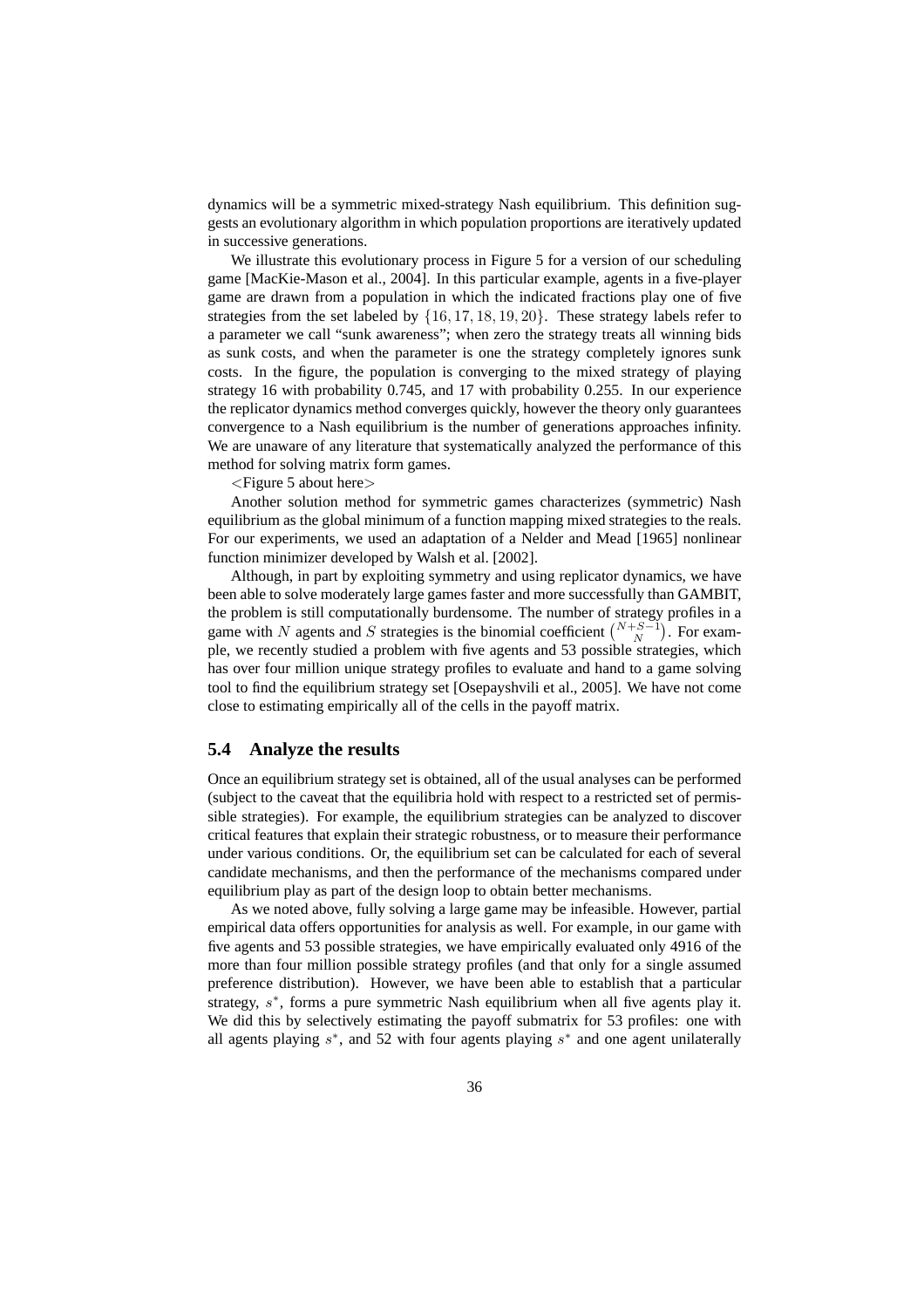dynamics will be a symmetric mixed-strategy Nash equilibrium. This definition suggests an evolutionary algorithm in which population proportions are iteratively updated in successive generations.

We illustrate this evolutionary process in Figure 5 for a version of our scheduling game [MacKie-Mason et al., 2004]. In this particular example, agents in a five-player game are drawn from a population in which the indicated fractions play one of five strategies from the set labeled by $\{16, 17, 18, 19, 20\}$. These strategy labels refer to a parameter we call "sunk awareness"; when zero the strategy treats all winning bids as sunk costs, and when the parameter is one the strategy completely ignores sunk costs. In the figure, the population is converging to the mixed strategy of playing strategy 16 with probability 0.745, and 17 with probability 0.255. In our experience the replicator dynamics method converges quickly, however the theory only guarantees convergence to a Nash equilibrium is the number of generations approaches infinity. We are unaware of any literature that systematically analyzed the performance of this method for solving matrix form games.

<Figure 5 about here>

Another solution method for symmetric games characterizes (symmetric) Nash equilibrium as the global minimum of a function mapping mixed strategies to the reals. For our experiments, we used an adaptation of a Nelder and Mead [1965] nonlinear function minimizer developed by Walsh et al. [2002].

Although, in part by exploiting symmetry and using replicator dynamics, we have been able to solve moderately large games faster and more successfully than GAMBIT, the problem is still computationally burdensome. The number of strategy profiles in a game with $N$ agents and $S$ strategies is the binomial coefficient $\binom{N+S-1}{N}$. For example, we recently studied a problem with five agents and 53 possible strategies, which has over four million unique strategy profiles to evaluate and hand to a game solving tool to find the equilibrium strategy set [Osepayshvili et al., 2005]. We have not come close to estimating empirically all of the cells in the payoff matrix.

## 5.4 Analyze the results

Once an equilibrium strategy set is obtained, all of the usual analyses can be performed (subject to the caveat that the equilibria hold with respect to a restricted set of permissible strategies). For example, the equilibrium strategies can be analyzed to discover critical features that explain their strategic robustness, or to measure their performance under various conditions. Or, the equilibrium set can be calculated for each of several candidate mechanisms, and then the performance of the mechanisms compared under equilibrium play as part of the design loop to obtain better mechanisms.

As we noted above, fully solving a large game may be infeasible. However, partial empirical data offers opportunities for analysis as well. For example, in our game with five agents and 53 possible strategies, we have empirically evaluated only 4916 of the more than four million possible strategy profiles (and that only for a single assumed preference distribution). However, we have been able to establish that a particular strategy, $s^*$, forms a pure symmetric Nash equilibrium when all five agents play it. We did this by selectively estimating the payoff submatrix for 53 profiles: one with all agents playing $s^*$, and 52 with four agents playing $s^*$ and one agent unilaterally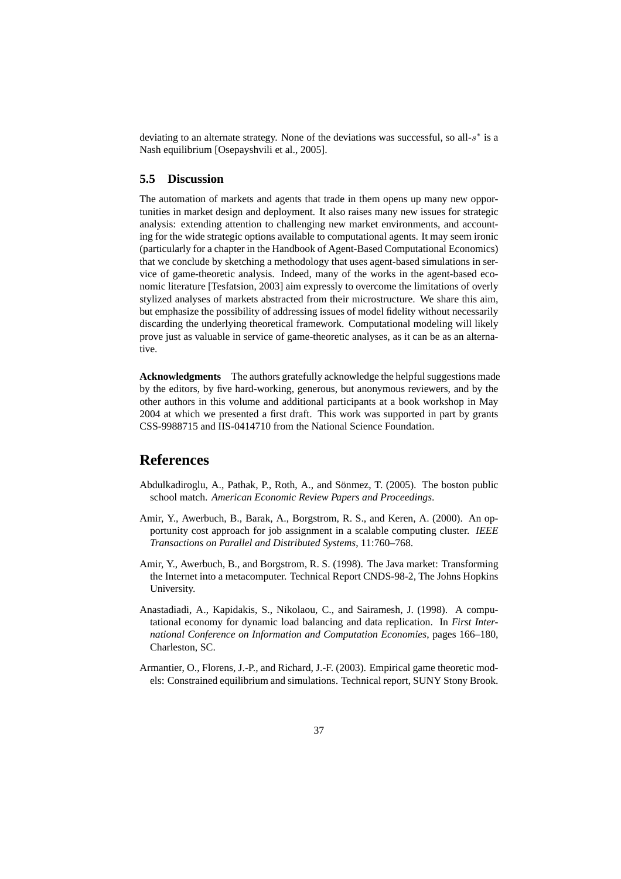deviating to an alternate strategy. None of the deviations was successful, so all-$s^*$ is a Nash equilibrium [Osepayshvili et al., 2005].

### 5.5 Discussion

The automation of markets and agents that trade in them opens up many new opportunities in market design and deployment. It also raises many new issues for strategic analysis: extending attention to challenging new market environments, and accounting for the wide strategic options available to computational agents. It may seem ironic (particularly for a chapter in the Handbook of Agent-Based Computational Economics) that we conclude by sketching a methodology that uses agent-based simulations in service of game-theoretic analysis. Indeed, many of the works in the agent-based economic literature [Tesfatsion, 2003] aim expressly to overcome the limitations of overly stylized analyses of markets abstracted from their microstructure. We share this aim, but emphasize the possibility of addressing issues of model fidelity without necessarily discarding the underlying theoretical framework. Computational modeling will likely prove just as valuable in service of game-theoretic analyses, as it can be as an alternative.

**Acknowledgments** The authors gratefully acknowledge the helpful suggestions made by the editors, by five hard-working, generous, but anonymous reviewers, and by the other authors in this volume and additional participants at a book workshop in May 2004 at which we presented a first draft. This work was supported in part by grants CSS-9988715 and IIS-0414710 from the National Science Foundation.

# References

Abdulkadiroglu, A., Pathak, P., Roth, A., and Sönmez, T. (2005). The boston public school match. *American Economic Review Papers and Proceedings*.

Amir, Y., Awerbuch, B., Barak, A., Borgstrom, R. S., and Keren, A. (2000). An opportunity cost approach for job assignment in a scalable computing cluster. *IEEE Transactions on Parallel and Distributed Systems*, 11:760–768.

Amir, Y., Awerbuch, B., and Borgstrom, R. S. (1998). The Java market: Transforming the Internet into a metacomputer. Technical Report CNDS-98-2, The Johns Hopkins University.

Anastadiadi, A., Kapidakis, S., Nikolaou, C., and Sairamesh, J. (1998). A computational economy for dynamic load balancing and data replication. In *First International Conference on Information and Computation Economies*, pages 166–180, Charleston, SC.

Armantier, O., Florens, J.-P., and Richard, J.-F. (2003). Empirical game theoretic models: Constrained equilibrium and simulations. Technical report, SUNY Stony Brook.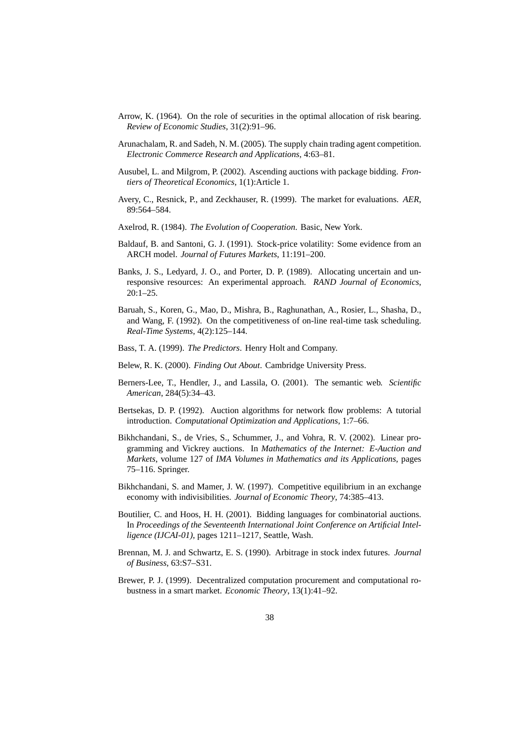Arrow, K. (1964). On the role of securities in the optimal allocation of risk bearing. *Review of Economic Studies*, 31(2):91–96.

Arunachalam, R. and Sadeh, N. M. (2005). The supply chain trading agent competition. *Electronic Commerce Research and Applications*, 4:63–81.

Ausubel, L. and Milgrom, P. (2002). Ascending auctions with package bidding. *Frontiers of Theoretical Economics*, 1(1):Article 1.

Avery, C., Resnick, P., and Zeckhauser, R. (1999). The market for evaluations. *AER*, 89:564–584.

Axelrod, R. (1984). *The Evolution of Cooperation*. Basic, New York.

Baldauf, B. and Santoni, G. J. (1991). Stock-price volatility: Some evidence from an ARCH model. *Journal of Futures Markets*, 11:191–200.

Banks, J. S., Ledyard, J. O., and Porter, D. P. (1989). Allocating uncertain and unresponsive resources: An experimental approach. *RAND Journal of Economics*, 20:1–25.

Baruah, S., Koren, G., Mao, D., Mishra, B., Raghunathan, A., Rosier, L., Shasha, D., and Wang, F. (1992). On the competitiveness of on-line real-time task scheduling. *Real-Time Systems*, 4(2):125–144.

Bass, T. A. (1999). *The Predictors*. Henry Holt and Company.

Belew, R. K. (2000). *Finding Out About*. Cambridge University Press.

Berners-Lee, T., Hendler, J., and Lassila, O. (2001). The semantic web. *Scientific American*, 284(5):34–43.

Bertsekas, D. P. (1992). Auction algorithms for network flow problems: A tutorial introduction. *Computational Optimization and Applications*, 1:7–66.

Bikhchandani, S., de Vries, S., Schummer, J., and Vohra, R. V. (2002). Linear programming and Vickrey auctions. In *Mathematics of the Internet: E-Auction and Markets*, volume 127 of *IMA Volumes in Mathematics and its Applications*, pages 75–116. Springer.

Bikhchandani, S. and Mamer, J. W. (1997). Competitive equilibrium in an exchange economy with indivisibilities. *Journal of Economic Theory*, 74:385–413.

Boutilier, C. and Hoos, H. H. (2001). Bidding languages for combinatorial auctions. In *Proceedings of the Seventeenth International Joint Conference on Artificial Intelligence (IJCAI-01)*, pages 1211–1217, Seattle, Wash.

Brennan, M. J. and Schwartz, E. S. (1990). Arbitrage in stock index futures. *Journal of Business*, 63:S7–S31.

Brewer, P. J. (1999). Decentralized computation procurement and computational robustness in a smart market. *Economic Theory*, 13(1):41–92.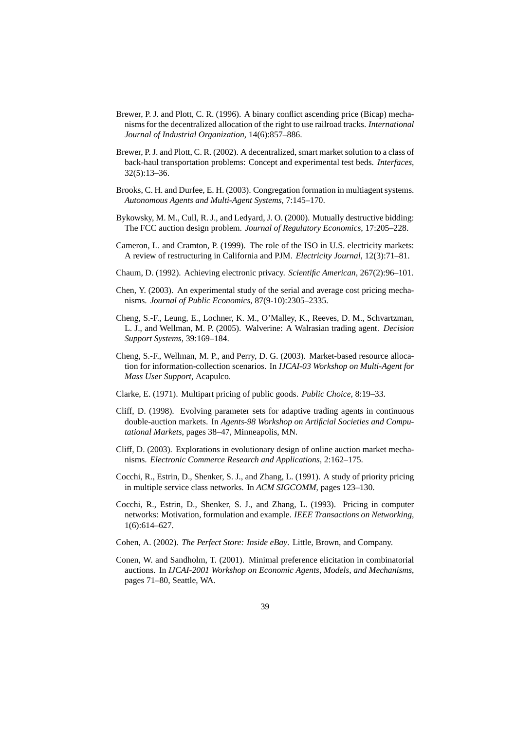Brewer, P. J. and Plott, C. R. (1996). A binary conflict ascending price (Bicap) mechanisms for the decentralized allocation of the right to use railroad tracks. *International Journal of Industrial Organization*, 14(6):857–886.

Brewer, P. J. and Plott, C. R. (2002). A decentralized, smart market solution to a class of back-haul transportation problems: Concept and experimental test beds. *Interfaces*, 32(5):13–36.

Brooks, C. H. and Durfee, E. H. (2003). Congregation formation in multiagent systems. *Autonomous Agents and Multi-Agent Systems*, 7:145–170.

Bykowsky, M. M., Cull, R. J., and Ledyard, J. O. (2000). Mutually destructive bidding: The FCC auction design problem. *Journal of Regulatory Economics*, 17:205–228.

Cameron, L. and Cramton, P. (1999). The role of the ISO in U.S. electricity markets: A review of restructuring in California and PJM. *Electricity Journal*, 12(3):71–81.

Chaum, D. (1992). Achieving electronic privacy. *Scientific American*, 267(2):96–101.

Chen, Y. (2003). An experimental study of the serial and average cost pricing mechanisms. *Journal of Public Economics*, 87(9-10):2305–2335.

Cheng, S.-F., Leung, E., Lochner, K. M., O'Malley, K., Reeves, D. M., Schvartzman, L. J., and Wellman, M. P. (2005). Walverine: A Walrasian trading agent. *Decision Support Systems*, 39:169–184.

Cheng, S.-F., Wellman, M. P., and Perry, D. G. (2003). Market-based resource allocation for information-collection scenarios. In *IJCAI-03 Workshop on Multi-Agent for Mass User Support*, Acapulco.

Clarke, E. (1971). Multipart pricing of public goods. *Public Choice*, 8:19–33.

Cliff, D. (1998). Evolving parameter sets for adaptive trading agents in continuous double-auction markets. In *Agents-98 Workshop on Artificial Societies and Computational Markets*, pages 38–47, Minneapolis, MN.

Cliff, D. (2003). Explorations in evolutionary design of online auction market mechanisms. *Electronic Commerce Research and Applications*, 2:162–175.

Cocchi, R., Estrin, D., Shenker, S. J., and Zhang, L. (1991). A study of priority pricing in multiple service class networks. In *ACM SIGCOMM*, pages 123–130.

Cocchi, R., Estrin, D., Shenker, S. J., and Zhang, L. (1993). Pricing in computer networks: Motivation, formulation and example. *IEEE Transactions on Networking*, 1(6):614–627.

Cohen, A. (2002). *The Perfect Store: Inside eBay*. Little, Brown, and Company.

Conen, W. and Sandholm, T. (2001). Minimal preference elicitation in combinatorial auctions. In *IJCAI-2001 Workshop on Economic Agents, Models, and Mechanisms*, pages 71–80, Seattle, WA.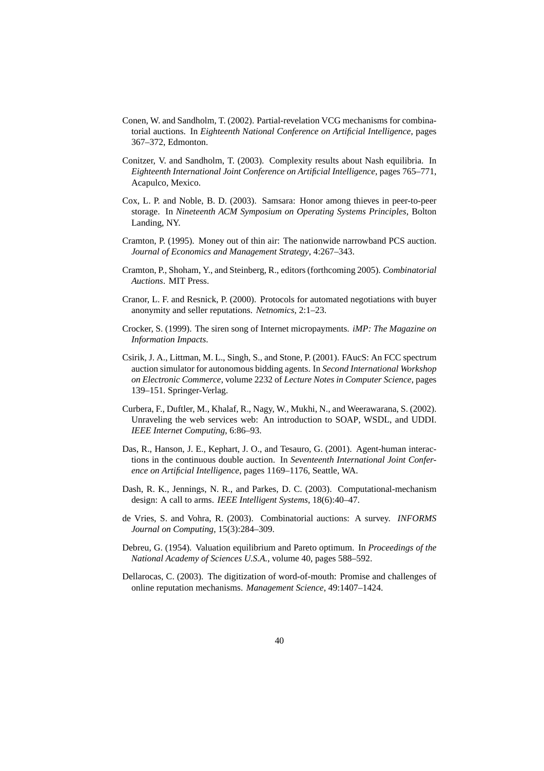Conen, W. and Sandholm, T. (2002). Partial-revelation VCG mechanisms for combinatorial auctions. In *Eighteenth National Conference on Artificial Intelligence*, pages 367–372, Edmonton.

Conitzer, V. and Sandholm, T. (2003). Complexity results about Nash equilibria. In *Eighteenth International Joint Conference on Artificial Intelligence*, pages 765–771, Acapulco, Mexico.

Cox, L. P. and Noble, B. D. (2003). Samsara: Honor among thieves in peer-to-peer storage. In *Nineteenth ACM Symposium on Operating Systems Principles*, Bolton Landing, NY.

Cramton, P. (1995). Money out of thin air: The nationwide narrowband PCS auction. *Journal of Economics and Management Strategy*, 4:267–343.

Cramton, P., Shoham, Y., and Steinberg, R., editors (forthcoming 2005). *Combinatorial Auctions*. MIT Press.

Cranor, L. F. and Resnick, P. (2000). Protocols for automated negotiations with buyer anonymity and seller reputations. *Netnomics*, 2:1–23.

Crocker, S. (1999). The siren song of Internet micropayments. *iMP: The Magazine on Information Impacts*.

Csirik, J. A., Littman, M. L., Singh, S., and Stone, P. (2001). FAucS: An FCC spectrum auction simulator for autonomous bidding agents. In *Second International Workshop on Electronic Commerce*, volume 2232 of *Lecture Notes in Computer Science*, pages 139–151. Springer-Verlag.

Curbera, F., Duftler, M., Khalaf, R., Nagy, W., Mukhi, N., and Weerawarana, S. (2002). Unraveling the web services web: An introduction to SOAP, WSDL, and UDDI. *IEEE Internet Computing*, 6:86–93.

Das, R., Hanson, J. E., Kephart, J. O., and Tesauro, G. (2001). Agent-human interactions in the continuous double auction. In *Seventeenth International Joint Conference on Artificial Intelligence*, pages 1169–1176, Seattle, WA.

Dash, R. K., Jennings, N. R., and Parkes, D. C. (2003). Computational-mechanism design: A call to arms. *IEEE Intelligent Systems*, 18(6):40–47.

de Vries, S. and Vohra, R. (2003). Combinatorial auctions: A survey. *INFORMS Journal on Computing*, 15(3):284–309.

Debreu, G. (1954). Valuation equilibrium and Pareto optimum. In *Proceedings of the National Academy of Sciences U.S.A.*, volume 40, pages 588–592.

Dellarocas, C. (2003). The digitization of word-of-mouth: Promise and challenges of online reputation mechanisms. *Management Science*, 49:1407–1424.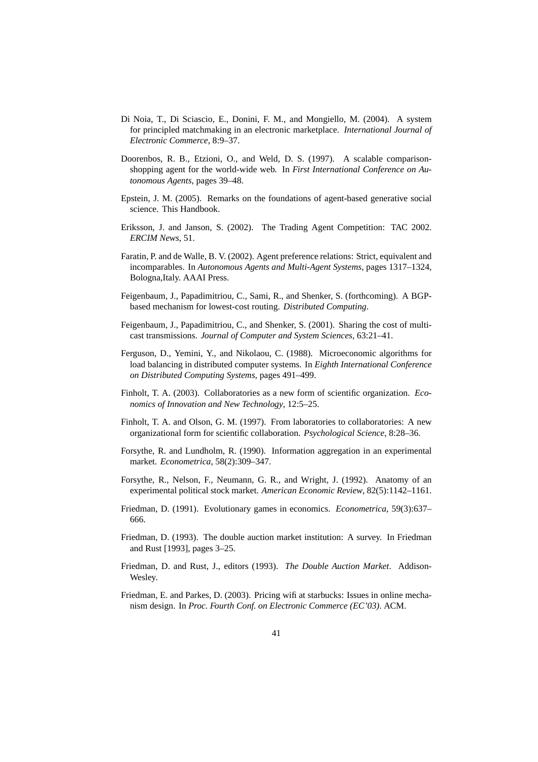Di Noia, T., Di Sciascio, E., Donini, F. M., and Mongiello, M. (2004). A system for principled matchmaking in an electronic marketplace. *International Journal of Electronic Commerce*, 8:9–37.

Doorenbos, R. B., Etzioni, O., and Weld, D. S. (1997). A scalable comparison-shopping agent for the world-wide web. In *First International Conference on Autonomous Agents*, pages 39–48.

Epstein, J. M. (2005). Remarks on the foundations of agent-based generative social science. This Handbook.

Eriksson, J. and Janson, S. (2002). The Trading Agent Competition: TAC 2002. *ERCIM News*, 51.

Faratin, P. and de Walle, B. V. (2002). Agent preference relations: Strict, equivalent and incomparables. In *Autonomous Agents and Multi-Agent Systems*, pages 1317–1324, Bologna,Italy. AAAI Press.

Feigenbaum, J., Papadimitriou, C., Sami, R., and Shenker, S. (forthcoming). A BGP-based mechanism for lowest-cost routing. *Distributed Computing*.

Feigenbaum, J., Papadimitriou, C., and Shenker, S. (2001). Sharing the cost of multicast transmissions. *Journal of Computer and System Sciences*, 63:21–41.

Ferguson, D., Yemini, Y., and Nikolaou, C. (1988). Microeconomic algorithms for load balancing in distributed computer systems. In *Eighth International Conference on Distributed Computing Systems*, pages 491–499.

Finholt, T. A. (2003). Collaboratories as a new form of scientific organization. *Economics of Innovation and New Technology*, 12:5–25.

Finholt, T. A. and Olson, G. M. (1997). From laboratories to collaboratories: A new organizational form for scientific collaboration. *Psychological Science*, 8:28–36.

Forsythe, R. and Lundholm, R. (1990). Information aggregation in an experimental market. *Econometrica*, 58(2):309–347.

Forsythe, R., Nelson, F., Neumann, G. R., and Wright, J. (1992). Anatomy of an experimental political stock market. *American Economic Review*, 82(5):1142–1161.

Friedman, D. (1991). Evolutionary games in economics. *Econometrica*, 59(3):637–666.

Friedman, D. (1993). The double auction market institution: A survey. In Friedman and Rust [1993], pages 3–25.

Friedman, D. and Rust, J., editors (1993). *The Double Auction Market*. Addison-Wesley.

Friedman, E. and Parkes, D. (2003). Pricing wifi at starbucks: Issues in online mechanism design. In *Proc. Fourth Conf. on Electronic Commerce (EC'03)*. ACM.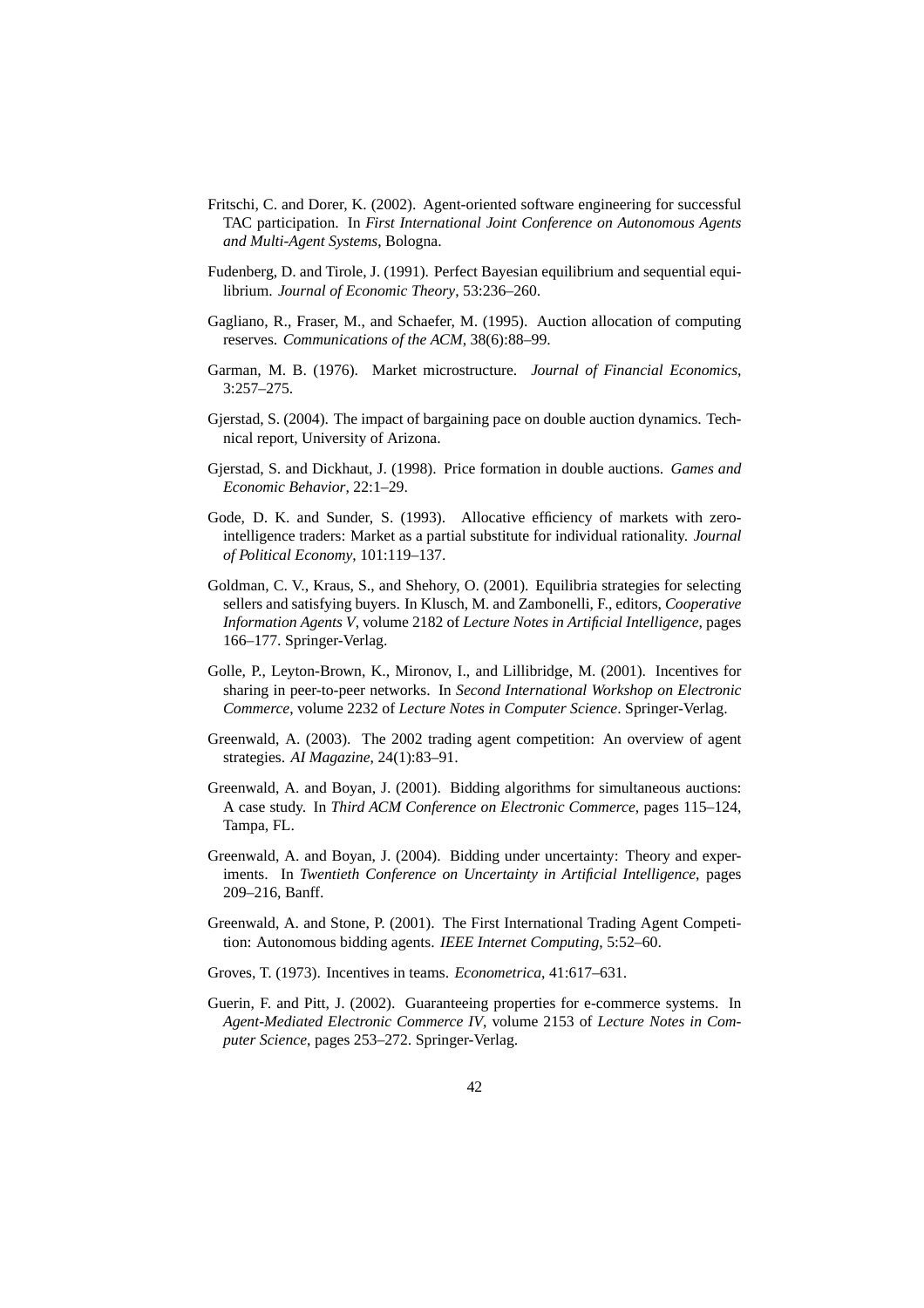Fritschi, C. and Dorer, K. (2002). Agent-oriented software engineering for successful TAC participation. In *First International Joint Conference on Autonomous Agents and Multi-Agent Systems*, Bologna.

Fudenberg, D. and Tirole, J. (1991). Perfect Bayesian equilibrium and sequential equilibrium. *Journal of Economic Theory*, 53:236–260.

Gagliano, R., Fraser, M., and Schaefer, M. (1995). Auction allocation of computing reserves. *Communications of the ACM*, 38(6):88–99.

Garman, M. B. (1976). Market microstructure. *Journal of Financial Economics*, 3:257–275.

Gjerstad, S. (2004). The impact of bargaining pace on double auction dynamics. Technical report, University of Arizona.

Gjerstad, S. and Dickhaut, J. (1998). Price formation in double auctions. *Games and Economic Behavior*, 22:1–29.

Gode, D. K. and Sunder, S. (1993). Allocative efficiency of markets with zero-intelligence traders: Market as a partial substitute for individual rationality. *Journal of Political Economy*, 101:119–137.

Goldman, C. V., Kraus, S., and Shehory, O. (2001). Equilibria strategies for selecting sellers and satisfying buyers. In Klusch, M. and Zambonelli, F., editors, *Cooperative Information Agents V*, volume 2182 of *Lecture Notes in Artificial Intelligence*, pages 166–177. Springer-Verlag.

Golle, P., Leyton-Brown, K., Mironov, I., and Lillibridge, M. (2001). Incentives for sharing in peer-to-peer networks. In *Second International Workshop on Electronic Commerce*, volume 2232 of *Lecture Notes in Computer Science*. Springer-Verlag.

Greenwald, A. (2003). The 2002 trading agent competition: An overview of agent strategies. *AI Magazine*, 24(1):83–91.

Greenwald, A. and Boyan, J. (2001). Bidding algorithms for simultaneous auctions: A case study. In *Third ACM Conference on Electronic Commerce*, pages 115–124, Tampa, FL.

Greenwald, A. and Boyan, J. (2004). Bidding under uncertainty: Theory and experiments. In *Twentieth Conference on Uncertainty in Artificial Intelligence*, pages 209–216, Banff.

Greenwald, A. and Stone, P. (2001). The First International Trading Agent Competition: Autonomous bidding agents. *IEEE Internet Computing*, 5:52–60.

Groves, T. (1973). Incentives in teams. *Econometrica*, 41:617–631.

Guerin, F. and Pitt, J. (2002). Guaranteeing properties for e-commerce systems. In *Agent-Mediated Electronic Commerce IV*, volume 2153 of *Lecture Notes in Computer Science*, pages 253–272. Springer-Verlag.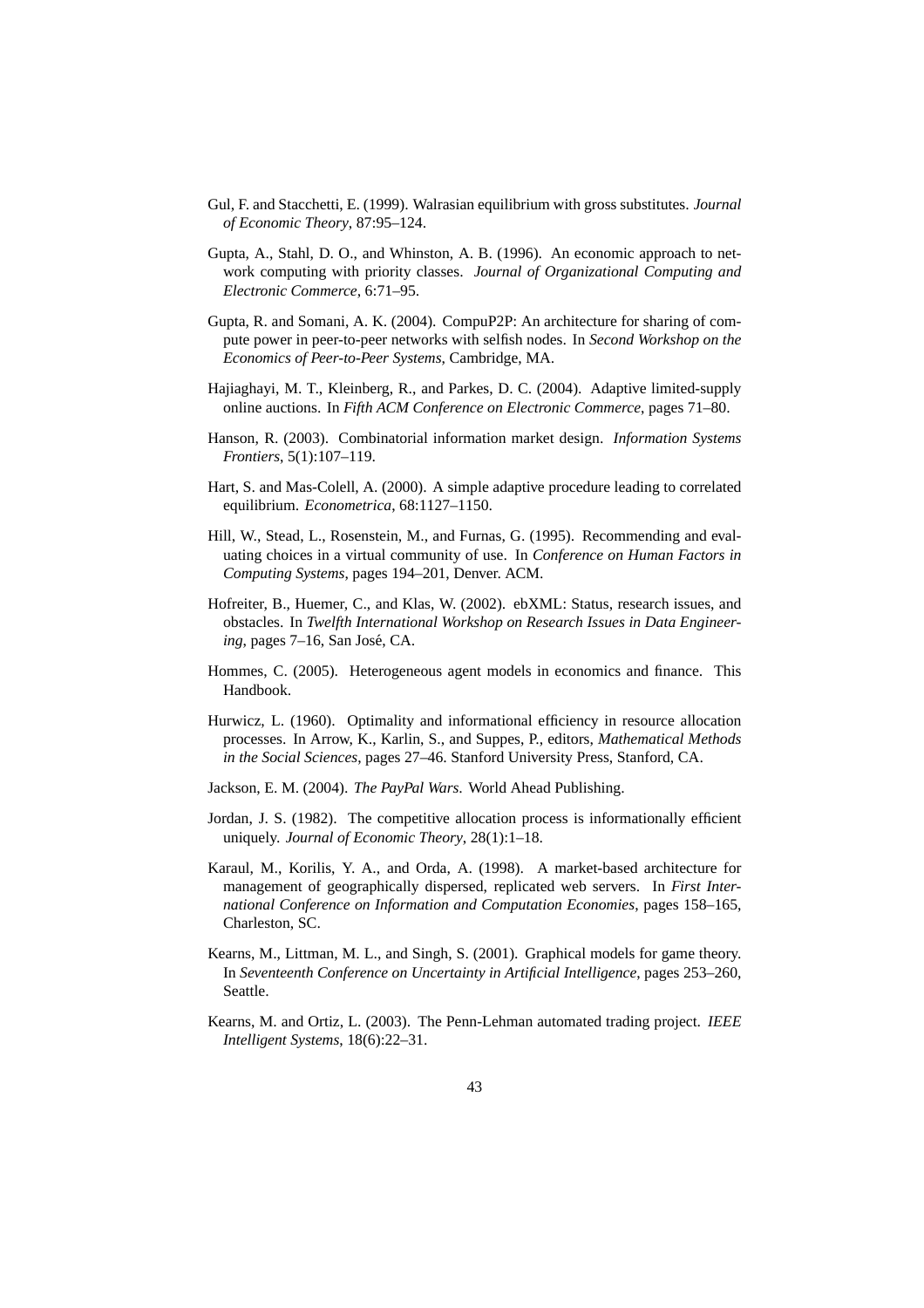Gul, F. and Stacchetti, E. (1999). Walrasian equilibrium with gross substitutes. *Journal of Economic Theory*, 87:95–124.

Gupta, A., Stahl, D. O., and Whinston, A. B. (1996). An economic approach to network computing with priority classes. *Journal of Organizational Computing and Electronic Commerce*, 6:71–95.

Gupta, R. and Somani, A. K. (2004). CompuP2P: An architecture for sharing of compute power in peer-to-peer networks with selfish nodes. In *Second Workshop on the Economics of Peer-to-Peer Systems*, Cambridge, MA.

Hajiaghayi, M. T., Kleinberg, R., and Parkes, D. C. (2004). Adaptive limited-supply online auctions. In *Fifth ACM Conference on Electronic Commerce*, pages 71–80.

Hanson, R. (2003). Combinatorial information market design. *Information Systems Frontiers*, 5(1):107–119.

Hart, S. and Mas-Colell, A. (2000). A simple adaptive procedure leading to correlated equilibrium. *Econometrica*, 68:1127–1150.

Hill, W., Stead, L., Rosenstein, M., and Furnas, G. (1995). Recommending and evaluating choices in a virtual community of use. In *Conference on Human Factors in Computing Systems*, pages 194–201, Denver. ACM.

Hofreiter, B., Huemer, C., and Klas, W. (2002). ebXML: Status, research issues, and obstacles. In *Twelfth International Workshop on Research Issues in Data Engineering*, pages 7–16, San José, CA.

Hommes, C. (2005). Heterogeneous agent models in economics and finance. This Handbook.

Hurwicz, L. (1960). Optimality and informational efficiency in resource allocation processes. In Arrow, K., Karlin, S., and Suppes, P., editors, *Mathematical Methods in the Social Sciences*, pages 27–46. Stanford University Press, Stanford, CA.

Jackson, E. M. (2004). *The PayPal Wars*. World Ahead Publishing.

Jordan, J. S. (1982). The competitive allocation process is informationally efficient uniquely. *Journal of Economic Theory*, 28(1):1–18.

Karaul, M., Korilis, Y. A., and Orda, A. (1998). A market-based architecture for management of geographically dispersed, replicated web servers. In *First International Conference on Information and Computation Economies*, pages 158–165, Charleston, SC.

Kearns, M., Littman, M. L., and Singh, S. (2001). Graphical models for game theory. In *Seventeenth Conference on Uncertainty in Artificial Intelligence*, pages 253–260, Seattle.

Kearns, M. and Ortiz, L. (2003). The Penn-Lehman automated trading project. *IEEE Intelligent Systems*, 18(6):22–31.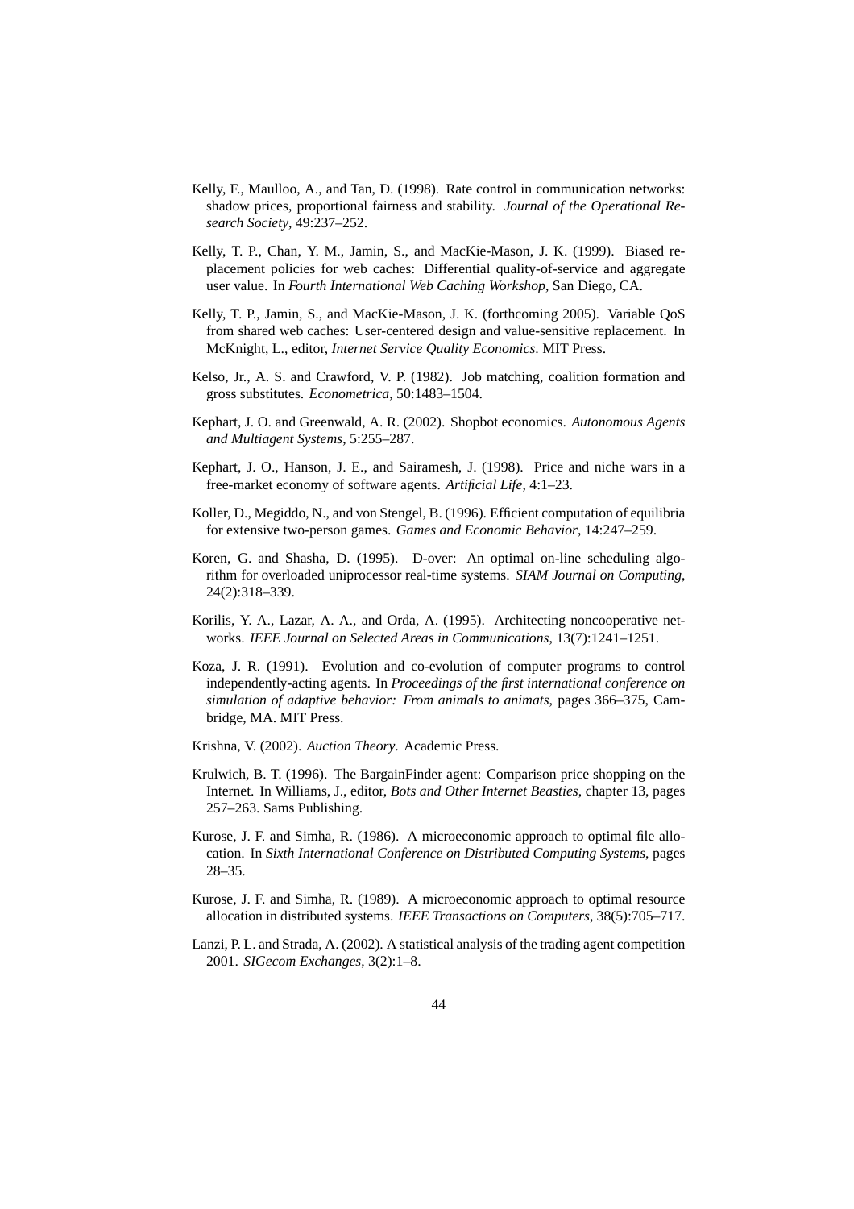Kelly, F., Maulloo, A., and Tan, D. (1998). Rate control in communication networks: shadow prices, proportional fairness and stability. *Journal of the Operational Research Society*, 49:237–252.

Kelly, T. P., Chan, Y. M., Jamin, S., and MacKie-Mason, J. K. (1999). Biased replacement policies for web caches: Differential quality-of-service and aggregate user value. In *Fourth International Web Caching Workshop*, San Diego, CA.

Kelly, T. P., Jamin, S., and MacKie-Mason, J. K. (forthcoming 2005). Variable QoS from shared web caches: User-centered design and value-sensitive replacement. In McKnight, L., editor, *Internet Service Quality Economics*. MIT Press.

Kelso, Jr., A. S. and Crawford, V. P. (1982). Job matching, coalition formation and gross substitutes. *Econometrica*, 50:1483–1504.

Kephart, J. O. and Greenwald, A. R. (2002). Shopbot economics. *Autonomous Agents and Multiagent Systems*, 5:255–287.

Kephart, J. O., Hanson, J. E., and Sairamesh, J. (1998). Price and niche wars in a free-market economy of software agents. *Artificial Life*, 4:1–23.

Koller, D., Megiddo, N., and von Stengel, B. (1996). Efficient computation of equilibria for extensive two-person games. *Games and Economic Behavior*, 14:247–259.

Koren, G. and Shasha, D. (1995). D-over: An optimal on-line scheduling algorithm for overloaded uniprocessor real-time systems. *SIAM Journal on Computing*, 24(2):318–339.

Korilis, Y. A., Lazar, A. A., and Orda, A. (1995). Architecting noncooperative networks. *IEEE Journal on Selected Areas in Communications*, 13(7):1241–1251.

Koza, J. R. (1991). Evolution and co-evolution of computer programs to control independently-acting agents. In *Proceedings of the first international conference on simulation of adaptive behavior: From animals to animats*, pages 366–375, Cambridge, MA. MIT Press.

Krishna, V. (2002). *Auction Theory*. Academic Press.

Krulwich, B. T. (1996). The BargainFinder agent: Comparison price shopping on the Internet. In Williams, J., editor, *Bots and Other Internet Beasties*, chapter 13, pages 257–263. Sams Publishing.

Kurose, J. F. and Simha, R. (1986). A microeconomic approach to optimal file allocation. In *Sixth International Conference on Distributed Computing Systems*, pages 28–35.

Kurose, J. F. and Simha, R. (1989). A microeconomic approach to optimal resource allocation in distributed systems. *IEEE Transactions on Computers*, 38(5):705–717.

Lanzi, P. L. and Strada, A. (2002). A statistical analysis of the trading agent competition 2001. *SIGecom Exchanges*, 3(2):1–8.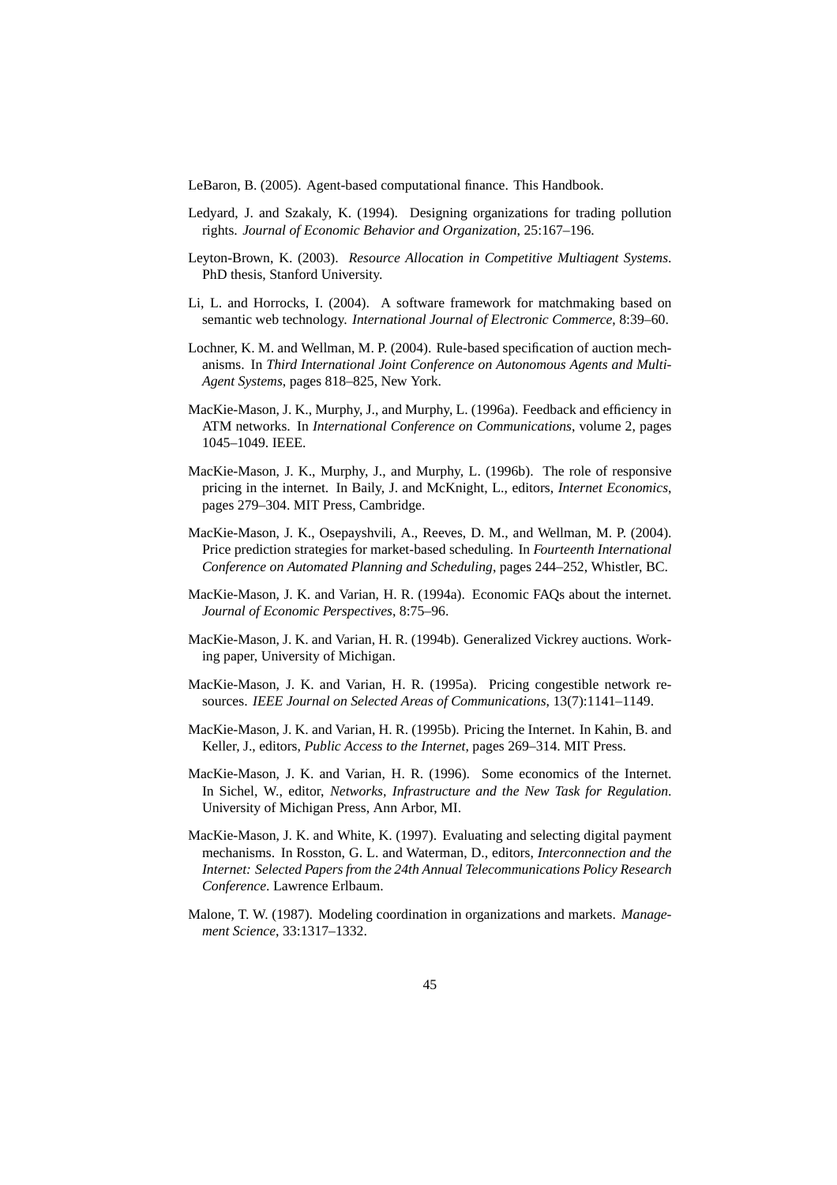LeBaron, B. (2005). Agent-based computational finance. This Handbook.

Ledyard, J. and Szakaly, K. (1994). Designing organizations for trading pollution rights. *Journal of Economic Behavior and Organization*, 25:167–196.

Leyton-Brown, K. (2003). *Resource Allocation in Competitive Multiagent Systems*. PhD thesis, Stanford University.

Li, L. and Horrocks, I. (2004). A software framework for matchmaking based on semantic web technology. *International Journal of Electronic Commerce*, 8:39–60.

Lochner, K. M. and Wellman, M. P. (2004). Rule-based specification of auction mechanisms. In *Third International Joint Conference on Autonomous Agents and Multi-Agent Systems*, pages 818–825, New York.

MacKie-Mason, J. K., Murphy, J., and Murphy, L. (1996a). Feedback and efficiency in ATM networks. In *International Conference on Communications*, volume 2, pages 1045–1049. IEEE.

MacKie-Mason, J. K., Murphy, J., and Murphy, L. (1996b). The role of responsive pricing in the internet. In Baily, J. and McKnight, L., editors, *Internet Economics*, pages 279–304. MIT Press, Cambridge.

MacKie-Mason, J. K., Osepayshvili, A., Reeves, D. M., and Wellman, M. P. (2004). Price prediction strategies for market-based scheduling. In *Fourteenth International Conference on Automated Planning and Scheduling*, pages 244–252, Whistler, BC.

MacKie-Mason, J. K. and Varian, H. R. (1994a). Economic FAQs about the internet. *Journal of Economic Perspectives*, 8:75–96.

MacKie-Mason, J. K. and Varian, H. R. (1994b). Generalized Vickrey auctions. Working paper, University of Michigan.

MacKie-Mason, J. K. and Varian, H. R. (1995a). Pricing congestible network resources. *IEEE Journal on Selected Areas of Communications*, 13(7):1141–1149.

MacKie-Mason, J. K. and Varian, H. R. (1995b). Pricing the Internet. In Kahin, B. and Keller, J., editors, *Public Access to the Internet*, pages 269–314. MIT Press.

MacKie-Mason, J. K. and Varian, H. R. (1996). Some economics of the Internet. In Sichel, W., editor, *Networks, Infrastructure and the New Task for Regulation*. University of Michigan Press, Ann Arbor, MI.

MacKie-Mason, J. K. and White, K. (1997). Evaluating and selecting digital payment mechanisms. In Rosston, G. L. and Waterman, D., editors, *Interconnection and the Internet: Selected Papers from the 24th Annual Telecommunications Policy Research Conference*. Lawrence Erlbaum.

Malone, T. W. (1987). Modeling coordination in organizations and markets. *Management Science*, 33:1317–1332.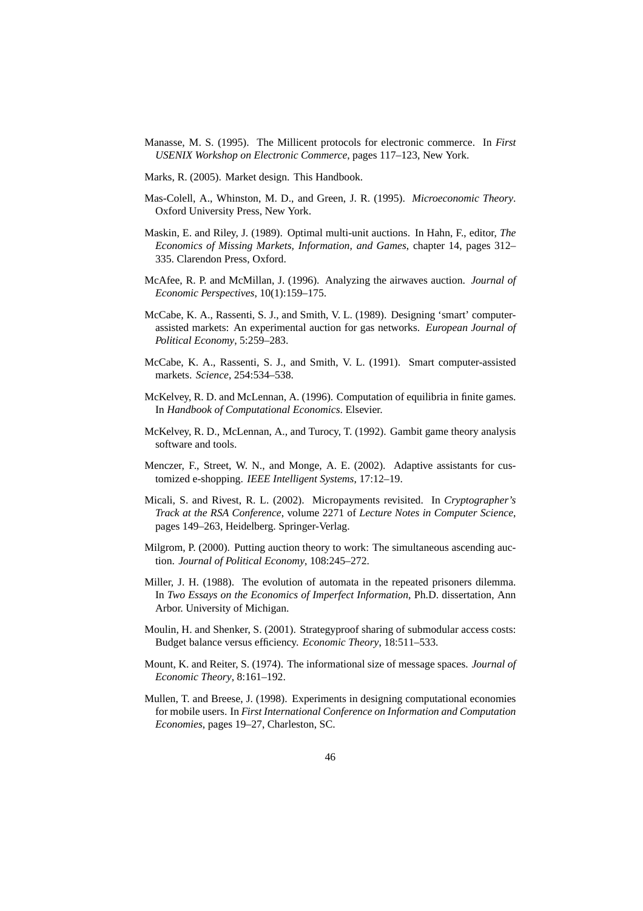Manasse, M. S. (1995). The Millicent protocols for electronic commerce. In *First USENIX Workshop on Electronic Commerce*, pages 117–123, New York.

Marks, R. (2005). Market design. This Handbook.

Mas-Colell, A., Whinston, M. D., and Green, J. R. (1995). *Microeconomic Theory*. Oxford University Press, New York.

Maskin, E. and Riley, J. (1989). Optimal multi-unit auctions. In Hahn, F., editor, *The Economics of Missing Markets, Information, and Games*, chapter 14, pages 312–335. Clarendon Press, Oxford.

McAfee, R. P. and McMillan, J. (1996). Analyzing the airwaves auction. *Journal of Economic Perspectives*, 10(1):159–175.

McCabe, K. A., Rassenti, S. J., and Smith, V. L. (1989). Designing 'smart' computer-assisted markets: An experimental auction for gas networks. *European Journal of Political Economy*, 5:259–283.

McCabe, K. A., Rassenti, S. J., and Smith, V. L. (1991). Smart computer-assisted markets. *Science*, 254:534–538.

McKelvey, R. D. and McLennan, A. (1996). Computation of equilibria in finite games. In *Handbook of Computational Economics*. Elsevier.

McKelvey, R. D., McLennan, A., and Turocy, T. (1992). Gambit game theory analysis software and tools.

Menczer, F., Street, W. N., and Monge, A. E. (2002). Adaptive assistants for customized e-shopping. *IEEE Intelligent Systems*, 17:12–19.

Micali, S. and Rivest, R. L. (2002). Micropayments revisited. In *Cryptographer's Track at the RSA Conference*, volume 2271 of *Lecture Notes in Computer Science*, pages 149–263, Heidelberg. Springer-Verlag.

Milgrom, P. (2000). Putting auction theory to work: The simultaneous ascending auction. *Journal of Political Economy*, 108:245–272.

Miller, J. H. (1988). The evolution of automata in the repeated prisoners dilemma. In *Two Essays on the Economics of Imperfect Information*, Ph.D. dissertation, Ann Arbor. University of Michigan.

Moulin, H. and Shenker, S. (2001). Strategyproof sharing of submodular access costs: Budget balance versus efficiency. *Economic Theory*, 18:511–533.

Mount, K. and Reiter, S. (1974). The informational size of message spaces. *Journal of Economic Theory*, 8:161–192.

Mullen, T. and Breese, J. (1998). Experiments in designing computational economies for mobile users. In *First International Conference on Information and Computation Economies*, pages 19–27, Charleston, SC.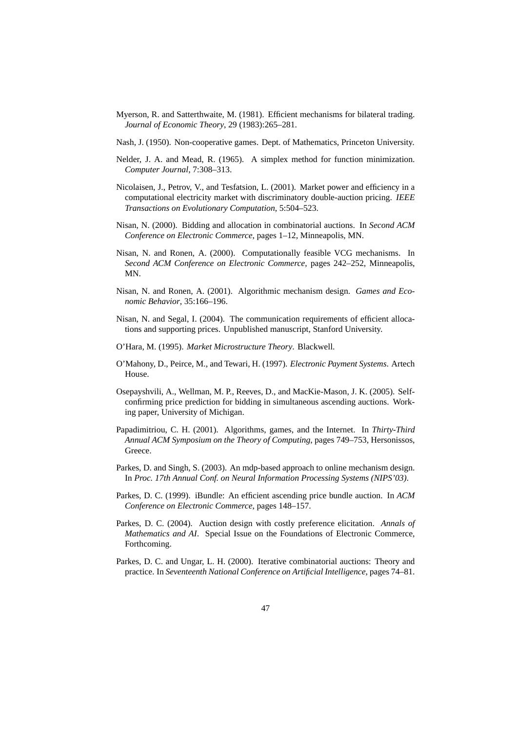Myerson, R. and Satterthwaite, M. (1981). Efficient mechanisms for bilateral trading. *Journal of Economic Theory*, 29 (1983):265–281.

Nash, J. (1950). Non-cooperative games. Dept. of Mathematics, Princeton University.

Nelder, J. A. and Mead, R. (1965). A simplex method for function minimization. *Computer Journal*, 7:308–313.

Nicolaisen, J., Petrov, V., and Tesfatsion, L. (2001). Market power and efficiency in a computational electricity market with discriminatory double-auction pricing. *IEEE Transactions on Evolutionary Computation*, 5:504–523.

Nisan, N. (2000). Bidding and allocation in combinatorial auctions. In *Second ACM Conference on Electronic Commerce*, pages 1–12, Minneapolis, MN.

Nisan, N. and Ronen, A. (2000). Computationally feasible VCG mechanisms. In *Second ACM Conference on Electronic Commerce*, pages 242–252, Minneapolis, MN.

Nisan, N. and Ronen, A. (2001). Algorithmic mechanism design. *Games and Economic Behavior*, 35:166–196.

Nisan, N. and Segal, I. (2004). The communication requirements of efficient allocations and supporting prices. Unpublished manuscript, Stanford University.

O'Hara, M. (1995). *Market Microstructure Theory*. Blackwell.

O'Mahony, D., Peirce, M., and Tewari, H. (1997). *Electronic Payment Systems*. Artech House.

Osepayshvili, A., Wellman, M. P., Reeves, D., and MacKie-Mason, J. K. (2005). Self-confirming price prediction for bidding in simultaneous ascending auctions. Working paper, University of Michigan.

Papadimitriou, C. H. (2001). Algorithms, games, and the Internet. In *Thirty-Third Annual ACM Symposium on the Theory of Computing*, pages 749–753, Hersonissos, Greece.

Parkes, D. and Singh, S. (2003). An mdp-based approach to online mechanism design. In *Proc. 17th Annual Conf. on Neural Information Processing Systems (NIPS'03)*.

Parkes, D. C. (1999). iBundle: An efficient ascending price bundle auction. In *ACM Conference on Electronic Commerce*, pages 148–157.

Parkes, D. C. (2004). Auction design with costly preference elicitation. *Annals of Mathematics and AI*. Special Issue on the Foundations of Electronic Commerce, Forthcoming.

Parkes, D. C. and Ungar, L. H. (2000). Iterative combinatorial auctions: Theory and practice. In *Seventeenth National Conference on Artificial Intelligence*, pages 74–81.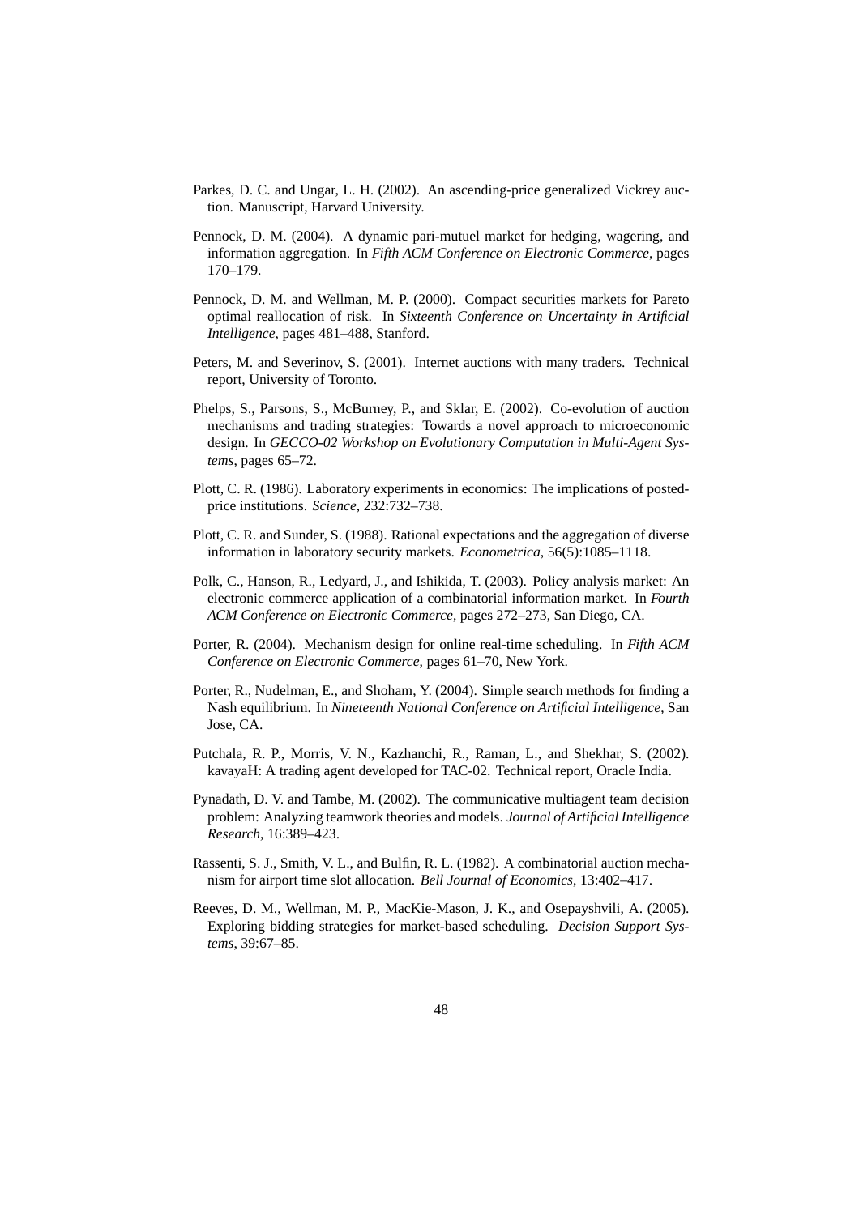Parkes, D. C. and Ungar, L. H. (2002). An ascending-price generalized Vickrey auction. Manuscript, Harvard University.

Pennock, D. M. (2004). A dynamic pari-mutuel market for hedging, wagering, and information aggregation. In *Fifth ACM Conference on Electronic Commerce*, pages 170–179.

Pennock, D. M. and Wellman, M. P. (2000). Compact securities markets for Pareto optimal reallocation of risk. In *Sixteenth Conference on Uncertainty in Artificial Intelligence*, pages 481–488, Stanford.

Peters, M. and Severinov, S. (2001). Internet auctions with many traders. Technical report, University of Toronto.

Phelps, S., Parsons, S., McBurney, P., and Sklar, E. (2002). Co-evolution of auction mechanisms and trading strategies: Towards a novel approach to microeconomic design. In *GECCO-02 Workshop on Evolutionary Computation in Multi-Agent Systems*, pages 65–72.

Plott, C. R. (1986). Laboratory experiments in economics: The implications of posted-price institutions. *Science*, 232:732–738.

Plott, C. R. and Sunder, S. (1988). Rational expectations and the aggregation of diverse information in laboratory security markets. *Econometrica*, 56(5):1085–1118.

Polk, C., Hanson, R., Ledyard, J., and Ishikida, T. (2003). Policy analysis market: An electronic commerce application of a combinatorial information market. In *Fourth ACM Conference on Electronic Commerce*, pages 272–273, San Diego, CA.

Porter, R. (2004). Mechanism design for online real-time scheduling. In *Fifth ACM Conference on Electronic Commerce*, pages 61–70, New York.

Porter, R., Nudelman, E., and Shoham, Y. (2004). Simple search methods for finding a Nash equilibrium. In *Nineteenth National Conference on Artificial Intelligence*, San Jose, CA.

Putchala, R. P., Morris, V. N., Kazhanchi, R., Raman, L., and Shekhar, S. (2002). kavayaH: A trading agent developed for TAC-02. Technical report, Oracle India.

Pynadath, D. V. and Tambe, M. (2002). The communicative multiagent team decision problem: Analyzing teamwork theories and models. *Journal of Artificial Intelligence Research*, 16:389–423.

Rassenti, S. J., Smith, V. L., and Bulfin, R. L. (1982). A combinatorial auction mechanism for airport time slot allocation. *Bell Journal of Economics*, 13:402–417.

Reeves, D. M., Wellman, M. P., MacKie-Mason, J. K., and Osepayshvili, A. (2005). Exploring bidding strategies for market-based scheduling. *Decision Support Systems*, 39:67–85.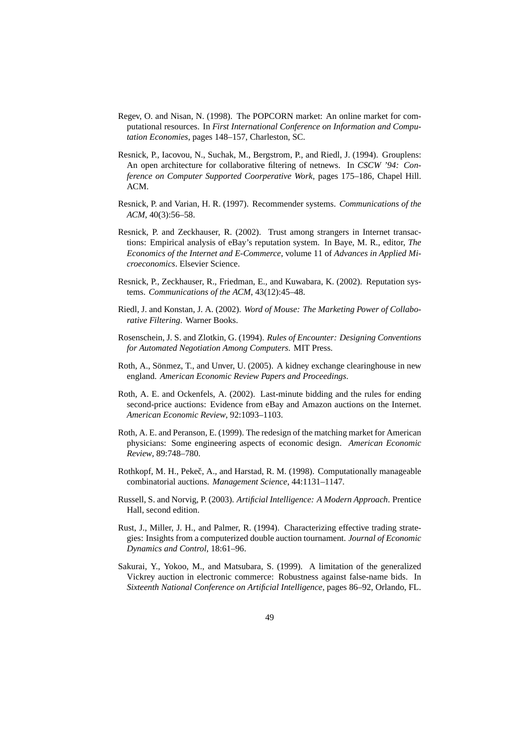Regev, O. and Nisan, N. (1998). The POPCORN market: An online market for computational resources. In *First International Conference on Information and Computation Economies*, pages 148–157, Charleston, SC.

Resnick, P., Iacovou, N., Suchak, M., Bergstrom, P., and Riedl, J. (1994). Grouplens: An open architecture for collaborative filtering of netnews. In *CSCW '94: Conference on Computer Supported Coorperative Work*, pages 175–186, Chapel Hill. ACM.

Resnick, P. and Varian, H. R. (1997). Recommender systems. *Communications of the ACM*, 40(3):56–58.

Resnick, P. and Zeckhauser, R. (2002). Trust among strangers in Internet transactions: Empirical analysis of eBay's reputation system. In Baye, M. R., editor, *The Economics of the Internet and E-Commerce*, volume 11 of *Advances in Applied Microeconomics*. Elsevier Science.

Resnick, P., Zeckhauser, R., Friedman, E., and Kuwabara, K. (2002). Reputation systems. *Communications of the ACM*, 43(12):45–48.

Riedl, J. and Konstan, J. A. (2002). *Word of Mouse: The Marketing Power of Collaborative Filtering*. Warner Books.

Rosenschein, J. S. and Zlotkin, G. (1994). *Rules of Encounter: Designing Conventions for Automated Negotiation Among Computers*. MIT Press.

Roth, A., Sönmez, T., and Unver, U. (2005). A kidney exchange clearinghouse in new england. *American Economic Review Papers and Proceedings*.

Roth, A. E. and Ockenfels, A. (2002). Last-minute bidding and the rules for ending second-price auctions: Evidence from eBay and Amazon auctions on the Internet. *American Economic Review*, 92:1093–1103.

Roth, A. E. and Peranson, E. (1999). The redesign of the matching market for American physicians: Some engineering aspects of economic design. *American Economic Review*, 89:748–780.

Rothkopf, M. H., Pekeč, A., and Harstad, R. M. (1998). Computationally manageable combinatorial auctions. *Management Science*, 44:1131–1147.

Russell, S. and Norvig, P. (2003). *Artificial Intelligence: A Modern Approach*. Prentice Hall, second edition.

Rust, J., Miller, J. H., and Palmer, R. (1994). Characterizing effective trading strategies: Insights from a computerized double auction tournament. *Journal of Economic Dynamics and Control*, 18:61–96.

Sakurai, Y., Yokoo, M., and Matsubara, S. (1999). A limitation of the generalized Vickrey auction in electronic commerce: Robustness against false-name bids. In *Sixteenth National Conference on Artificial Intelligence*, pages 86–92, Orlando, FL.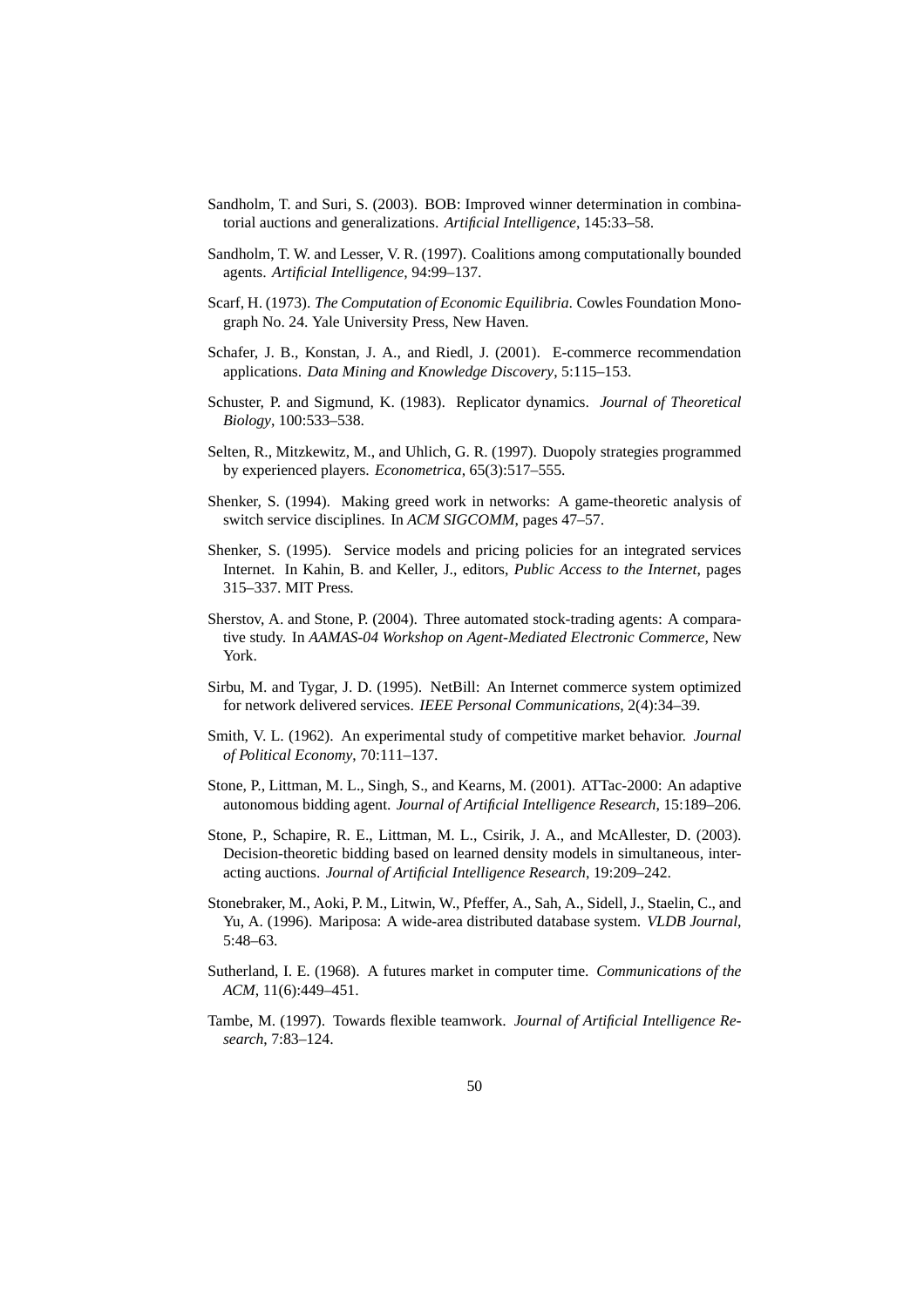Sandholm, T. and Suri, S. (2003). BOB: Improved winner determination in combinatorial auctions and generalizations. *Artificial Intelligence*, 145:33–58.

Sandholm, T. W. and Lesser, V. R. (1997). Coalitions among computationally bounded agents. *Artificial Intelligence*, 94:99–137.

Scarf, H. (1973). *The Computation of Economic Equilibria*. Cowles Foundation Monograph No. 24. Yale University Press, New Haven.

Schafer, J. B., Konstan, J. A., and Riedl, J. (2001). E-commerce recommendation applications. *Data Mining and Knowledge Discovery*, 5:115–153.

Schuster, P. and Sigmund, K. (1983). Replicator dynamics. *Journal of Theoretical Biology*, 100:533–538.

Selten, R., Mitzkewitz, M., and Uhlich, G. R. (1997). Duopoly strategies programmed by experienced players. *Econometrica*, 65(3):517–555.

Shenker, S. (1994). Making greed work in networks: A game-theoretic analysis of switch service disciplines. In *ACM SIGCOMM*, pages 47–57.

Shenker, S. (1995). Service models and pricing policies for an integrated services Internet. In Kahin, B. and Keller, J., editors, *Public Access to the Internet*, pages 315–337. MIT Press.

Sherstov, A. and Stone, P. (2004). Three automated stock-trading agents: A comparative study. In *AAMAS-04 Workshop on Agent-Mediated Electronic Commerce*, New York.

Sirbu, M. and Tygar, J. D. (1995). NetBill: An Internet commerce system optimized for network delivered services. *IEEE Personal Communications*, 2(4):34–39.

Smith, V. L. (1962). An experimental study of competitive market behavior. *Journal of Political Economy*, 70:111–137.

Stone, P., Littman, M. L., Singh, S., and Kearns, M. (2001). ATTac-2000: An adaptive autonomous bidding agent. *Journal of Artificial Intelligence Research*, 15:189–206.

Stone, P., Schapire, R. E., Littman, M. L., Csirik, J. A., and McAllester, D. (2003). Decision-theoretic bidding based on learned density models in simultaneous, interacting auctions. *Journal of Artificial Intelligence Research*, 19:209–242.

Stonebraker, M., Aoki, P. M., Litwin, W., Pfeffer, A., Sah, A., Sidell, J., Staelin, C., and Yu, A. (1996). Mariposa: A wide-area distributed database system. *VLDB Journal*, 5:48–63.

Sutherland, I. E. (1968). A futures market in computer time. *Communications of the ACM*, 11(6):449–451.

Tambe, M. (1997). Towards flexible teamwork. *Journal of Artificial Intelligence Research*, 7:83–124.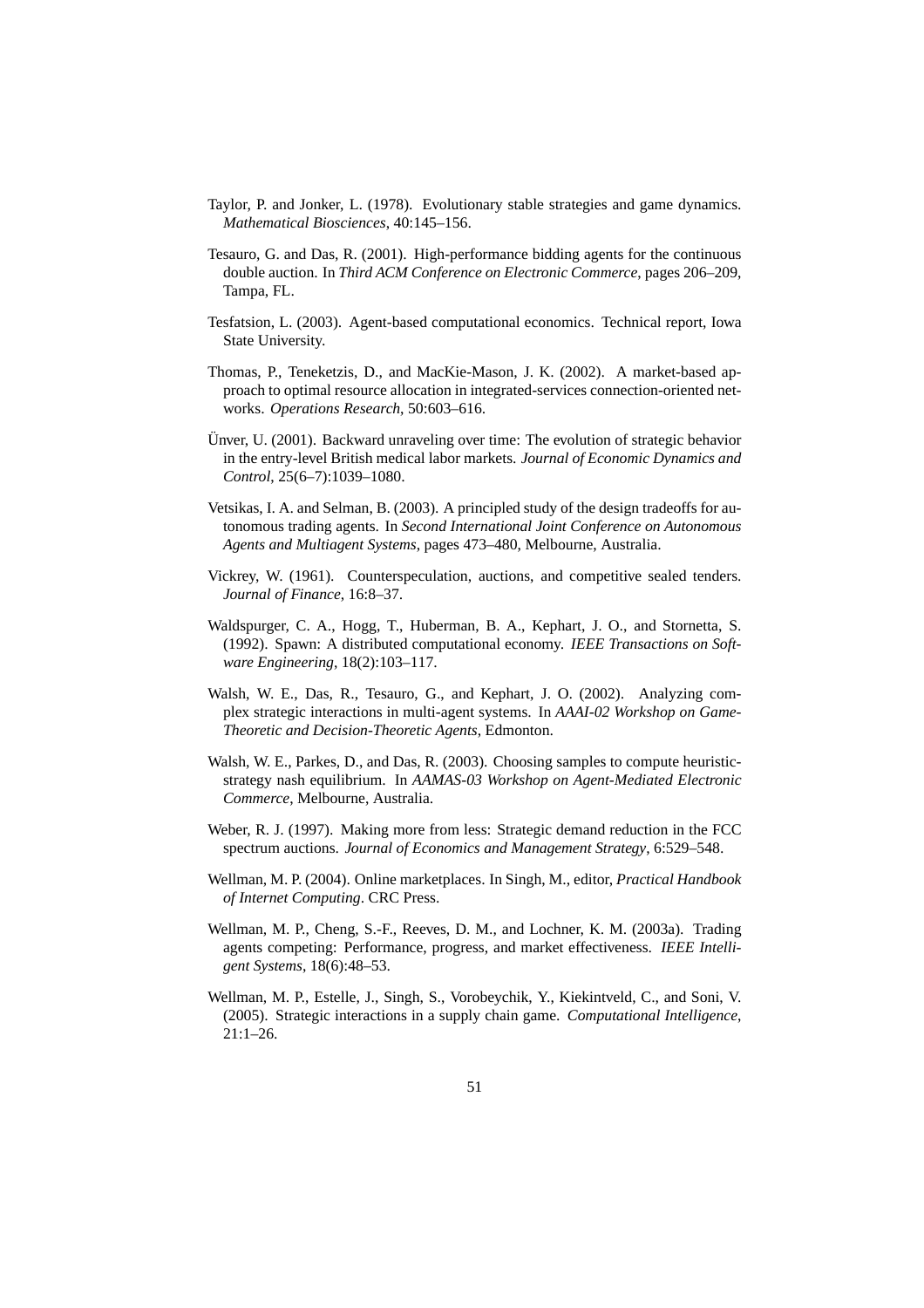Taylor, P. and Jonker, L. (1978). Evolutionary stable strategies and game dynamics. *Mathematical Biosciences*, 40:145–156.

Tesauro, G. and Das, R. (2001). High-performance bidding agents for the continuous double auction. In *Third ACM Conference on Electronic Commerce*, pages 206–209, Tampa, FL.

Tesfatsion, L. (2003). Agent-based computational economics. Technical report, Iowa State University.

Thomas, P., Teneketzis, D., and MacKie-Mason, J. K. (2002). A market-based approach to optimal resource allocation in integrated-services connection-oriented networks. *Operations Research*, 50:603–616.

Ünver, U. (2001). Backward unraveling over time: The evolution of strategic behavior in the entry-level British medical labor markets. *Journal of Economic Dynamics and Control*, 25(6–7):1039–1080.

Vetsikas, I. A. and Selman, B. (2003). A principled study of the design tradeoffs for autonomous trading agents. In *Second International Joint Conference on Autonomous Agents and Multiagent Systems*, pages 473–480, Melbourne, Australia.

Vickrey, W. (1961). Counterspeculation, auctions, and competitive sealed tenders. *Journal of Finance*, 16:8–37.

Waldspurger, C. A., Hogg, T., Huberman, B. A., Kephart, J. O., and Stornetta, S. (1992). Spawn: A distributed computational economy. *IEEE Transactions on Software Engineering*, 18(2):103–117.

Walsh, W. E., Das, R., Tesauro, G., and Kephart, J. O. (2002). Analyzing complex strategic interactions in multi-agent systems. In *AAAI-02 Workshop on Game-Theoretic and Decision-Theoretic Agents*, Edmonton.

Walsh, W. E., Parkes, D., and Das, R. (2003). Choosing samples to compute heuristic-strategy nash equilibrium. In *AAMAS-03 Workshop on Agent-Mediated Electronic Commerce*, Melbourne, Australia.

Weber, R. J. (1997). Making more from less: Strategic demand reduction in the FCC spectrum auctions. *Journal of Economics and Management Strategy*, 6:529–548.

Wellman, M. P. (2004). Online marketplaces. In Singh, M., editor, *Practical Handbook of Internet Computing*. CRC Press.

Wellman, M. P., Cheng, S.-F., Reeves, D. M., and Lochner, K. M. (2003a). Trading agents competing: Performance, progress, and market effectiveness. *IEEE Intelligent Systems*, 18(6):48–53.

Wellman, M. P., Estelle, J., Singh, S., Vorobeychik, Y., Kiekintveld, C., and Soni, V. (2005). Strategic interactions in a supply chain game. *Computational Intelligence*, 21:1–26.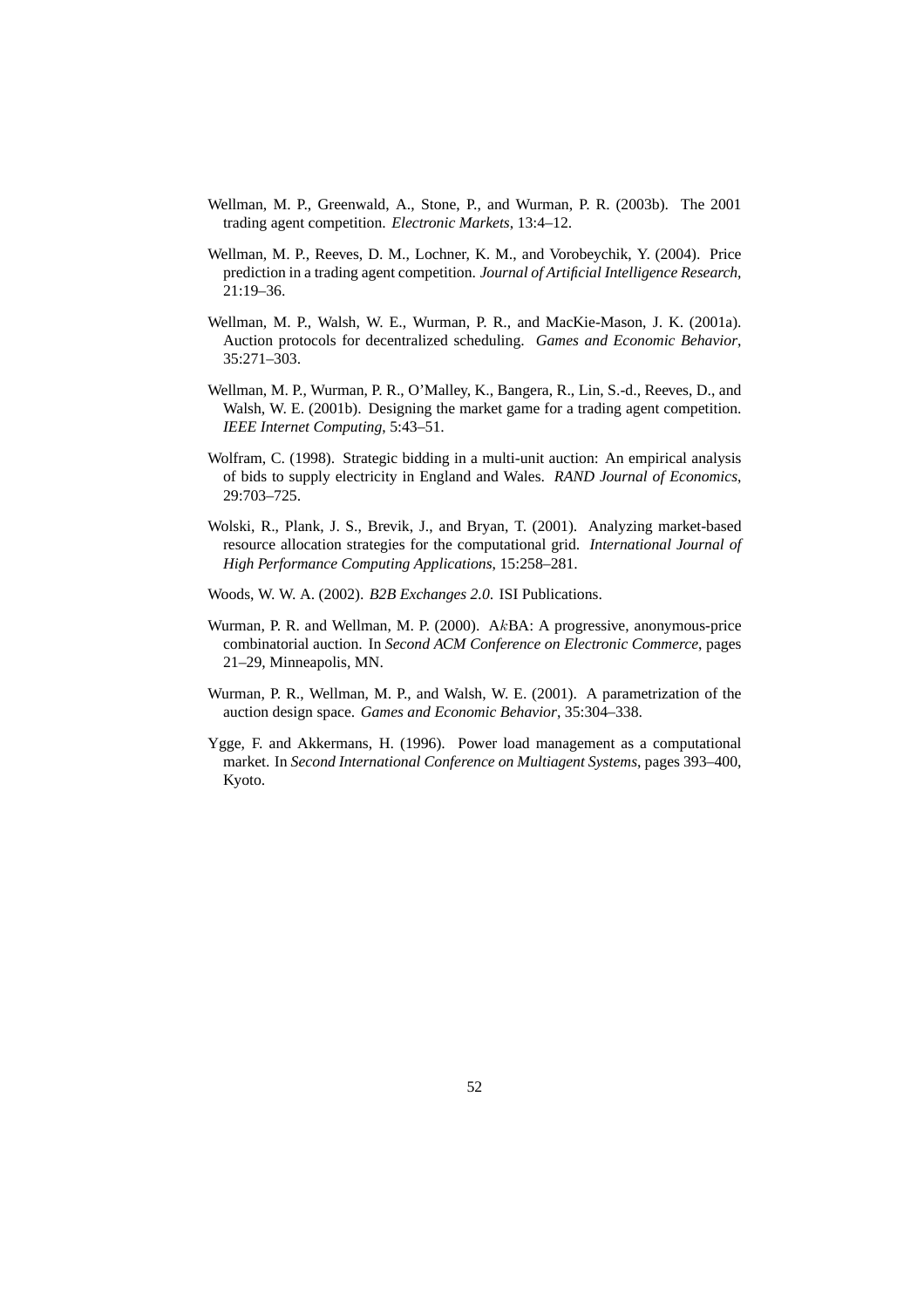Wellman, M. P., Greenwald, A., Stone, P., and Wurman, P. R. (2003b). The 2001 trading agent competition. *Electronic Markets*, 13:4–12.

Wellman, M. P., Reeves, D. M., Lochner, K. M., and Vorobeychik, Y. (2004). Price prediction in a trading agent competition. *Journal of Artificial Intelligence Research*, 21:19–36.

Wellman, M. P., Walsh, W. E., Wurman, P. R., and MacKie-Mason, J. K. (2001a). Auction protocols for decentralized scheduling. *Games and Economic Behavior*, 35:271–303.

Wellman, M. P., Wurman, P. R., O'Malley, K., Bangera, R., Lin, S.-d., Reeves, D., and Walsh, W. E. (2001b). Designing the market game for a trading agent competition. *IEEE Internet Computing*, 5:43–51.

Wolfram, C. (1998). Strategic bidding in a multi-unit auction: An empirical analysis of bids to supply electricity in England and Wales. *RAND Journal of Economics*, 29:703–725.

Wolski, R., Plank, J. S., Brevik, J., and Bryan, T. (2001). Analyzing market-based resource allocation strategies for the computational grid. *International Journal of High Performance Computing Applications*, 15:258–281.

Woods, W. W. A. (2002). *B2B Exchanges 2.0*. ISI Publications.

Wurman, P. R. and Wellman, M. P. (2000). A$k$BA: A progressive, anonymous-price combinatorial auction. In *Second ACM Conference on Electronic Commerce*, pages 21–29, Minneapolis, MN.

Wurman, P. R., Wellman, M. P., and Walsh, W. E. (2001). A parametrization of the auction design space. *Games and Economic Behavior*, 35:304–338.

Ygge, F. and Akkermans, H. (1996). Power load management as a computational market. In *Second International Conference on Multiagent Systems*, pages 393–400, Kyoto.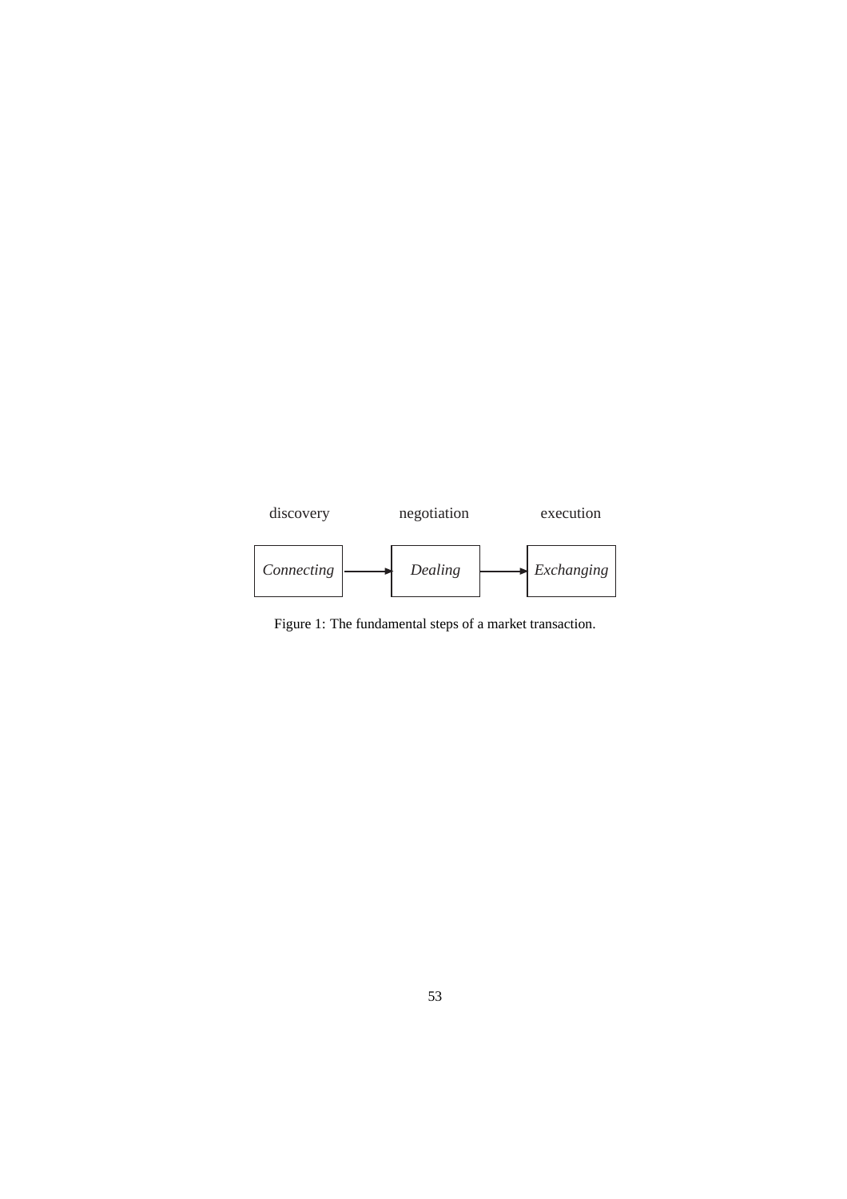discovery negotiation execution

*Connecting* → *Dealing* → *Exchanging*

Figure 1: The fundamental steps of a market transaction.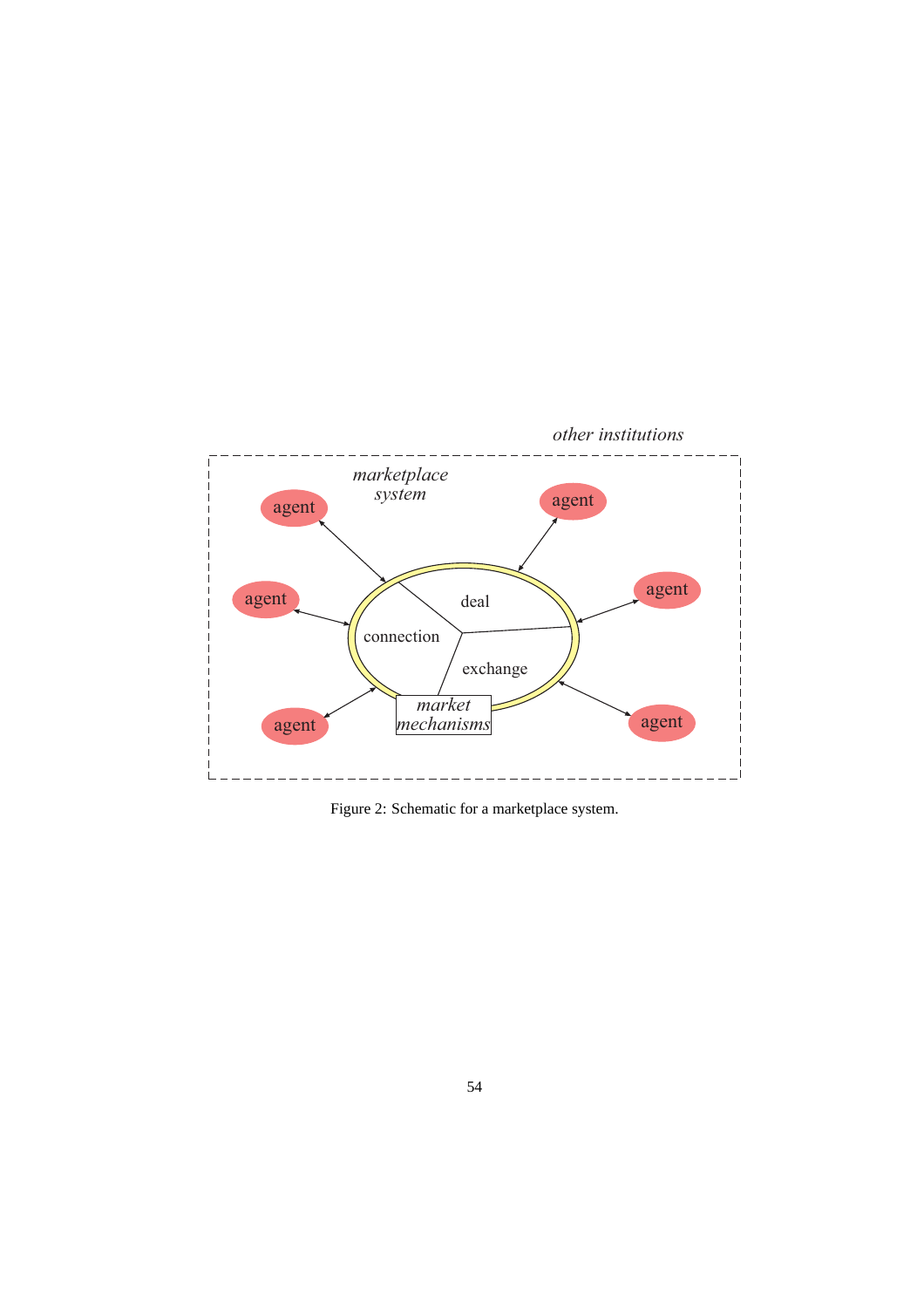Figure 2: Schematic for a marketplace system.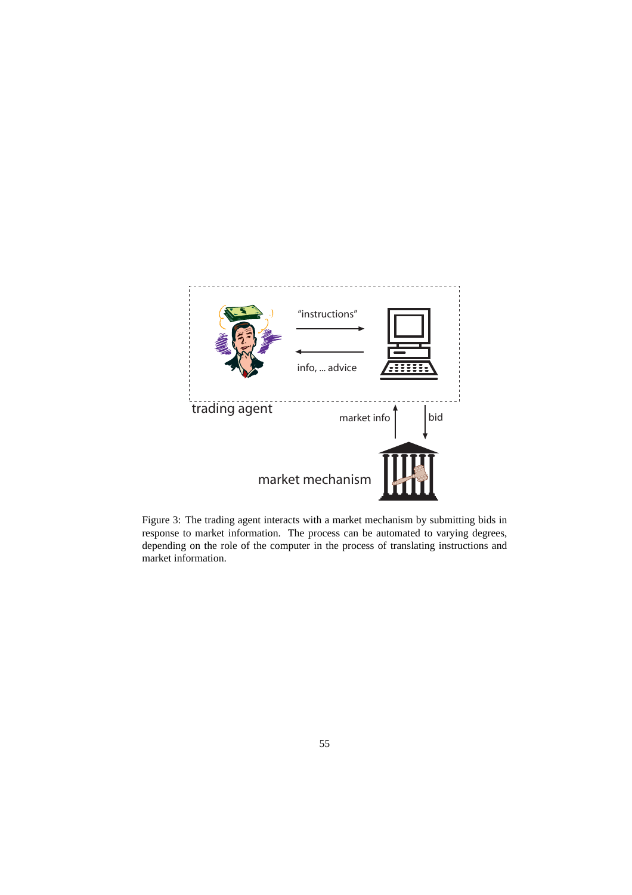Figure 3: The trading agent interacts with a market mechanism by submitting bids in response to market information. The process can be automated to varying degrees, depending on the role of the computer in the process of translating instructions and market information.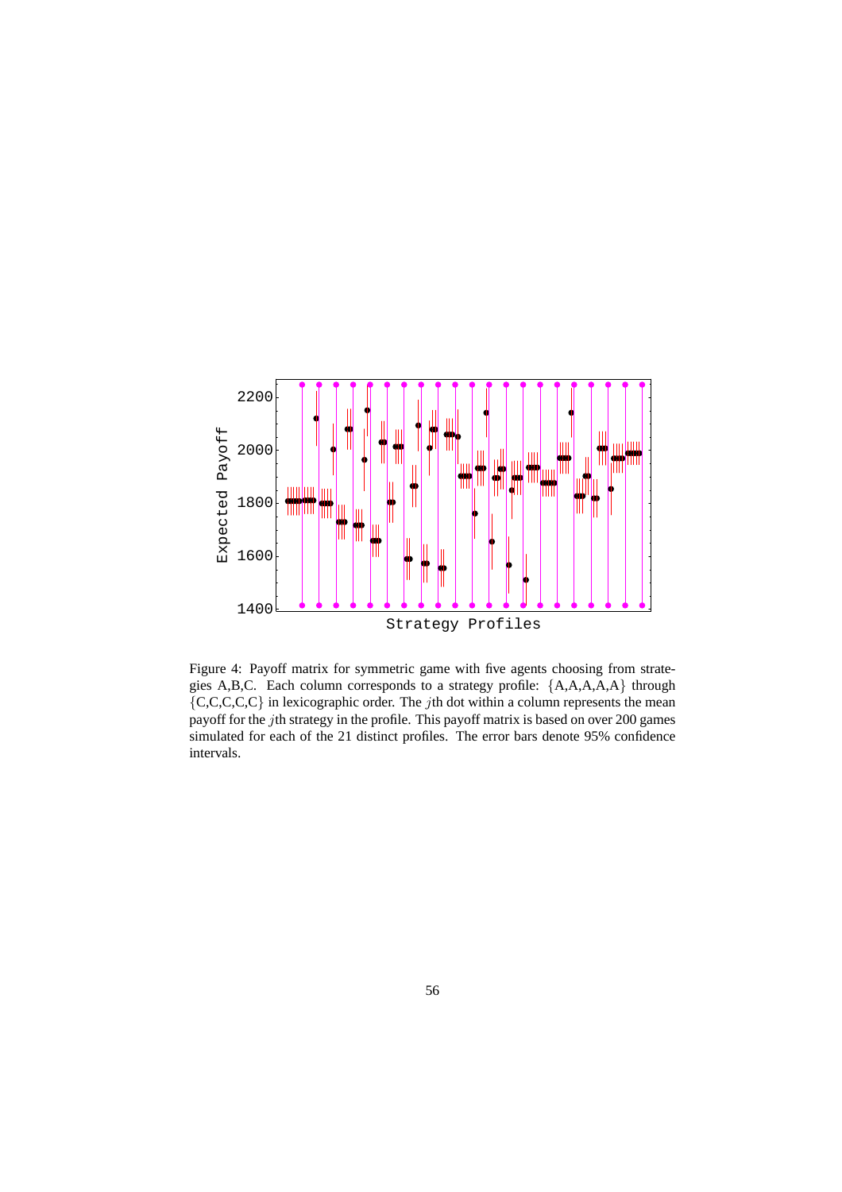Figure 4: Payoff matrix for symmetric game with five agents choosing from strategies A,B,C. Each column corresponds to a strategy profile: {A,A,A,A,A} through {C,C,C,C,C} in lexicographic order. The $j$th dot within a column represents the mean payoff for the $j$th strategy in the profile. This payoff matrix is based on over 200 games simulated for each of the 21 distinct profiles. The error bars denote 95% confidence intervals.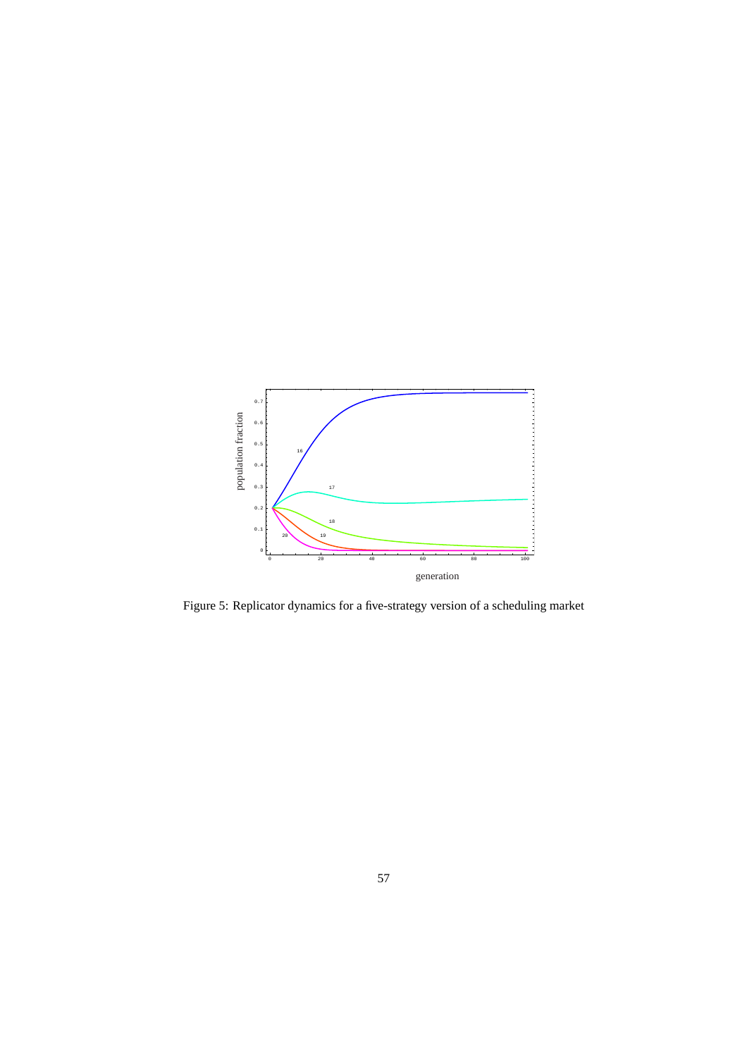population fraction

0.7

0.6

0.5

0.4

0.3

0.2

0.1

0

16

17

18

19

20

0

20

40

60

80

100

generation

Figure 5: Replicator dynamics for a five-strategy version of a scheduling market